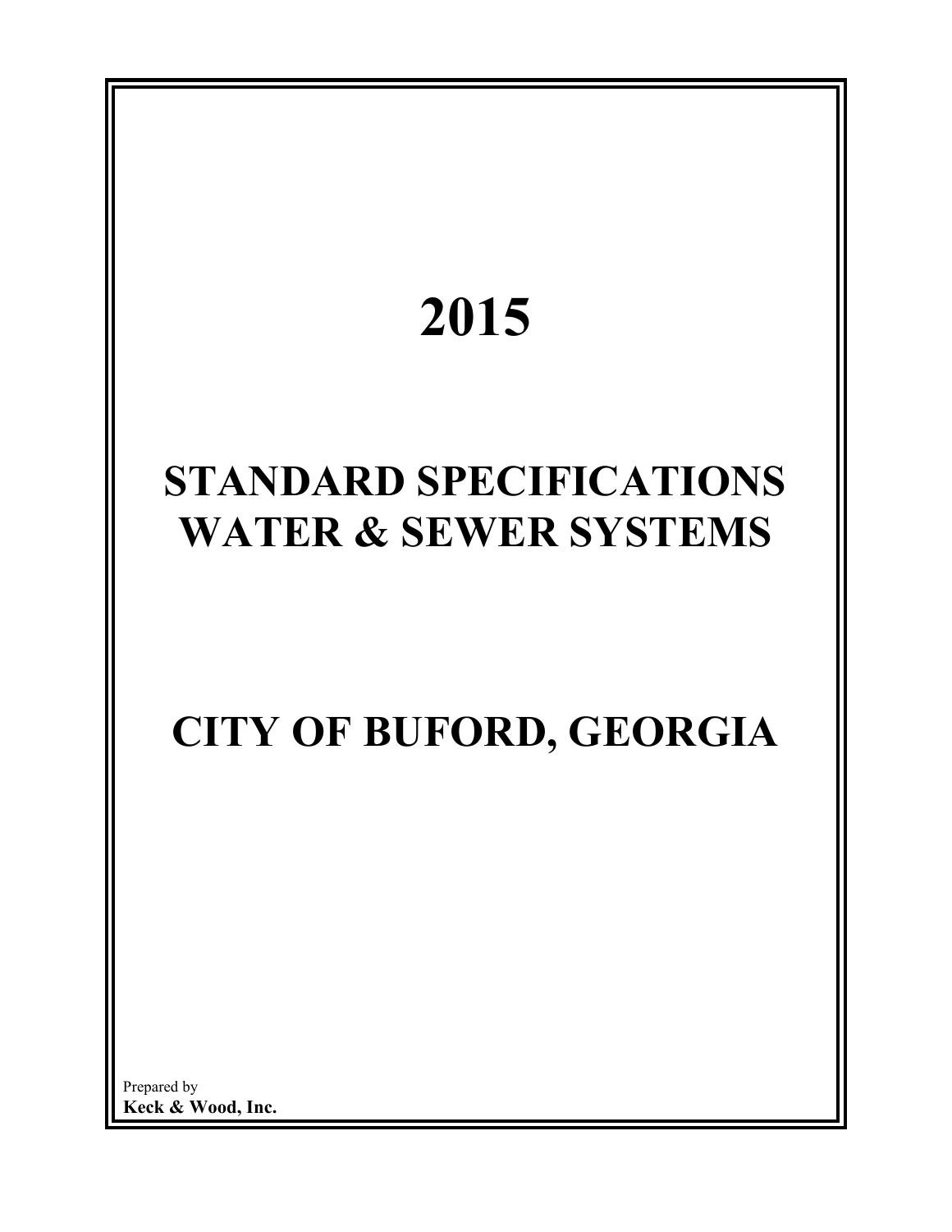# 2015

# STANDARD SPECIFICATIONS WATER & SEWER SYSTEMS

# CITY OF BUFORD, GEORGIA

Prepared by
**Keck & Wood, Inc.**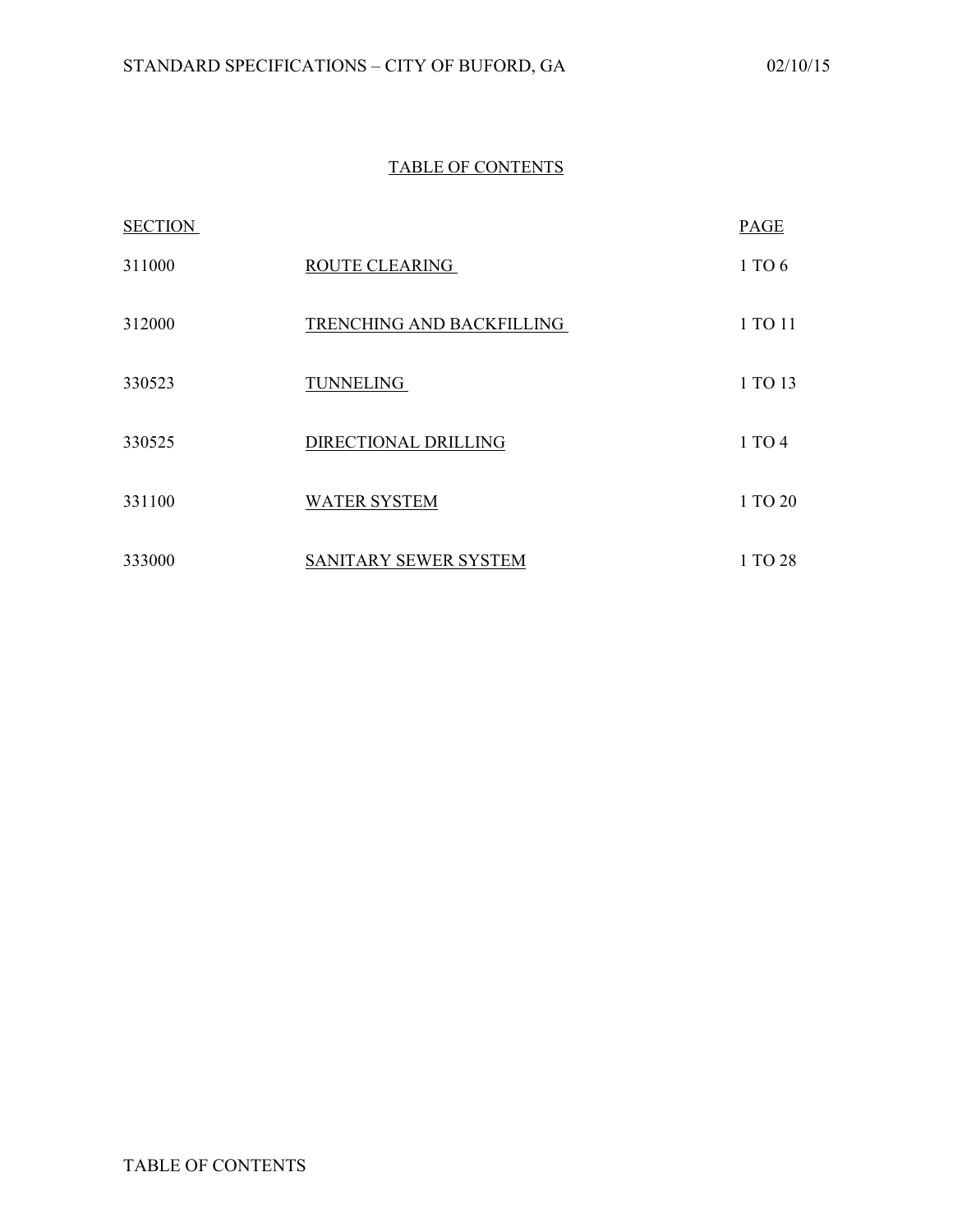# TABLE OF CONTENTS

| SECTION | | PAGE |
|---|---|---|
| 311000 | ROUTE CLEARING | 1 TO 6 |
| 312000 | TRENCHING AND BACKFILLING | 1 TO 11 |
| 330523 | TUNNELING | 1 TO 13 |
| 330525 | DIRECTIONAL DRILLING | 1 TO 4 |
| 331100 | WATER SYSTEM | 1 TO 20 |
| 333000 | SANITARY SEWER SYSTEM | 1 TO 28 |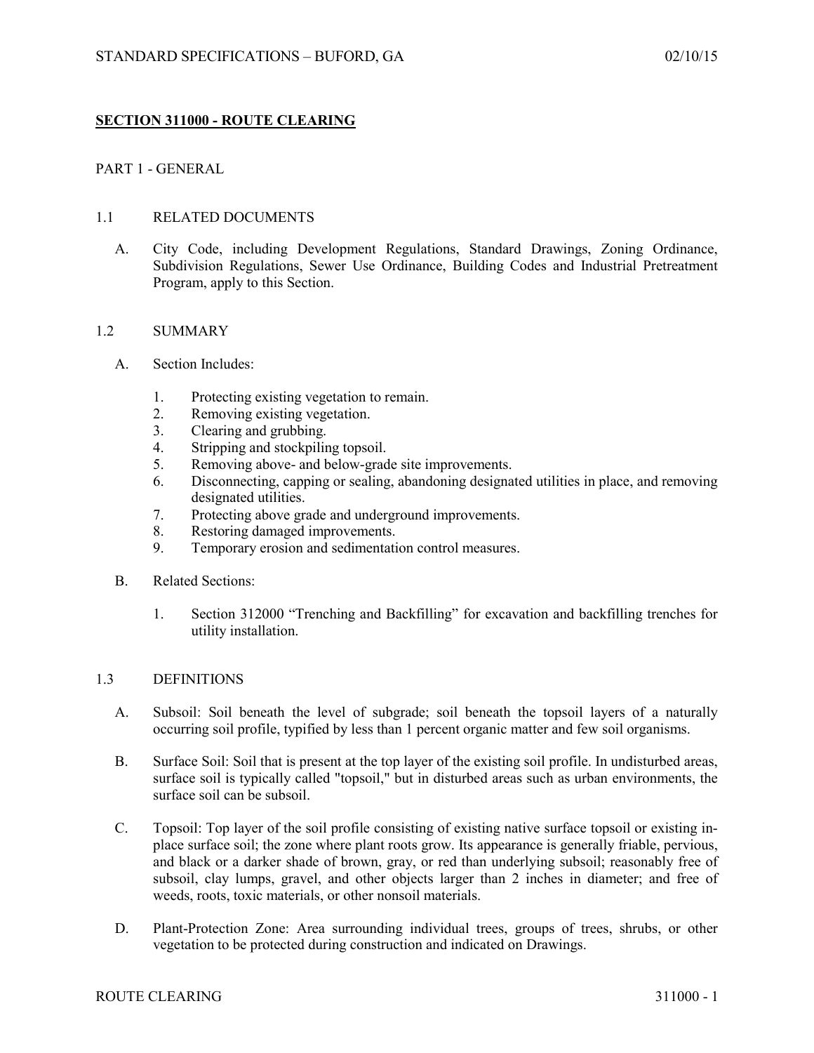## SECTION 311000 - ROUTE CLEARING

### PART 1 - GENERAL

#### 1.1 RELATED DOCUMENTS

A. City Code, including Development Regulations, Standard Drawings, Zoning Ordinance, Subdivision Regulations, Sewer Use Ordinance, Building Codes and Industrial Pretreatment Program, apply to this Section.

#### 1.2 SUMMARY

A. Section Includes:

1. Protecting existing vegetation to remain.
2. Removing existing vegetation.
3. Clearing and grubbing.
4. Stripping and stockpiling topsoil.
5. Removing above- and below-grade site improvements.
6. Disconnecting, capping or sealing, abandoning designated utilities in place, and removing designated utilities.
7. Protecting above grade and underground improvements.
8. Restoring damaged improvements.
9. Temporary erosion and sedimentation control measures.

B. Related Sections:

1. Section 312000 "Trenching and Backfilling" for excavation and backfilling trenches for utility installation.

#### 1.3 DEFINITIONS

A. Subsoil: Soil beneath the level of subgrade; soil beneath the topsoil layers of a naturally occurring soil profile, typified by less than 1 percent organic matter and few soil organisms.

B. Surface Soil: Soil that is present at the top layer of the existing soil profile. In undisturbed areas, surface soil is typically called "topsoil," but in disturbed areas such as urban environments, the surface soil can be subsoil.

C. Topsoil: Top layer of the soil profile consisting of existing native surface topsoil or existing in-place surface soil; the zone where plant roots grow. Its appearance is generally friable, pervious, and black or a darker shade of brown, gray, or red than underlying subsoil; reasonably free of subsoil, clay lumps, gravel, and other objects larger than 2 inches in diameter; and free of weeds, roots, toxic materials, or other nonsoil materials.

D. Plant-Protection Zone: Area surrounding individual trees, groups of trees, shrubs, or other vegetation to be protected during construction and indicated on Drawings.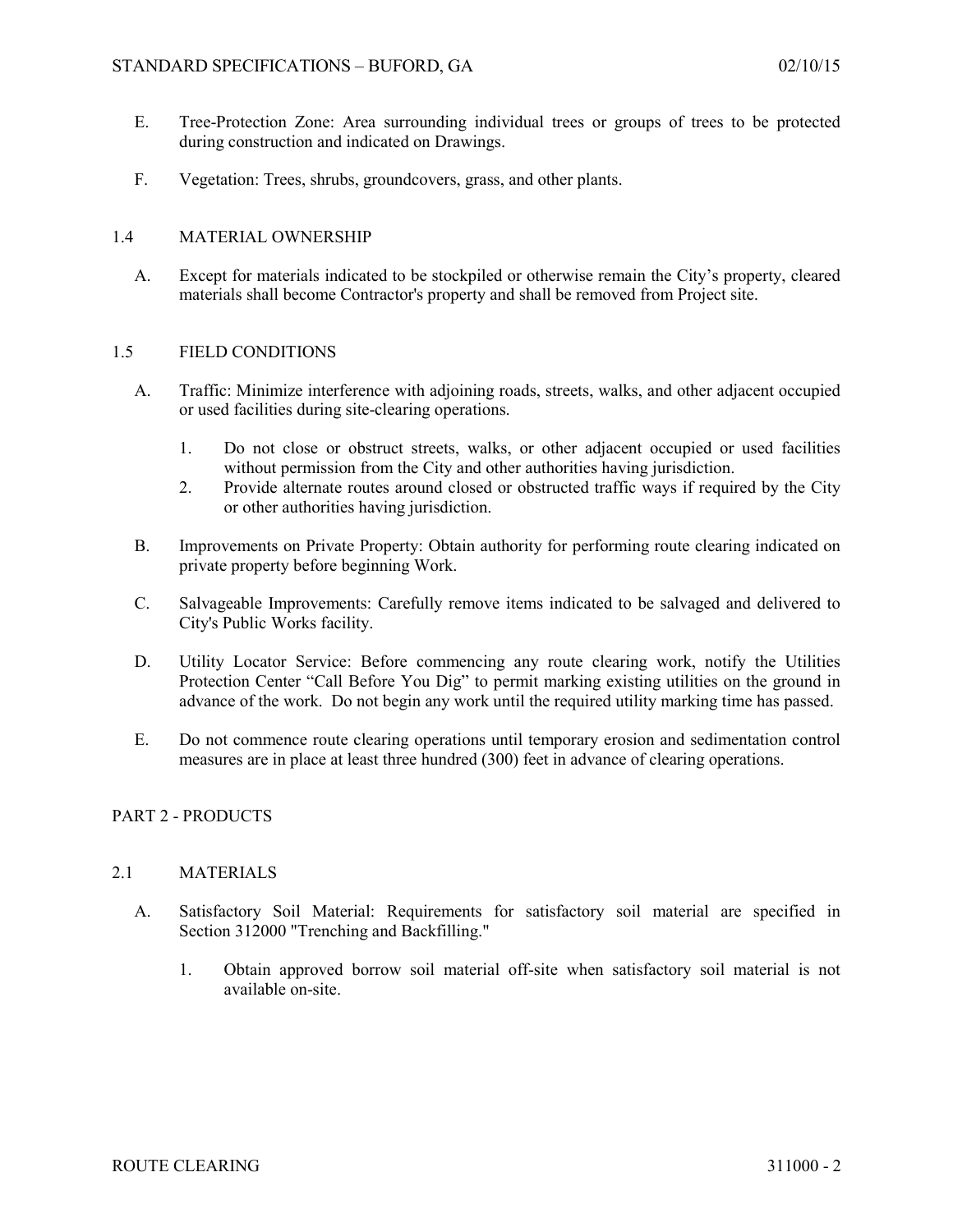E. Tree-Protection Zone: Area surrounding individual trees or groups of trees to be protected during construction and indicated on Drawings.

F. Vegetation: Trees, shrubs, groundcovers, grass, and other plants.

## 1.4 MATERIAL OWNERSHIP

A. Except for materials indicated to be stockpiled or otherwise remain the City's property, cleared materials shall become Contractor's property and shall be removed from Project site.

## 1.5 FIELD CONDITIONS

A. Traffic: Minimize interference with adjoining roads, streets, walks, and other adjacent occupied or used facilities during site-clearing operations.

1. Do not close or obstruct streets, walks, or other adjacent occupied or used facilities without permission from the City and other authorities having jurisdiction.
2. Provide alternate routes around closed or obstructed traffic ways if required by the City or other authorities having jurisdiction.

B. Improvements on Private Property: Obtain authority for performing route clearing indicated on private property before beginning Work.

C. Salvageable Improvements: Carefully remove items indicated to be salvaged and delivered to City's Public Works facility.

D. Utility Locator Service: Before commencing any route clearing work, notify the Utilities Protection Center "Call Before You Dig" to permit marking existing utilities on the ground in advance of the work. Do not begin any work until the required utility marking time has passed.

E. Do not commence route clearing operations until temporary erosion and sedimentation control measures are in place at least three hundred (300) feet in advance of clearing operations.

# PART 2 - PRODUCTS

## 2.1 MATERIALS

A. Satisfactory Soil Material: Requirements for satisfactory soil material are specified in Section 312000 "Trenching and Backfilling."

1. Obtain approved borrow soil material off-site when satisfactory soil material is not available on-site.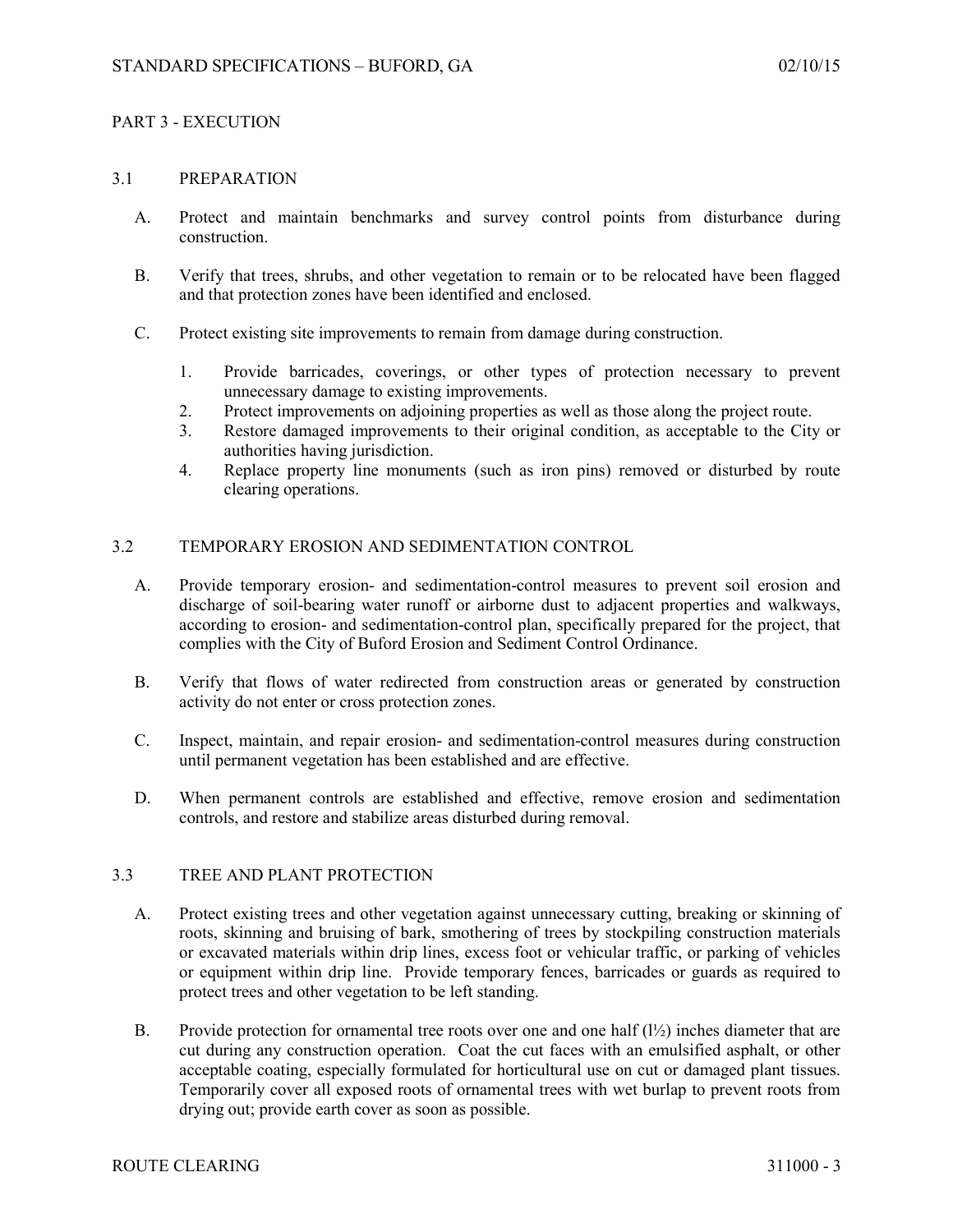## PART 3 - EXECUTION

### 3.1 PREPARATION

A. Protect and maintain benchmarks and survey control points from disturbance during construction.

B. Verify that trees, shrubs, and other vegetation to remain or to be relocated have been flagged and that protection zones have been identified and enclosed.

C. Protect existing site improvements to remain from damage during construction.

1. Provide barricades, coverings, or other types of protection necessary to prevent unnecessary damage to existing improvements.
2. Protect improvements on adjoining properties as well as those along the project route.
3. Restore damaged improvements to their original condition, as acceptable to the City or authorities having jurisdiction.
4. Replace property line monuments (such as iron pins) removed or disturbed by route clearing operations.

### 3.2 TEMPORARY EROSION AND SEDIMENTATION CONTROL

A. Provide temporary erosion- and sedimentation-control measures to prevent soil erosion and discharge of soil-bearing water runoff or airborne dust to adjacent properties and walkways, according to erosion- and sedimentation-control plan, specifically prepared for the project, that complies with the City of Buford Erosion and Sediment Control Ordinance.

B. Verify that flows of water redirected from construction areas or generated by construction activity do not enter or cross protection zones.

C. Inspect, maintain, and repair erosion- and sedimentation-control measures during construction until permanent vegetation has been established and are effective.

D. When permanent controls are established and effective, remove erosion and sedimentation controls, and restore and stabilize areas disturbed during removal.

### 3.3 TREE AND PLANT PROTECTION

A. Protect existing trees and other vegetation against unnecessary cutting, breaking or skinning of roots, skinning and bruising of bark, smothering of trees by stockpiling construction materials or excavated materials within drip lines, excess foot or vehicular traffic, or parking of vehicles or equipment within drip line. Provide temporary fences, barricades or guards as required to protect trees and other vegetation to be left standing.

B. Provide protection for ornamental tree roots over one and one half (1½) inches diameter that are cut during any construction operation. Coat the cut faces with an emulsified asphalt, or other acceptable coating, especially formulated for horticultural use on cut or damaged plant tissues. Temporarily cover all exposed roots of ornamental trees with wet burlap to prevent roots from drying out; provide earth cover as soon as possible.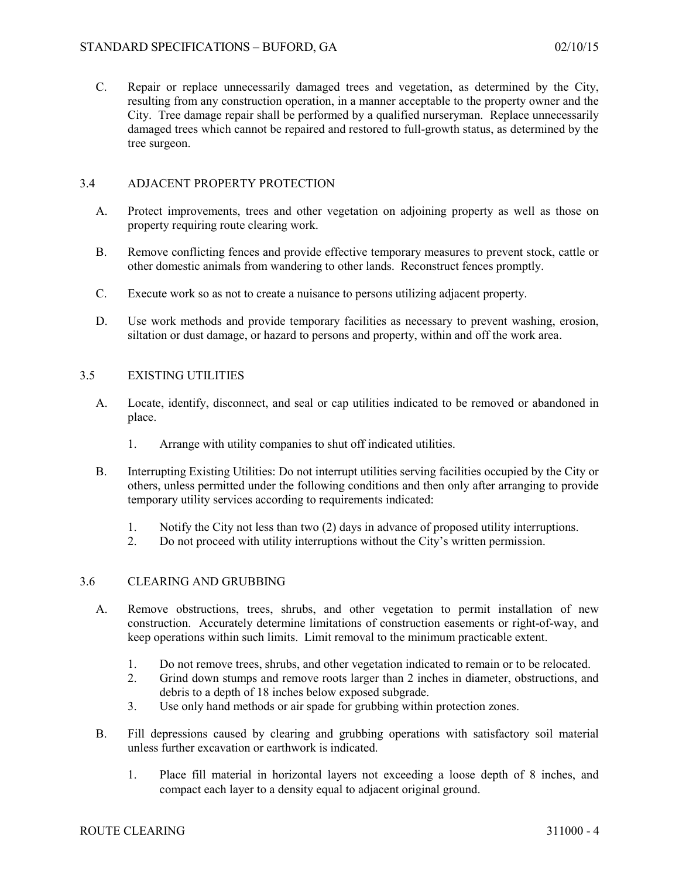C. Repair or replace unnecessarily damaged trees and vegetation, as determined by the City, resulting from any construction operation, in a manner acceptable to the property owner and the City. Tree damage repair shall be performed by a qualified nurseryman. Replace unnecessarily damaged trees which cannot be repaired and restored to full-growth status, as determined by the tree surgeon.

## 3.4 ADJACENT PROPERTY PROTECTION

A. Protect improvements, trees and other vegetation on adjoining property as well as those on property requiring route clearing work.

B. Remove conflicting fences and provide effective temporary measures to prevent stock, cattle or other domestic animals from wandering to other lands. Reconstruct fences promptly.

C. Execute work so as not to create a nuisance to persons utilizing adjacent property.

D. Use work methods and provide temporary facilities as necessary to prevent washing, erosion, siltation or dust damage, or hazard to persons and property, within and off the work area.

## 3.5 EXISTING UTILITIES

A. Locate, identify, disconnect, and seal or cap utilities indicated to be removed or abandoned in place.

1. Arrange with utility companies to shut off indicated utilities.

B. Interrupting Existing Utilities: Do not interrupt utilities serving facilities occupied by the City or others, unless permitted under the following conditions and then only after arranging to provide temporary utility services according to requirements indicated:

1. Notify the City not less than two (2) days in advance of proposed utility interruptions.
2. Do not proceed with utility interruptions without the City's written permission.

## 3.6 CLEARING AND GRUBBING

A. Remove obstructions, trees, shrubs, and other vegetation to permit installation of new construction. Accurately determine limitations of construction easements or right-of-way, and keep operations within such limits. Limit removal to the minimum practicable extent.

1. Do not remove trees, shrubs, and other vegetation indicated to remain or to be relocated.
2. Grind down stumps and remove roots larger than 2 inches in diameter, obstructions, and debris to a depth of 18 inches below exposed subgrade.
3. Use only hand methods or air spade for grubbing within protection zones.

B. Fill depressions caused by clearing and grubbing operations with satisfactory soil material unless further excavation or earthwork is indicated.

1. Place fill material in horizontal layers not exceeding a loose depth of 8 inches, and compact each layer to a density equal to adjacent original ground.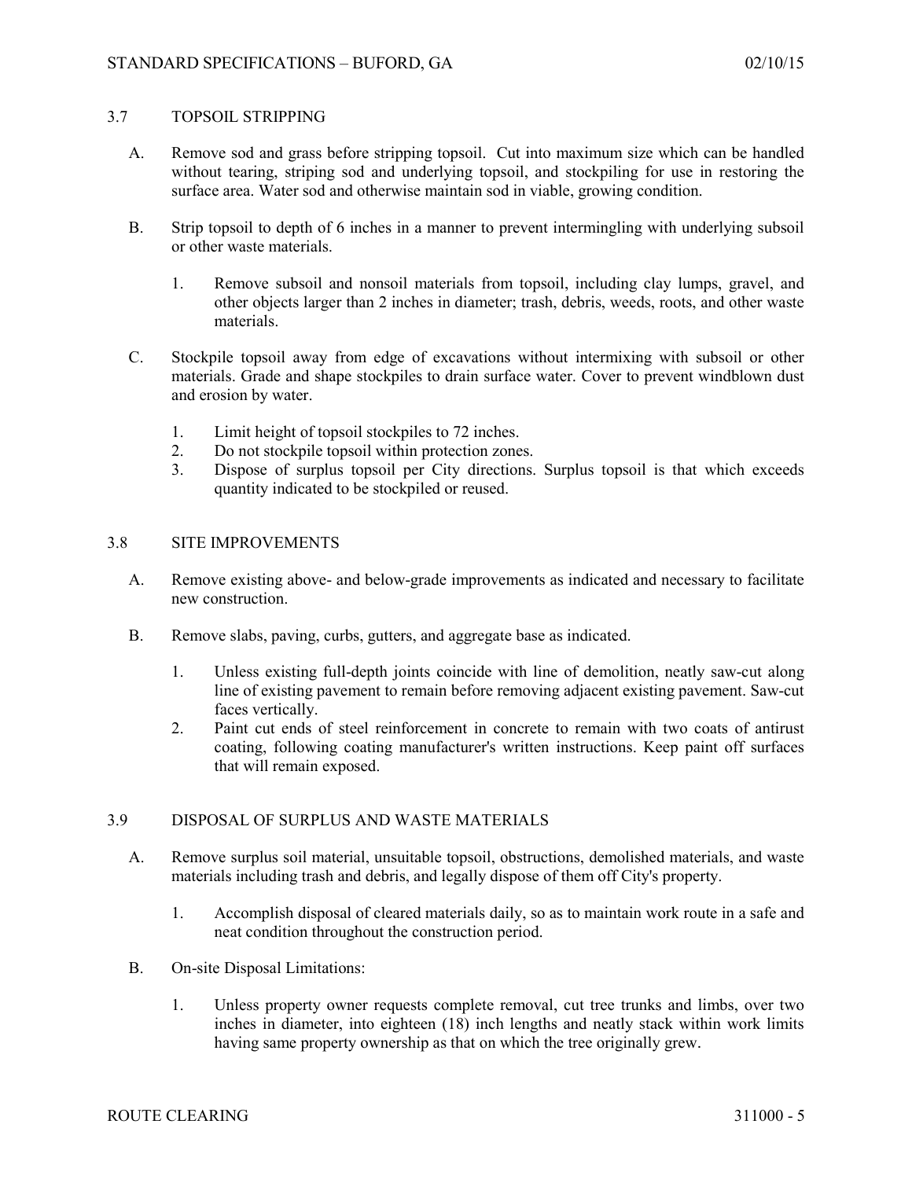## 3.7 TOPSOIL STRIPPING

A. Remove sod and grass before stripping topsoil. Cut into maximum size which can be handled without tearing, striping sod and underlying topsoil, and stockpiling for use in restoring the surface area. Water sod and otherwise maintain sod in viable, growing condition.

B. Strip topsoil to depth of 6 inches in a manner to prevent intermingling with underlying subsoil or other waste materials.

   1. Remove subsoil and nonsoil materials from topsoil, including clay lumps, gravel, and other objects larger than 2 inches in diameter; trash, debris, weeds, roots, and other waste materials.

C. Stockpile topsoil away from edge of excavations without intermixing with subsoil or other materials. Grade and shape stockpiles to drain surface water. Cover to prevent windblown dust and erosion by water.

   1. Limit height of topsoil stockpiles to 72 inches.
   2. Do not stockpile topsoil within protection zones.
   3. Dispose of surplus topsoil per City directions. Surplus topsoil is that which exceeds quantity indicated to be stockpiled or reused.

## 3.8 SITE IMPROVEMENTS

A. Remove existing above- and below-grade improvements as indicated and necessary to facilitate new construction.

B. Remove slabs, paving, curbs, gutters, and aggregate base as indicated.

   1. Unless existing full-depth joints coincide with line of demolition, neatly saw-cut along line of existing pavement to remain before removing adjacent existing pavement. Saw-cut faces vertically.
   2. Paint cut ends of steel reinforcement in concrete to remain with two coats of antirust coating, following coating manufacturer's written instructions. Keep paint off surfaces that will remain exposed.

## 3.9 DISPOSAL OF SURPLUS AND WASTE MATERIALS

A. Remove surplus soil material, unsuitable topsoil, obstructions, demolished materials, and waste materials including trash and debris, and legally dispose of them off City's property.

   1. Accomplish disposal of cleared materials daily, so as to maintain work route in a safe and neat condition throughout the construction period.

B. On-site Disposal Limitations:

   1. Unless property owner requests complete removal, cut tree trunks and limbs, over two inches in diameter, into eighteen (18) inch lengths and neatly stack within work limits having same property ownership as that on which the tree originally grew.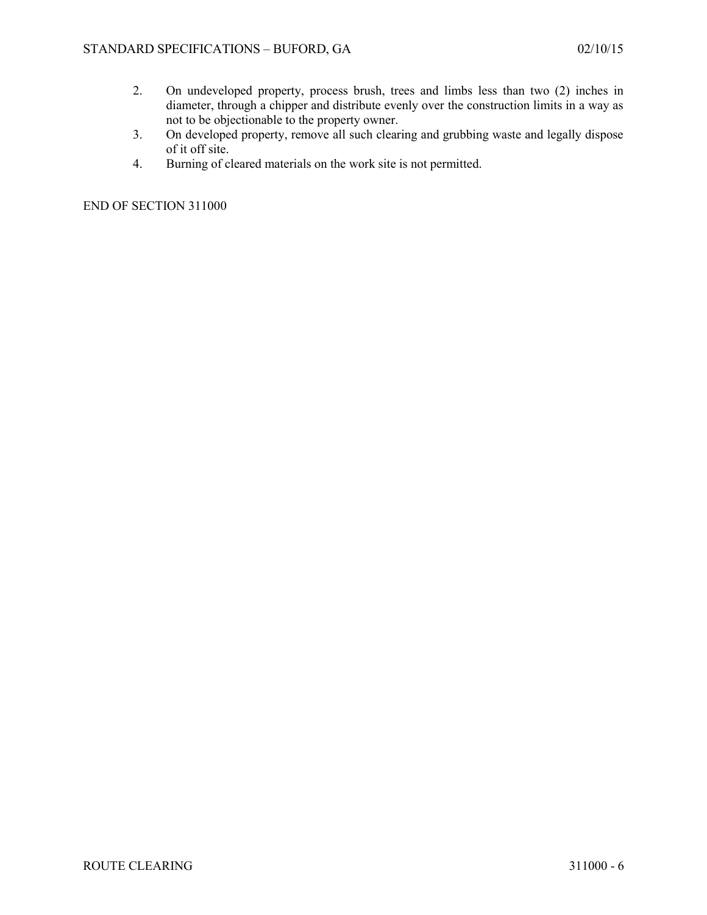2. On undeveloped property, process brush, trees and limbs less than two (2) inches in diameter, through a chipper and distribute evenly over the construction limits in a way as not to be objectionable to the property owner.
3. On developed property, remove all such clearing and grubbing waste and legally dispose of it off site.
4. Burning of cleared materials on the work site is not permitted.

END OF SECTION 311000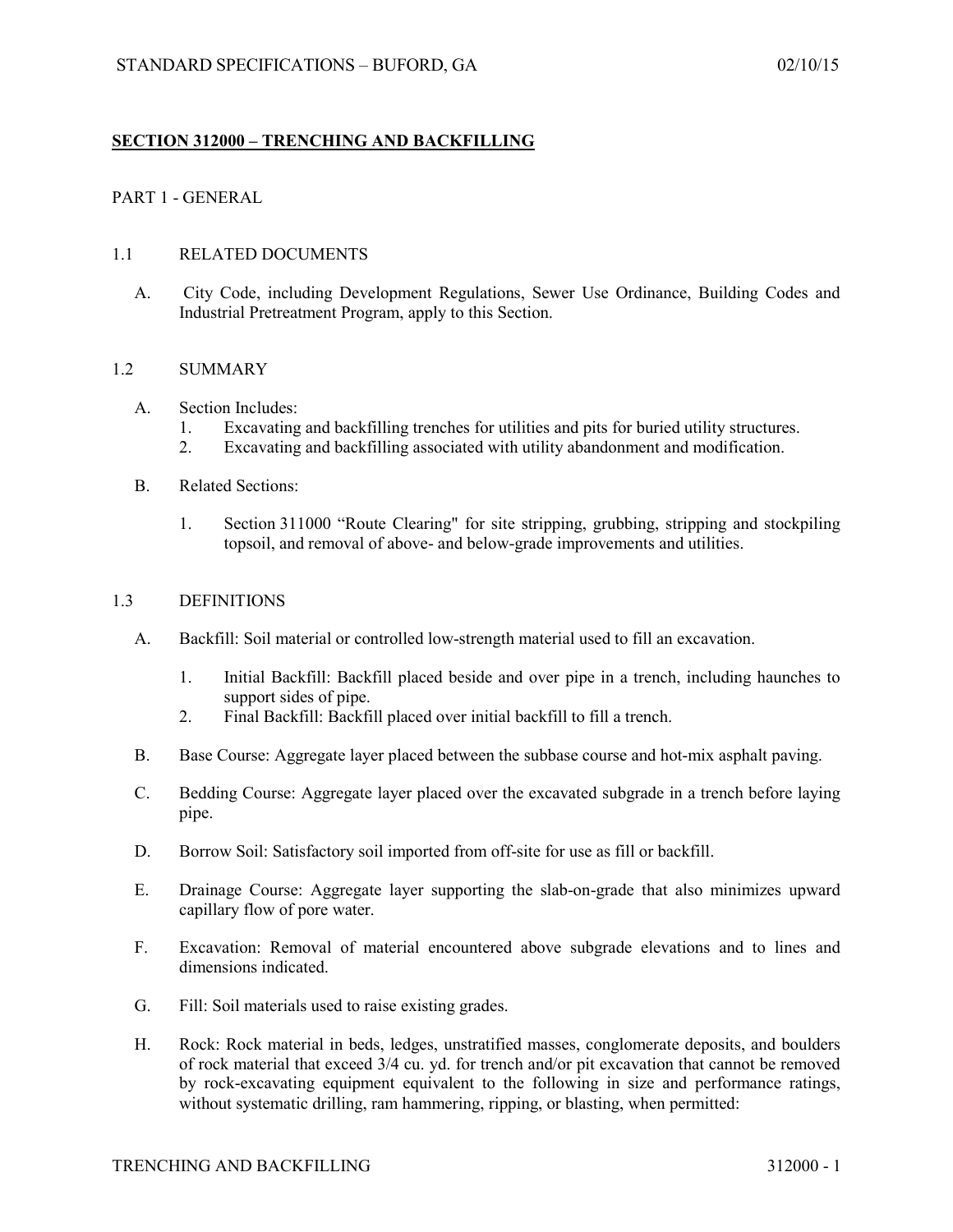## SECTION 312000 – TRENCHING AND BACKFILLING

PART 1 - GENERAL

1.1 RELATED DOCUMENTS

A. City Code, including Development Regulations, Sewer Use Ordinance, Building Codes and Industrial Pretreatment Program, apply to this Section.

1.2 SUMMARY

A. Section Includes:
   1. Excavating and backfilling trenches for utilities and pits for buried utility structures.
   2. Excavating and backfilling associated with utility abandonment and modification.

B. Related Sections:

   1. Section 311000 "Route Clearing" for site stripping, grubbing, stripping and stockpiling topsoil, and removal of above- and below-grade improvements and utilities.

1.3 DEFINITIONS

A. Backfill: Soil material or controlled low-strength material used to fill an excavation.

   1. Initial Backfill: Backfill placed beside and over pipe in a trench, including haunches to support sides of pipe.
   2. Final Backfill: Backfill placed over initial backfill to fill a trench.

B. Base Course: Aggregate layer placed between the subbase course and hot-mix asphalt paving.

C. Bedding Course: Aggregate layer placed over the excavated subgrade in a trench before laying pipe.

D. Borrow Soil: Satisfactory soil imported from off-site for use as fill or backfill.

E. Drainage Course: Aggregate layer supporting the slab-on-grade that also minimizes upward capillary flow of pore water.

F. Excavation: Removal of material encountered above subgrade elevations and to lines and dimensions indicated.

G. Fill: Soil materials used to raise existing grades.

H. Rock: Rock material in beds, ledges, unstratified masses, conglomerate deposits, and boulders of rock material that exceed 3/4 cu. yd. for trench and/or pit excavation that cannot be removed by rock-excavating equipment equivalent to the following in size and performance ratings, without systematic drilling, ram hammering, ripping, or blasting, when permitted: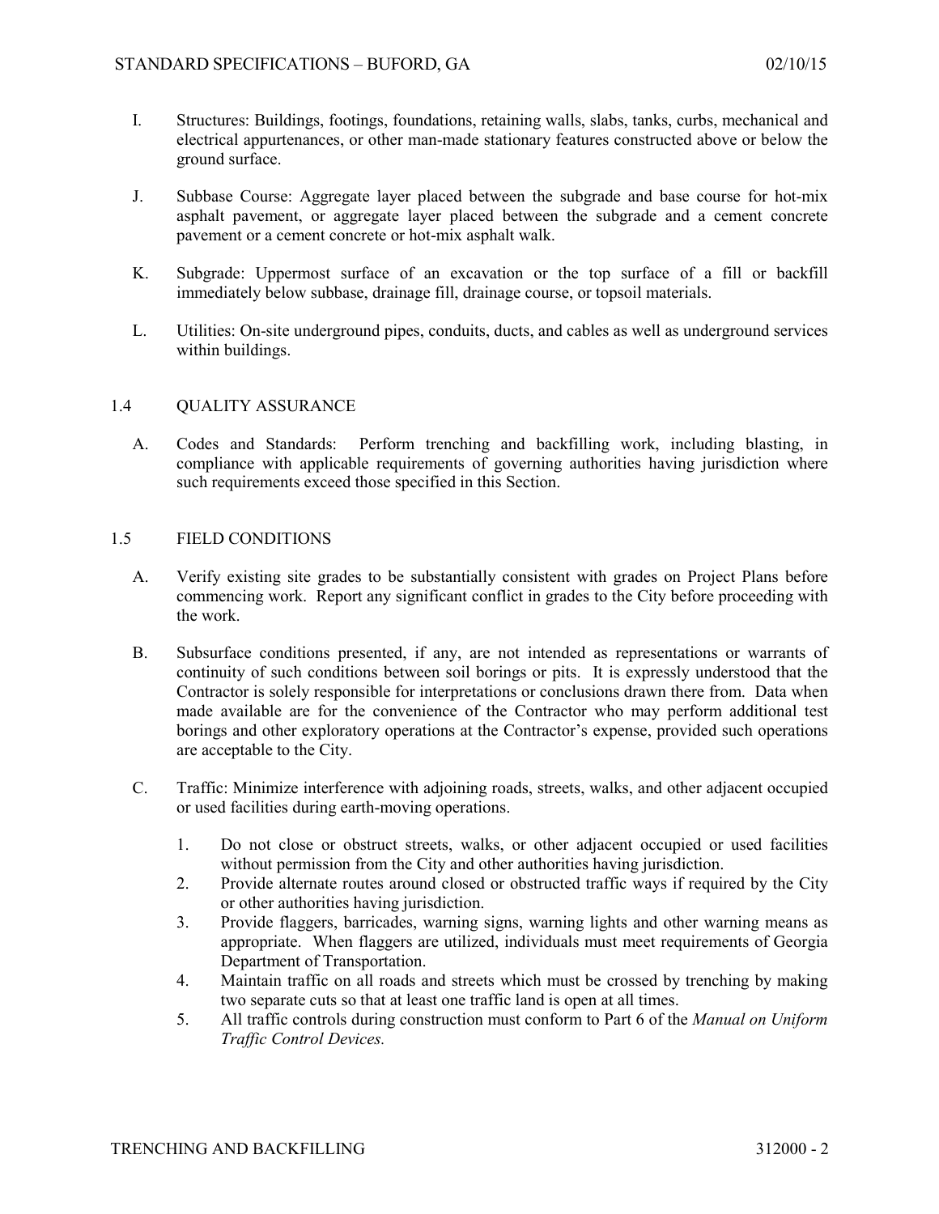I. Structures: Buildings, footings, foundations, retaining walls, slabs, tanks, curbs, mechanical and electrical appurtenances, or other man-made stationary features constructed above or below the ground surface.

J. Subbase Course: Aggregate layer placed between the subgrade and base course for hot-mix asphalt pavement, or aggregate layer placed between the subgrade and a cement concrete pavement or a cement concrete or hot-mix asphalt walk.

K. Subgrade: Uppermost surface of an excavation or the top surface of a fill or backfill immediately below subbase, drainage fill, drainage course, or topsoil materials.

L. Utilities: On-site underground pipes, conduits, ducts, and cables as well as underground services within buildings.

## 1.4 QUALITY ASSURANCE

A. Codes and Standards: Perform trenching and backfilling work, including blasting, in compliance with applicable requirements of governing authorities having jurisdiction where such requirements exceed those specified in this Section.

## 1.5 FIELD CONDITIONS

A. Verify existing site grades to be substantially consistent with grades on Project Plans before commencing work. Report any significant conflict in grades to the City before proceeding with the work.

B. Subsurface conditions presented, if any, are not intended as representations or warrants of continuity of such conditions between soil borings or pits. It is expressly understood that the Contractor is solely responsible for interpretations or conclusions drawn there from. Data when made available are for the convenience of the Contractor who may perform additional test borings and other exploratory operations at the Contractor's expense, provided such operations are acceptable to the City.

C. Traffic: Minimize interference with adjoining roads, streets, walks, and other adjacent occupied or used facilities during earth-moving operations.

1. Do not close or obstruct streets, walks, or other adjacent occupied or used facilities without permission from the City and other authorities having jurisdiction.
2. Provide alternate routes around closed or obstructed traffic ways if required by the City or other authorities having jurisdiction.
3. Provide flaggers, barricades, warning signs, warning lights and other warning means as appropriate. When flaggers are utilized, individuals must meet requirements of Georgia Department of Transportation.
4. Maintain traffic on all roads and streets which must be crossed by trenching by making two separate cuts so that at least one traffic land is open at all times.
5. All traffic controls during construction must conform to Part 6 of the *Manual on Uniform Traffic Control Devices.*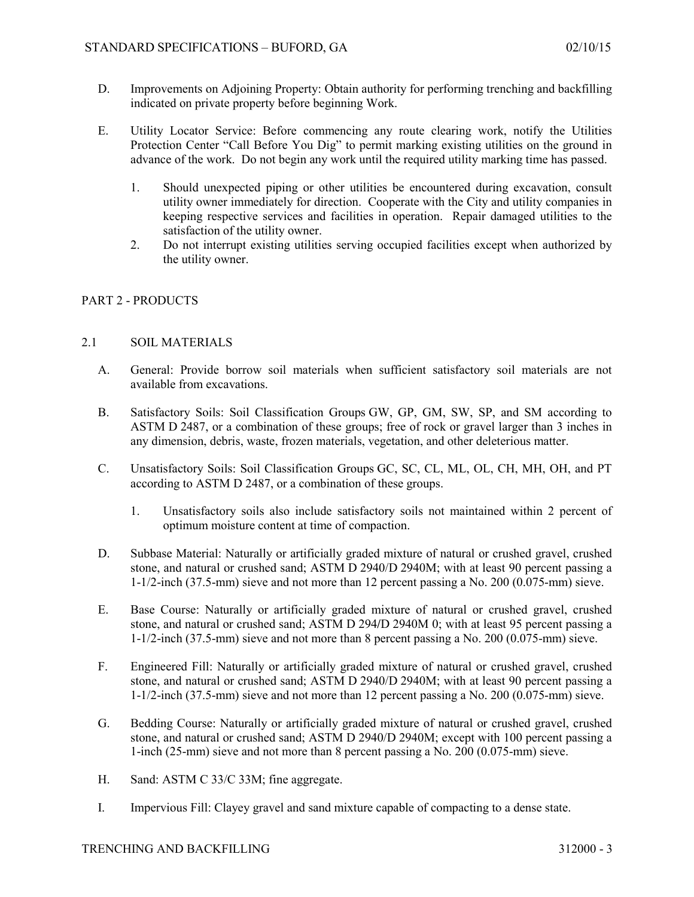D. Improvements on Adjoining Property: Obtain authority for performing trenching and backfilling indicated on private property before beginning Work.

E. Utility Locator Service: Before commencing any route clearing work, notify the Utilities Protection Center "Call Before You Dig" to permit marking existing utilities on the ground in advance of the work. Do not begin any work until the required utility marking time has passed.

1. Should unexpected piping or other utilities be encountered during excavation, consult utility owner immediately for direction. Cooperate with the City and utility companies in keeping respective services and facilities in operation. Repair damaged utilities to the satisfaction of the utility owner.
2. Do not interrupt existing utilities serving occupied facilities except when authorized by the utility owner.

## PART 2 - PRODUCTS

### 2.1 SOIL MATERIALS

A. General: Provide borrow soil materials when sufficient satisfactory soil materials are not available from excavations.

B. Satisfactory Soils: Soil Classification Groups GW, GP, GM, SW, SP, and SM according to ASTM D 2487, or a combination of these groups; free of rock or gravel larger than 3 inches in any dimension, debris, waste, frozen materials, vegetation, and other deleterious matter.

C. Unsatisfactory Soils: Soil Classification Groups GC, SC, CL, ML, OL, CH, MH, OH, and PT according to ASTM D 2487, or a combination of these groups.

1. Unsatisfactory soils also include satisfactory soils not maintained within 2 percent of optimum moisture content at time of compaction.

D. Subbase Material: Naturally or artificially graded mixture of natural or crushed gravel, crushed stone, and natural or crushed sand; ASTM D 2940/D 2940M; with at least 90 percent passing a 1-1/2-inch (37.5-mm) sieve and not more than 12 percent passing a No. 200 (0.075-mm) sieve.

E. Base Course: Naturally or artificially graded mixture of natural or crushed gravel, crushed stone, and natural or crushed sand; ASTM D 294/D 2940M 0; with at least 95 percent passing a 1-1/2-inch (37.5-mm) sieve and not more than 8 percent passing a No. 200 (0.075-mm) sieve.

F. Engineered Fill: Naturally or artificially graded mixture of natural or crushed gravel, crushed stone, and natural or crushed sand; ASTM D 2940/D 2940M; with at least 90 percent passing a 1-1/2-inch (37.5-mm) sieve and not more than 12 percent passing a No. 200 (0.075-mm) sieve.

G. Bedding Course: Naturally or artificially graded mixture of natural or crushed gravel, crushed stone, and natural or crushed sand; ASTM D 2940/D 2940M; except with 100 percent passing a 1-inch (25-mm) sieve and not more than 8 percent passing a No. 200 (0.075-mm) sieve.

H. Sand: ASTM C 33/C 33M; fine aggregate.

I. Impervious Fill: Clayey gravel and sand mixture capable of compacting to a dense state.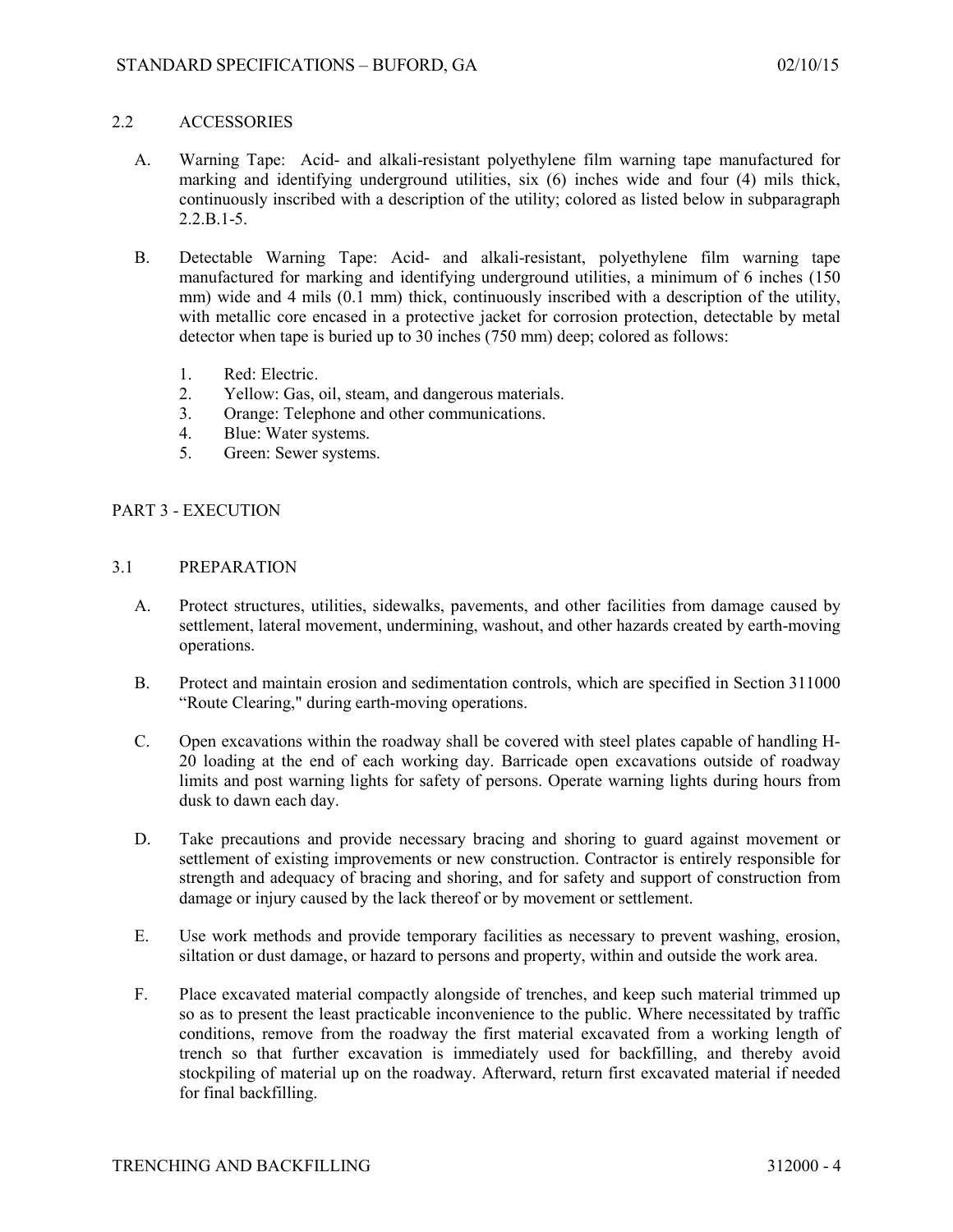## 2.2 ACCESSORIES

A. Warning Tape: Acid- and alkali-resistant polyethylene film warning tape manufactured for marking and identifying underground utilities, six (6) inches wide and four (4) mils thick, continuously inscribed with a description of the utility; colored as listed below in subparagraph 2.2.B.1-5.

B. Detectable Warning Tape: Acid- and alkali-resistant, polyethylene film warning tape manufactured for marking and identifying underground utilities, a minimum of 6 inches (150 mm) wide and 4 mils (0.1 mm) thick, continuously inscribed with a description of the utility, with metallic core encased in a protective jacket for corrosion protection, detectable by metal detector when tape is buried up to 30 inches (750 mm) deep; colored as follows:

1. Red: Electric.
2. Yellow: Gas, oil, steam, and dangerous materials.
3. Orange: Telephone and other communications.
4. Blue: Water systems.
5. Green: Sewer systems.

# PART 3 - EXECUTION

## 3.1 PREPARATION

A. Protect structures, utilities, sidewalks, pavements, and other facilities from damage caused by settlement, lateral movement, undermining, washout, and other hazards created by earth-moving operations.

B. Protect and maintain erosion and sedimentation controls, which are specified in Section 311000 "Route Clearing," during earth-moving operations.

C. Open excavations within the roadway shall be covered with steel plates capable of handling H-20 loading at the end of each working day. Barricade open excavations outside of roadway limits and post warning lights for safety of persons. Operate warning lights during hours from dusk to dawn each day.

D. Take precautions and provide necessary bracing and shoring to guard against movement or settlement of existing improvements or new construction. Contractor is entirely responsible for strength and adequacy of bracing and shoring, and for safety and support of construction from damage or injury caused by the lack thereof or by movement or settlement.

E. Use work methods and provide temporary facilities as necessary to prevent washing, erosion, siltation or dust damage, or hazard to persons and property, within and outside the work area.

F. Place excavated material compactly alongside of trenches, and keep such material trimmed up so as to present the least practicable inconvenience to the public. Where necessitated by traffic conditions, remove from the roadway the first material excavated from a working length of trench so that further excavation is immediately used for backfilling, and thereby avoid stockpiling of material up on the roadway. Afterward, return first excavated material if needed for final backfilling.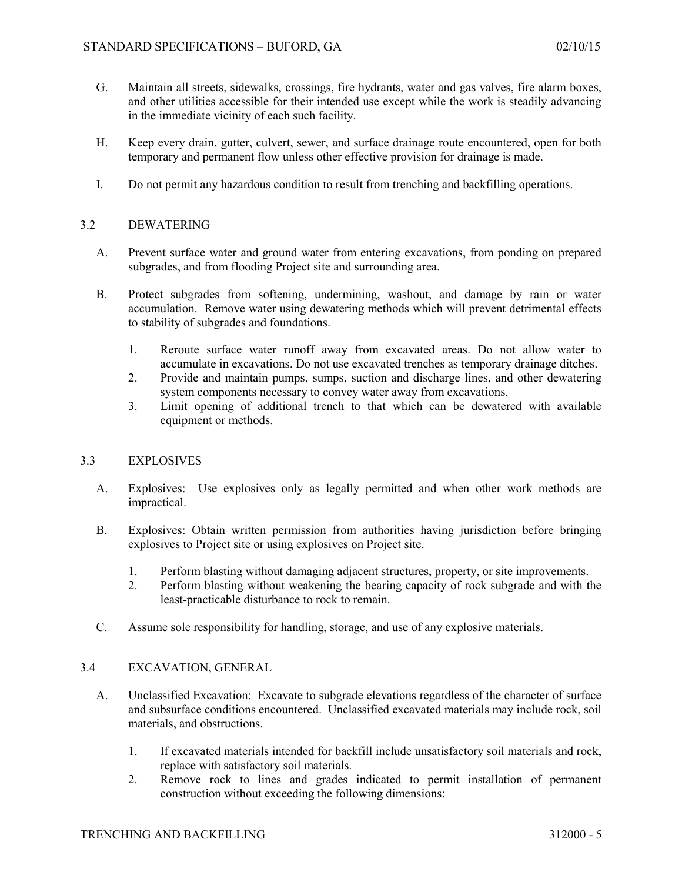G. Maintain all streets, sidewalks, crossings, fire hydrants, water and gas valves, fire alarm boxes, and other utilities accessible for their intended use except while the work is steadily advancing in the immediate vicinity of each such facility.

H. Keep every drain, gutter, culvert, sewer, and surface drainage route encountered, open for both temporary and permanent flow unless other effective provision for drainage is made.

I. Do not permit any hazardous condition to result from trenching and backfilling operations.

## 3.2 DEWATERING

A. Prevent surface water and ground water from entering excavations, from ponding on prepared subgrades, and from flooding Project site and surrounding area.

B. Protect subgrades from softening, undermining, washout, and damage by rain or water accumulation. Remove water using dewatering methods which will prevent detrimental effects to stability of subgrades and foundations.

1. Reroute surface water runoff away from excavated areas. Do not allow water to accumulate in excavations. Do not use excavated trenches as temporary drainage ditches.
2. Provide and maintain pumps, sumps, suction and discharge lines, and other dewatering system components necessary to convey water away from excavations.
3. Limit opening of additional trench to that which can be dewatered with available equipment or methods.

## 3.3 EXPLOSIVES

A. Explosives: Use explosives only as legally permitted and when other work methods are impractical.

B. Explosives: Obtain written permission from authorities having jurisdiction before bringing explosives to Project site or using explosives on Project site.

1. Perform blasting without damaging adjacent structures, property, or site improvements.
2. Perform blasting without weakening the bearing capacity of rock subgrade and with the least-practicable disturbance to rock to remain.

C. Assume sole responsibility for handling, storage, and use of any explosive materials.

## 3.4 EXCAVATION, GENERAL

A. Unclassified Excavation: Excavate to subgrade elevations regardless of the character of surface and subsurface conditions encountered. Unclassified excavated materials may include rock, soil materials, and obstructions.

1. If excavated materials intended for backfill include unsatisfactory soil materials and rock, replace with satisfactory soil materials.
2. Remove rock to lines and grades indicated to permit installation of permanent construction without exceeding the following dimensions: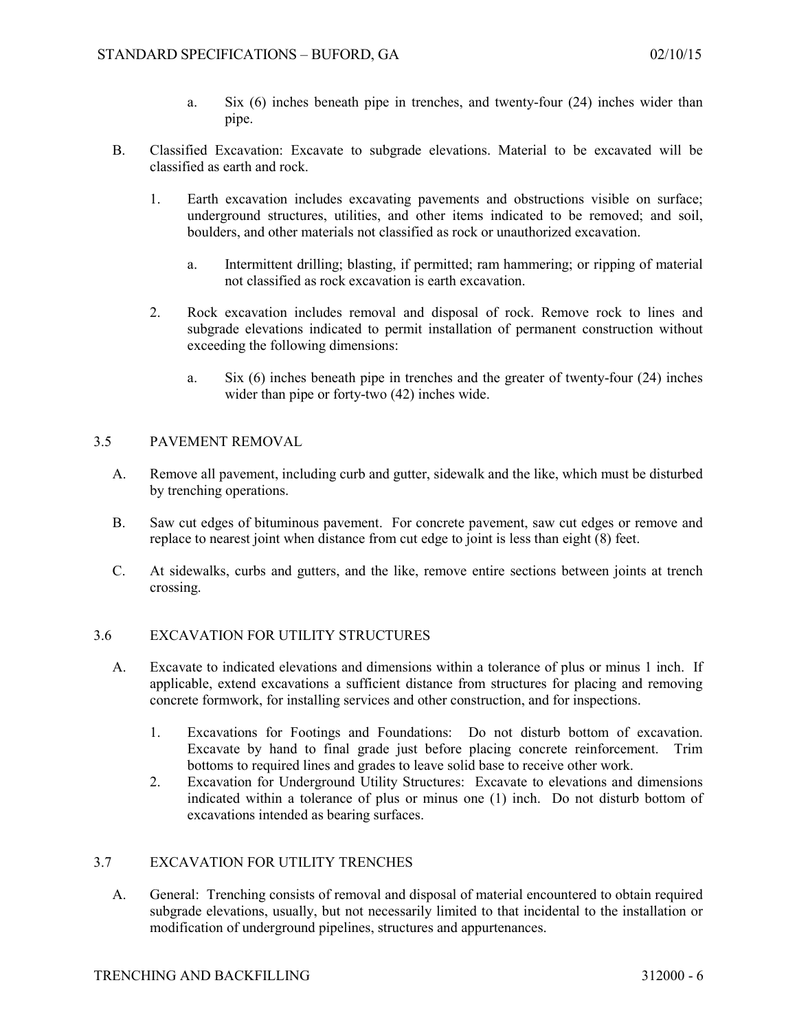a. Six (6) inches beneath pipe in trenches, and twenty-four (24) inches wider than pipe.

B. Classified Excavation: Excavate to subgrade elevations. Material to be excavated will be classified as earth and rock.

1. Earth excavation includes excavating pavements and obstructions visible on surface; underground structures, utilities, and other items indicated to be removed; and soil, boulders, and other materials not classified as rock or unauthorized excavation.

   a. Intermittent drilling; blasting, if permitted; ram hammering; or ripping of material not classified as rock excavation is earth excavation.

2. Rock excavation includes removal and disposal of rock. Remove rock to lines and subgrade elevations indicated to permit installation of permanent construction without exceeding the following dimensions:

   a. Six (6) inches beneath pipe in trenches and the greater of twenty-four (24) inches wider than pipe or forty-two (42) inches wide.

## 3.5 PAVEMENT REMOVAL

A. Remove all pavement, including curb and gutter, sidewalk and the like, which must be disturbed by trenching operations.

B. Saw cut edges of bituminous pavement. For concrete pavement, saw cut edges or remove and replace to nearest joint when distance from cut edge to joint is less than eight (8) feet.

C. At sidewalks, curbs and gutters, and the like, remove entire sections between joints at trench crossing.

## 3.6 EXCAVATION FOR UTILITY STRUCTURES

A. Excavate to indicated elevations and dimensions within a tolerance of plus or minus 1 inch. If applicable, extend excavations a sufficient distance from structures for placing and removing concrete formwork, for installing services and other construction, and for inspections.

1. Excavations for Footings and Foundations: Do not disturb bottom of excavation. Excavate by hand to final grade just before placing concrete reinforcement. Trim bottoms to required lines and grades to leave solid base to receive other work.
2. Excavation for Underground Utility Structures: Excavate to elevations and dimensions indicated within a tolerance of plus or minus one (1) inch. Do not disturb bottom of excavations intended as bearing surfaces.

## 3.7 EXCAVATION FOR UTILITY TRENCHES

A. General: Trenching consists of removal and disposal of material encountered to obtain required subgrade elevations, usually, but not necessarily limited to that incidental to the installation or modification of underground pipelines, structures and appurtenances.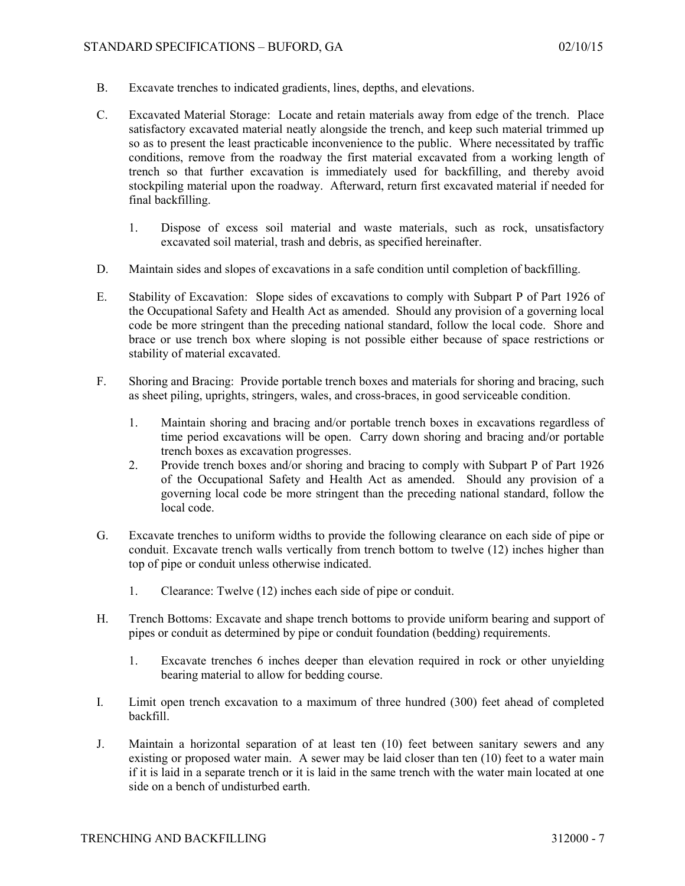B. Excavate trenches to indicated gradients, lines, depths, and elevations.

C. Excavated Material Storage: Locate and retain materials away from edge of the trench. Place satisfactory excavated material neatly alongside the trench, and keep such material trimmed up so as to present the least practicable inconvenience to the public. Where necessitated by traffic conditions, remove from the roadway the first material excavated from a working length of trench so that further excavation is immediately used for backfilling, and thereby avoid stockpiling material upon the roadway. Afterward, return first excavated material if needed for final backfilling.

   1. Dispose of excess soil material and waste materials, such as rock, unsatisfactory excavated soil material, trash and debris, as specified hereinafter.

D. Maintain sides and slopes of excavations in a safe condition until completion of backfilling.

E. Stability of Excavation: Slope sides of excavations to comply with Subpart P of Part 1926 of the Occupational Safety and Health Act as amended. Should any provision of a governing local code be more stringent than the preceding national standard, follow the local code. Shore and brace or use trench box where sloping is not possible either because of space restrictions or stability of material excavated.

F. Shoring and Bracing: Provide portable trench boxes and materials for shoring and bracing, such as sheet piling, uprights, stringers, wales, and cross-braces, in good serviceable condition.

   1. Maintain shoring and bracing and/or portable trench boxes in excavations regardless of time period excavations will be open. Carry down shoring and bracing and/or portable trench boxes as excavation progresses.
   2. Provide trench boxes and/or shoring and bracing to comply with Subpart P of Part 1926 of the Occupational Safety and Health Act as amended. Should any provision of a governing local code be more stringent than the preceding national standard, follow the local code.

G. Excavate trenches to uniform widths to provide the following clearance on each side of pipe or conduit. Excavate trench walls vertically from trench bottom to twelve (12) inches higher than top of pipe or conduit unless otherwise indicated.

   1. Clearance: Twelve (12) inches each side of pipe or conduit.

H. Trench Bottoms: Excavate and shape trench bottoms to provide uniform bearing and support of pipes or conduit as determined by pipe or conduit foundation (bedding) requirements.

   1. Excavate trenches 6 inches deeper than elevation required in rock or other unyielding bearing material to allow for bedding course.

I. Limit open trench excavation to a maximum of three hundred (300) feet ahead of completed backfill.

J. Maintain a horizontal separation of at least ten (10) feet between sanitary sewers and any existing or proposed water main. A sewer may be laid closer than ten (10) feet to a water main if it is laid in a separate trench or it is laid in the same trench with the water main located at one side on a bench of undisturbed earth.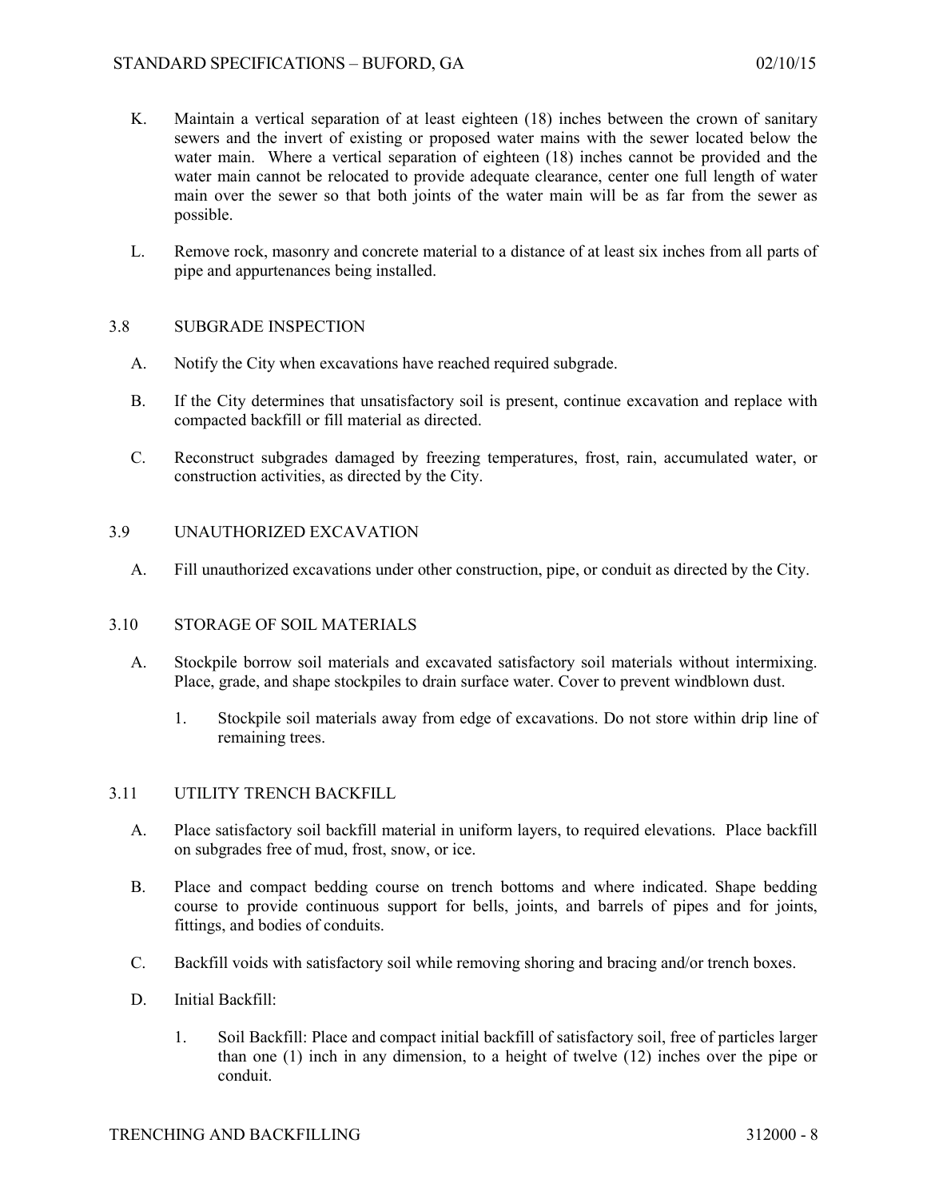K. Maintain a vertical separation of at least eighteen (18) inches between the crown of sanitary sewers and the invert of existing or proposed water mains with the sewer located below the water main. Where a vertical separation of eighteen (18) inches cannot be provided and the water main cannot be relocated to provide adequate clearance, center one full length of water main over the sewer so that both joints of the water main will be as far from the sewer as possible.

L. Remove rock, masonry and concrete material to a distance of at least six inches from all parts of pipe and appurtenances being installed.

## 3.8 SUBGRADE INSPECTION

A. Notify the City when excavations have reached required subgrade.

B. If the City determines that unsatisfactory soil is present, continue excavation and replace with compacted backfill or fill material as directed.

C. Reconstruct subgrades damaged by freezing temperatures, frost, rain, accumulated water, or construction activities, as directed by the City.

## 3.9 UNAUTHORIZED EXCAVATION

A. Fill unauthorized excavations under other construction, pipe, or conduit as directed by the City.

## 3.10 STORAGE OF SOIL MATERIALS

A. Stockpile borrow soil materials and excavated satisfactory soil materials without intermixing. Place, grade, and shape stockpiles to drain surface water. Cover to prevent windblown dust.

   1. Stockpile soil materials away from edge of excavations. Do not store within drip line of remaining trees.

## 3.11 UTILITY TRENCH BACKFILL

A. Place satisfactory soil backfill material in uniform layers, to required elevations. Place backfill on subgrades free of mud, frost, snow, or ice.

B. Place and compact bedding course on trench bottoms and where indicated. Shape bedding course to provide continuous support for bells, joints, and barrels of pipes and for joints, fittings, and bodies of conduits.

C. Backfill voids with satisfactory soil while removing shoring and bracing and/or trench boxes.

D. Initial Backfill:

   1. Soil Backfill: Place and compact initial backfill of satisfactory soil, free of particles larger than one (1) inch in any dimension, to a height of twelve (12) inches over the pipe or conduit.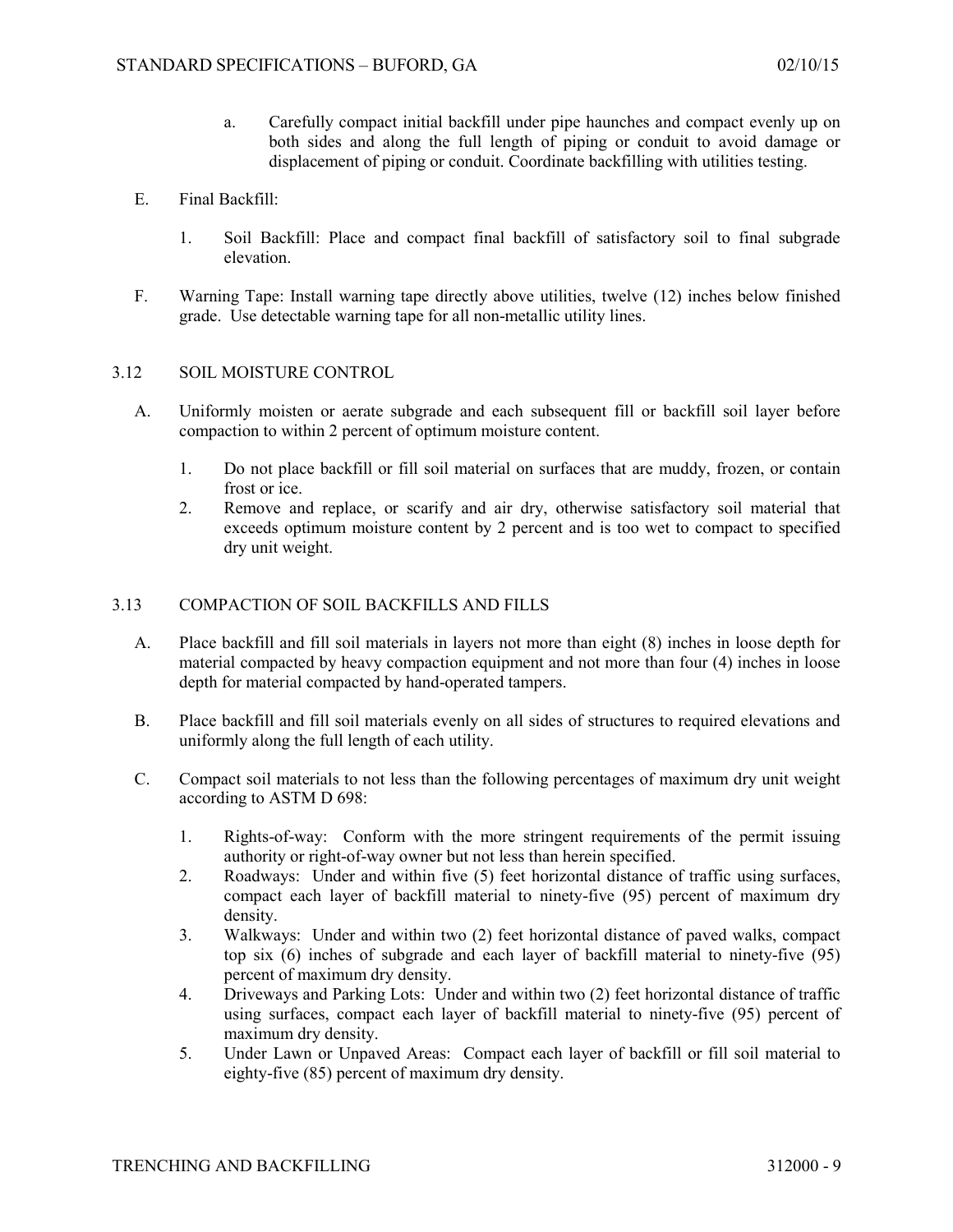a. Carefully compact initial backfill under pipe haunches and compact evenly up on both sides and along the full length of piping or conduit to avoid damage or displacement of piping or conduit. Coordinate backfilling with utilities testing.

E. Final Backfill:

1. Soil Backfill: Place and compact final backfill of satisfactory soil to final subgrade elevation.

F. Warning Tape: Install warning tape directly above utilities, twelve (12) inches below finished grade. Use detectable warning tape for all non-metallic utility lines.

## 3.12 SOIL MOISTURE CONTROL

A. Uniformly moisten or aerate subgrade and each subsequent fill or backfill soil layer before compaction to within 2 percent of optimum moisture content.

1. Do not place backfill or fill soil material on surfaces that are muddy, frozen, or contain frost or ice.
2. Remove and replace, or scarify and air dry, otherwise satisfactory soil material that exceeds optimum moisture content by 2 percent and is too wet to compact to specified dry unit weight.

## 3.13 COMPACTION OF SOIL BACKFILLS AND FILLS

A. Place backfill and fill soil materials in layers not more than eight (8) inches in loose depth for material compacted by heavy compaction equipment and not more than four (4) inches in loose depth for material compacted by hand-operated tampers.

B. Place backfill and fill soil materials evenly on all sides of structures to required elevations and uniformly along the full length of each utility.

C. Compact soil materials to not less than the following percentages of maximum dry unit weight according to ASTM D 698:

1. Rights-of-way: Conform with the more stringent requirements of the permit issuing authority or right-of-way owner but not less than herein specified.
2. Roadways: Under and within five (5) feet horizontal distance of traffic using surfaces, compact each layer of backfill material to ninety-five (95) percent of maximum dry density.
3. Walkways: Under and within two (2) feet horizontal distance of paved walks, compact top six (6) inches of subgrade and each layer of backfill material to ninety-five (95) percent of maximum dry density.
4. Driveways and Parking Lots: Under and within two (2) feet horizontal distance of traffic using surfaces, compact each layer of backfill material to ninety-five (95) percent of maximum dry density.
5. Under Lawn or Unpaved Areas: Compact each layer of backfill or fill soil material to eighty-five (85) percent of maximum dry density.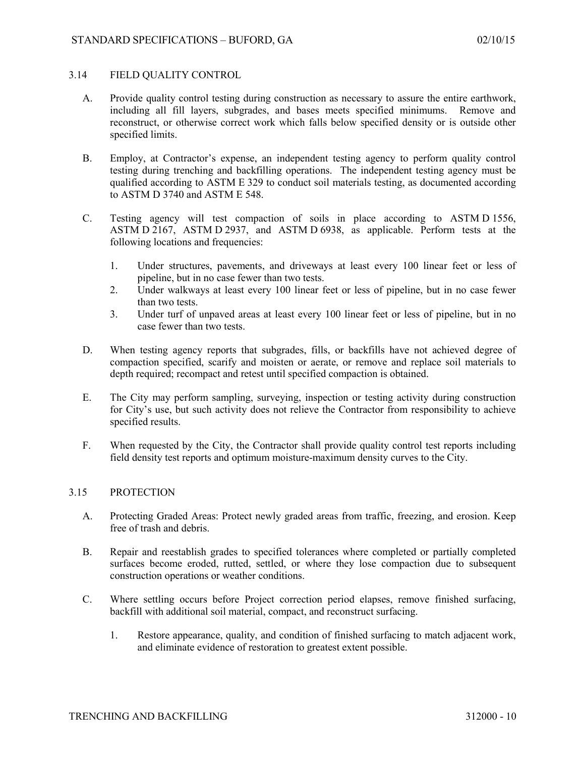## 3.14 FIELD QUALITY CONTROL

A. Provide quality control testing during construction as necessary to assure the entire earthwork, including all fill layers, subgrades, and bases meets specified minimums. Remove and reconstruct, or otherwise correct work which falls below specified density or is outside other specified limits.

B. Employ, at Contractor's expense, an independent testing agency to perform quality control testing during trenching and backfilling operations. The independent testing agency must be qualified according to ASTM E 329 to conduct soil materials testing, as documented according to ASTM D 3740 and ASTM E 548.

C. Testing agency will test compaction of soils in place according to ASTM D 1556, ASTM D 2167, ASTM D 2937, and ASTM D 6938, as applicable. Perform tests at the following locations and frequencies:

1. Under structures, pavements, and driveways at least every 100 linear feet or less of pipeline, but in no case fewer than two tests.
2. Under walkways at least every 100 linear feet or less of pipeline, but in no case fewer than two tests.
3. Under turf of unpaved areas at least every 100 linear feet or less of pipeline, but in no case fewer than two tests.

D. When testing agency reports that subgrades, fills, or backfills have not achieved degree of compaction specified, scarify and moisten or aerate, or remove and replace soil materials to depth required; recompact and retest until specified compaction is obtained.

E. The City may perform sampling, surveying, inspection or testing activity during construction for City's use, but such activity does not relieve the Contractor from responsibility to achieve specified results.

F. When requested by the City, the Contractor shall provide quality control test reports including field density test reports and optimum moisture-maximum density curves to the City.

## 3.15 PROTECTION

A. Protecting Graded Areas: Protect newly graded areas from traffic, freezing, and erosion. Keep free of trash and debris.

B. Repair and reestablish grades to specified tolerances where completed or partially completed surfaces become eroded, rutted, settled, or where they lose compaction due to subsequent construction operations or weather conditions.

C. Where settling occurs before Project correction period elapses, remove finished surfacing, backfill with additional soil material, compact, and reconstruct surfacing.

1. Restore appearance, quality, and condition of finished surfacing to match adjacent work, and eliminate evidence of restoration to greatest extent possible.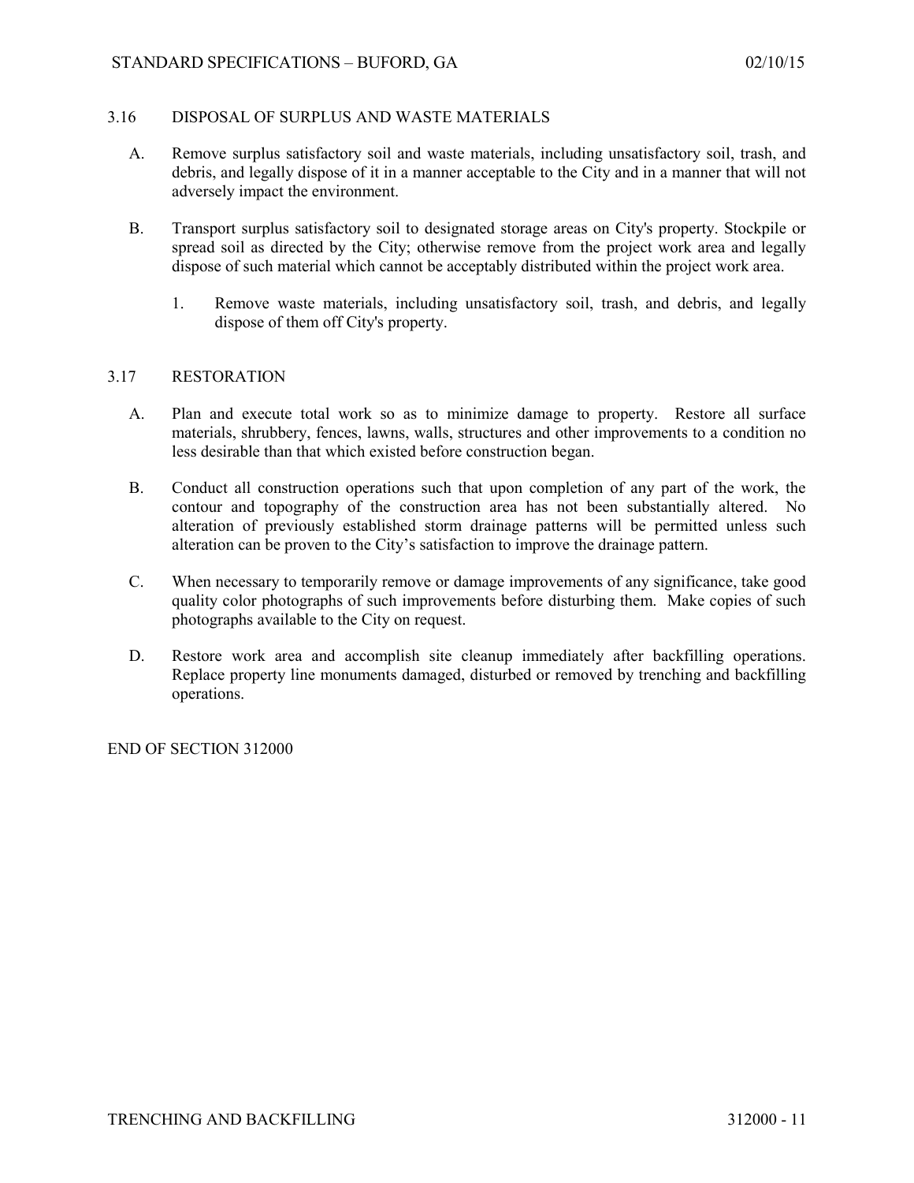### 3.16 DISPOSAL OF SURPLUS AND WASTE MATERIALS

A. Remove surplus satisfactory soil and waste materials, including unsatisfactory soil, trash, and debris, and legally dispose of it in a manner acceptable to the City and in a manner that will not adversely impact the environment.

B. Transport surplus satisfactory soil to designated storage areas on City's property. Stockpile or spread soil as directed by the City; otherwise remove from the project work area and legally dispose of such material which cannot be acceptably distributed within the project work area.

   1. Remove waste materials, including unsatisfactory soil, trash, and debris, and legally dispose of them off City's property.

### 3.17 RESTORATION

A. Plan and execute total work so as to minimize damage to property. Restore all surface materials, shrubbery, fences, lawns, walls, structures and other improvements to a condition no less desirable than that which existed before construction began.

B. Conduct all construction operations such that upon completion of any part of the work, the contour and topography of the construction area has not been substantially altered. No alteration of previously established storm drainage patterns will be permitted unless such alteration can be proven to the City's satisfaction to improve the drainage pattern.

C. When necessary to temporarily remove or damage improvements of any significance, take good quality color photographs of such improvements before disturbing them. Make copies of such photographs available to the City on request.

D. Restore work area and accomplish site cleanup immediately after backfilling operations. Replace property line monuments damaged, disturbed or removed by trenching and backfilling operations.

END OF SECTION 312000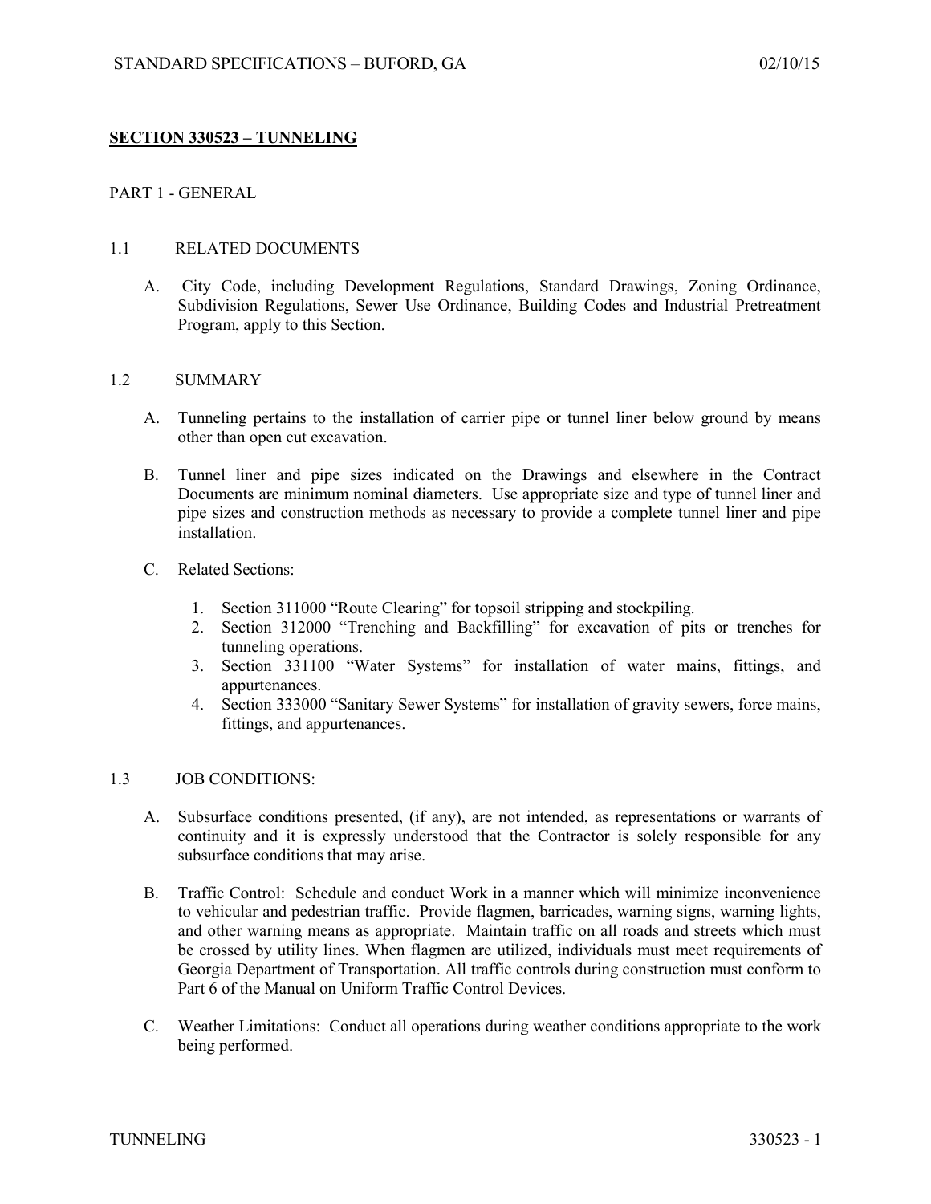## SECTION 330523 – TUNNELING

PART 1 - GENERAL

1.1 RELATED DOCUMENTS

A. City Code, including Development Regulations, Standard Drawings, Zoning Ordinance, Subdivision Regulations, Sewer Use Ordinance, Building Codes and Industrial Pretreatment Program, apply to this Section.

1.2 SUMMARY

A. Tunneling pertains to the installation of carrier pipe or tunnel liner below ground by means other than open cut excavation.

B. Tunnel liner and pipe sizes indicated on the Drawings and elsewhere in the Contract Documents are minimum nominal diameters. Use appropriate size and type of tunnel liner and pipe sizes and construction methods as necessary to provide a complete tunnel liner and pipe installation.

C. Related Sections:

1. Section 311000 "Route Clearing" for topsoil stripping and stockpiling.
2. Section 312000 "Trenching and Backfilling" for excavation of pits or trenches for tunneling operations.
3. Section 331100 "Water Systems" for installation of water mains, fittings, and appurtenances.
4. Section 333000 "Sanitary Sewer Systems" for installation of gravity sewers, force mains, fittings, and appurtenances.

1.3 JOB CONDITIONS:

A. Subsurface conditions presented, (if any), are not intended, as representations or warrants of continuity and it is expressly understood that the Contractor is solely responsible for any subsurface conditions that may arise.

B. Traffic Control: Schedule and conduct Work in a manner which will minimize inconvenience to vehicular and pedestrian traffic. Provide flagmen, barricades, warning signs, warning lights, and other warning means as appropriate. Maintain traffic on all roads and streets which must be crossed by utility lines. When flagmen are utilized, individuals must meet requirements of Georgia Department of Transportation. All traffic controls during construction must conform to Part 6 of the Manual on Uniform Traffic Control Devices.

C. Weather Limitations: Conduct all operations during weather conditions appropriate to the work being performed.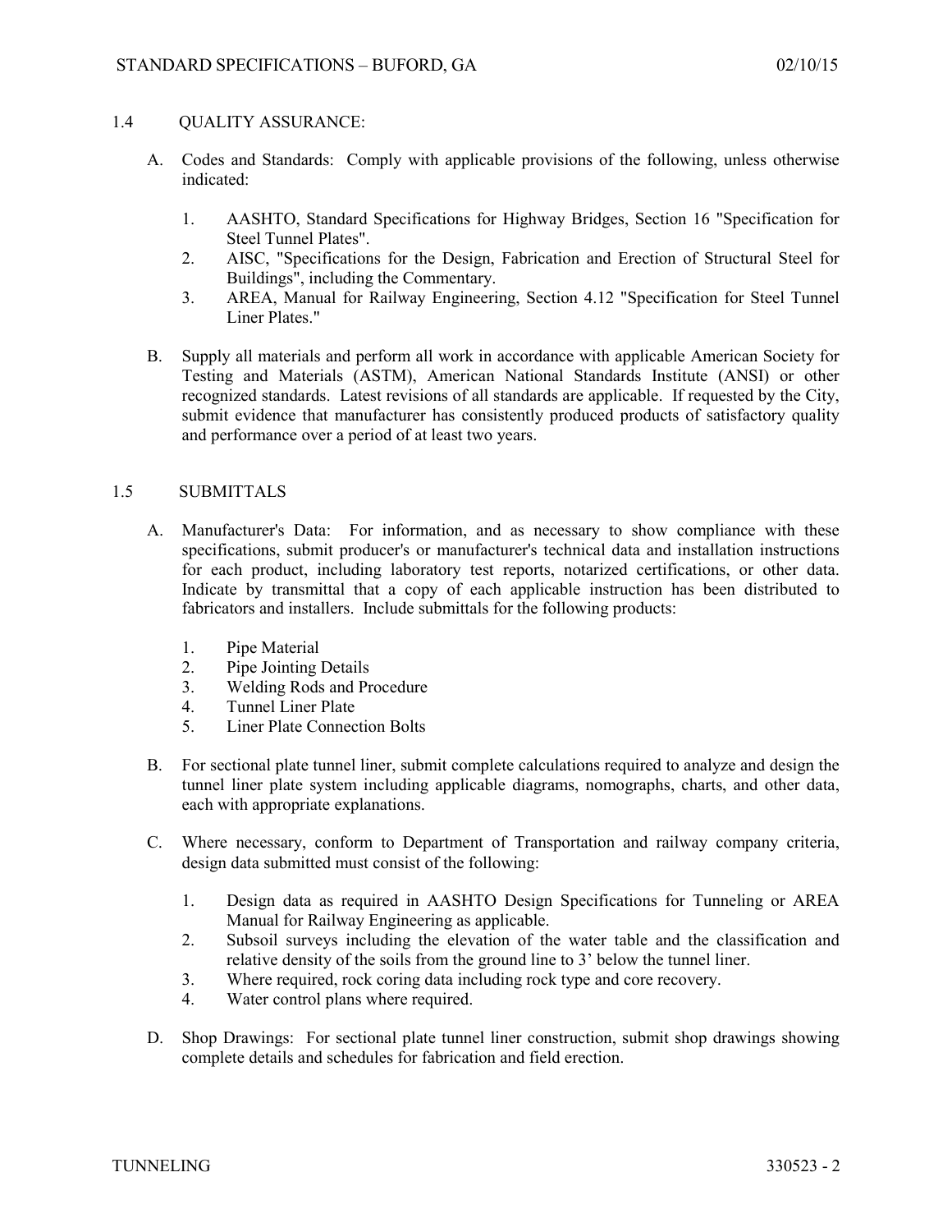## 1.4 QUALITY ASSURANCE:

A. Codes and Standards: Comply with applicable provisions of the following, unless otherwise indicated:

1. AASHTO, Standard Specifications for Highway Bridges, Section 16 "Specification for Steel Tunnel Plates".
2. AISC, "Specifications for the Design, Fabrication and Erection of Structural Steel for Buildings", including the Commentary.
3. AREA, Manual for Railway Engineering, Section 4.12 "Specification for Steel Tunnel Liner Plates."

B. Supply all materials and perform all work in accordance with applicable American Society for Testing and Materials (ASTM), American National Standards Institute (ANSI) or other recognized standards. Latest revisions of all standards are applicable. If requested by the City, submit evidence that manufacturer has consistently produced products of satisfactory quality and performance over a period of at least two years.

## 1.5 SUBMITTALS

A. Manufacturer's Data: For information, and as necessary to show compliance with these specifications, submit producer's or manufacturer's technical data and installation instructions for each product, including laboratory test reports, notarized certifications, or other data. Indicate by transmittal that a copy of each applicable instruction has been distributed to fabricators and installers. Include submittals for the following products:

1. Pipe Material
2. Pipe Jointing Details
3. Welding Rods and Procedure
4. Tunnel Liner Plate
5. Liner Plate Connection Bolts

B. For sectional plate tunnel liner, submit complete calculations required to analyze and design the tunnel liner plate system including applicable diagrams, nomographs, charts, and other data, each with appropriate explanations.

C. Where necessary, conform to Department of Transportation and railway company criteria, design data submitted must consist of the following:

1. Design data as required in AASHTO Design Specifications for Tunneling or AREA Manual for Railway Engineering as applicable.
2. Subsoil surveys including the elevation of the water table and the classification and relative density of the soils from the ground line to 3' below the tunnel liner.
3. Where required, rock coring data including rock type and core recovery.
4. Water control plans where required.

D. Shop Drawings: For sectional plate tunnel liner construction, submit shop drawings showing complete details and schedules for fabrication and field erection.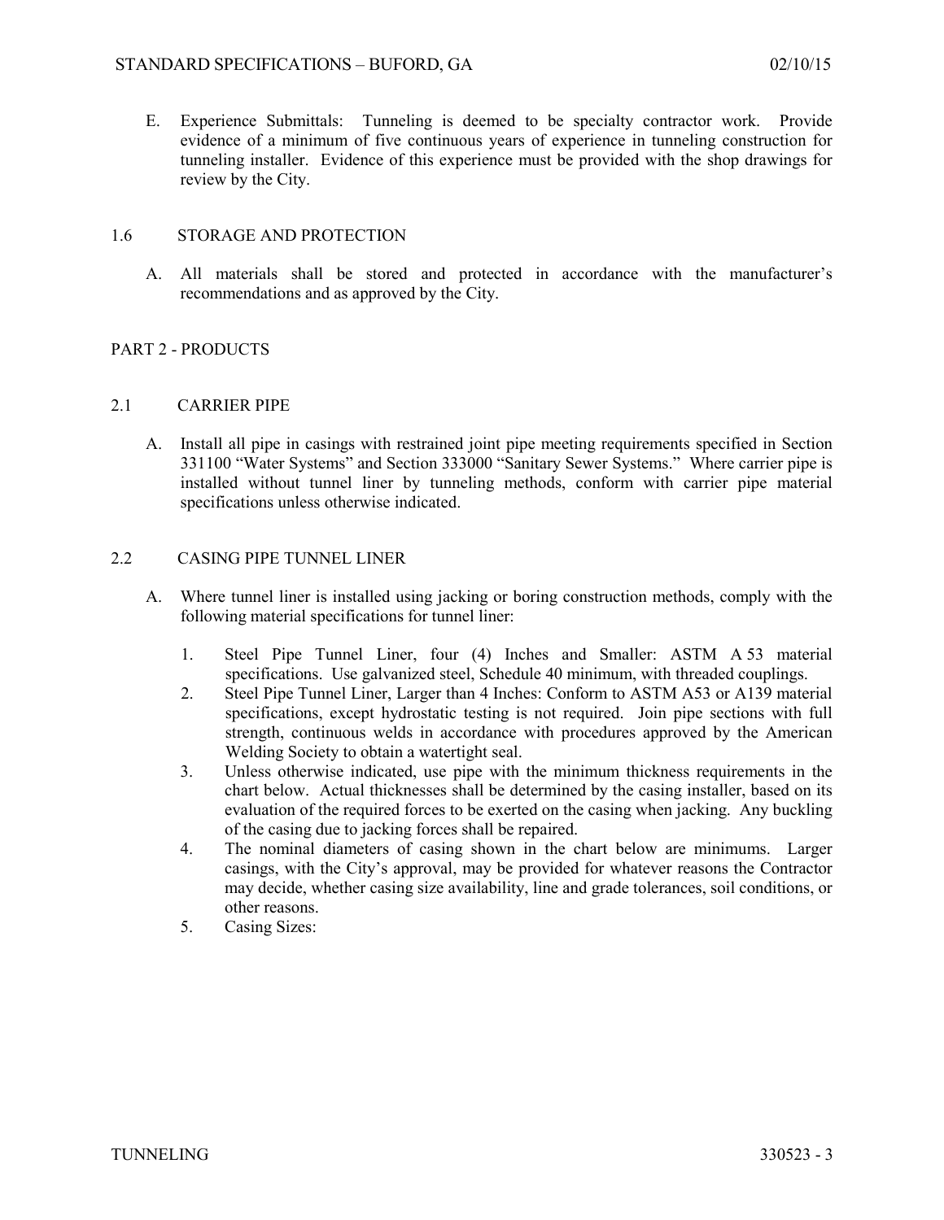E. Experience Submittals: Tunneling is deemed to be specialty contractor work. Provide evidence of a minimum of five continuous years of experience in tunneling construction for tunneling installer. Evidence of this experience must be provided with the shop drawings for review by the City.

## 1.6 STORAGE AND PROTECTION

A. All materials shall be stored and protected in accordance with the manufacturer's recommendations and as approved by the City.

# PART 2 - PRODUCTS

## 2.1 CARRIER PIPE

A. Install all pipe in casings with restrained joint pipe meeting requirements specified in Section 331100 "Water Systems" and Section 333000 "Sanitary Sewer Systems." Where carrier pipe is installed without tunnel liner by tunneling methods, conform with carrier pipe material specifications unless otherwise indicated.

## 2.2 CASING PIPE TUNNEL LINER

A. Where tunnel liner is installed using jacking or boring construction methods, comply with the following material specifications for tunnel liner:

1. Steel Pipe Tunnel Liner, four (4) Inches and Smaller: ASTM A 53 material specifications. Use galvanized steel, Schedule 40 minimum, with threaded couplings.
2. Steel Pipe Tunnel Liner, Larger than 4 Inches: Conform to ASTM A53 or A139 material specifications, except hydrostatic testing is not required. Join pipe sections with full strength, continuous welds in accordance with procedures approved by the American Welding Society to obtain a watertight seal.
3. Unless otherwise indicated, use pipe with the minimum thickness requirements in the chart below. Actual thicknesses shall be determined by the casing installer, based on its evaluation of the required forces to be exerted on the casing when jacking. Any buckling of the casing due to jacking forces shall be repaired.
4. The nominal diameters of casing shown in the chart below are minimums. Larger casings, with the City's approval, may be provided for whatever reasons the Contractor may decide, whether casing size availability, line and grade tolerances, soil conditions, or other reasons.
5. Casing Sizes: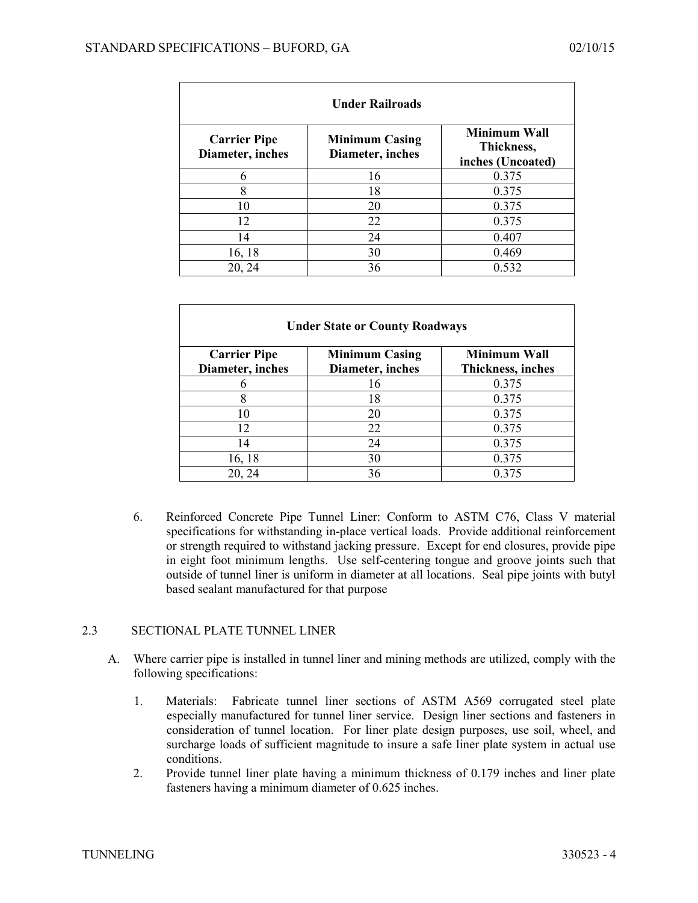| Under Railroads | | |
|---|---|---|
| **Carrier Pipe Diameter, inches** | **Minimum Casing Diameter, inches** | **Minimum Wall Thickness, inches (Uncoated)** |
| 6 | 16 | 0.375 |
| 8 | 18 | 0.375 |
| 10 | 20 | 0.375 |
| 12 | 22 | 0.375 |
| 14 | 24 | 0.407 |
| 16, 18 | 30 | 0.469 |
| 20, 24 | 36 | 0.532 |

| Under State or County Roadways | | |
|---|---|---|
| **Carrier Pipe Diameter, inches** | **Minimum Casing Diameter, inches** | **Minimum Wall Thickness, inches** |
| 6 | 16 | 0.375 |
| 8 | 18 | 0.375 |
| 10 | 20 | 0.375 |
| 12 | 22 | 0.375 |
| 14 | 24 | 0.375 |
| 16, 18 | 30 | 0.375 |
| 20, 24 | 36 | 0.375 |

6. Reinforced Concrete Pipe Tunnel Liner: Conform to ASTM C76, Class V material specifications for withstanding in-place vertical loads. Provide additional reinforcement or strength required to withstand jacking pressure. Except for end closures, provide pipe in eight foot minimum lengths. Use self-centering tongue and groove joints such that outside of tunnel liner is uniform in diameter at all locations. Seal pipe joints with butyl based sealant manufactured for that purpose

## 2.3 SECTIONAL PLATE TUNNEL LINER

A. Where carrier pipe is installed in tunnel liner and mining methods are utilized, comply with the following specifications:

1. Materials: Fabricate tunnel liner sections of ASTM A569 corrugated steel plate especially manufactured for tunnel liner service. Design liner sections and fasteners in consideration of tunnel location. For liner plate design purposes, use soil, wheel, and surcharge loads of sufficient magnitude to insure a safe liner plate system in actual use conditions.
2. Provide tunnel liner plate having a minimum thickness of 0.179 inches and liner plate fasteners having a minimum diameter of 0.625 inches.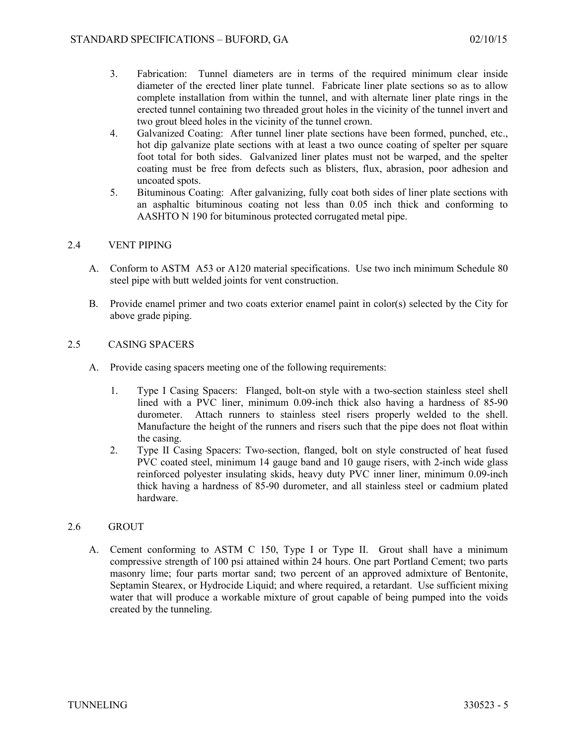3. Fabrication: Tunnel diameters are in terms of the required minimum clear inside diameter of the erected liner plate tunnel. Fabricate liner plate sections so as to allow complete installation from within the tunnel, and with alternate liner plate rings in the erected tunnel containing two threaded grout holes in the vicinity of the tunnel invert and two grout bleed holes in the vicinity of the tunnel crown.
4. Galvanized Coating: After tunnel liner plate sections have been formed, punched, etc., hot dip galvanize plate sections with at least a two ounce coating of spelter per square foot total for both sides. Galvanized liner plates must not be warped, and the spelter coating must be free from defects such as blisters, flux, abrasion, poor adhesion and uncoated spots.
5. Bituminous Coating: After galvanizing, fully coat both sides of liner plate sections with an asphaltic bituminous coating not less than 0.05 inch thick and conforming to AASHTO N 190 for bituminous protected corrugated metal pipe.

## 2.4 VENT PIPING

A. Conform to ASTM A53 or A120 material specifications. Use two inch minimum Schedule 80 steel pipe with butt welded joints for vent construction.

B. Provide enamel primer and two coats exterior enamel paint in color(s) selected by the City for above grade piping.

## 2.5 CASING SPACERS

A. Provide casing spacers meeting one of the following requirements:

1. Type I Casing Spacers: Flanged, bolt-on style with a two-section stainless steel shell lined with a PVC liner, minimum 0.09-inch thick also having a hardness of 85-90 durometer. Attach runners to stainless steel risers properly welded to the shell. Manufacture the height of the runners and risers such that the pipe does not float within the casing.
2. Type II Casing Spacers: Two-section, flanged, bolt on style constructed of heat fused PVC coated steel, minimum 14 gauge band and 10 gauge risers, with 2-inch wide glass reinforced polyester insulating skids, heavy duty PVC inner liner, minimum 0.09-inch thick having a hardness of 85-90 durometer, and all stainless steel or cadmium plated hardware.

## 2.6 GROUT

A. Cement conforming to ASTM C 150, Type I or Type II. Grout shall have a minimum compressive strength of 100 psi attained within 24 hours. One part Portland Cement; two parts masonry lime; four parts mortar sand; two percent of an approved admixture of Bentonite, Septamin Stearex, or Hydrocide Liquid; and where required, a retardant. Use sufficient mixing water that will produce a workable mixture of grout capable of being pumped into the voids created by the tunneling.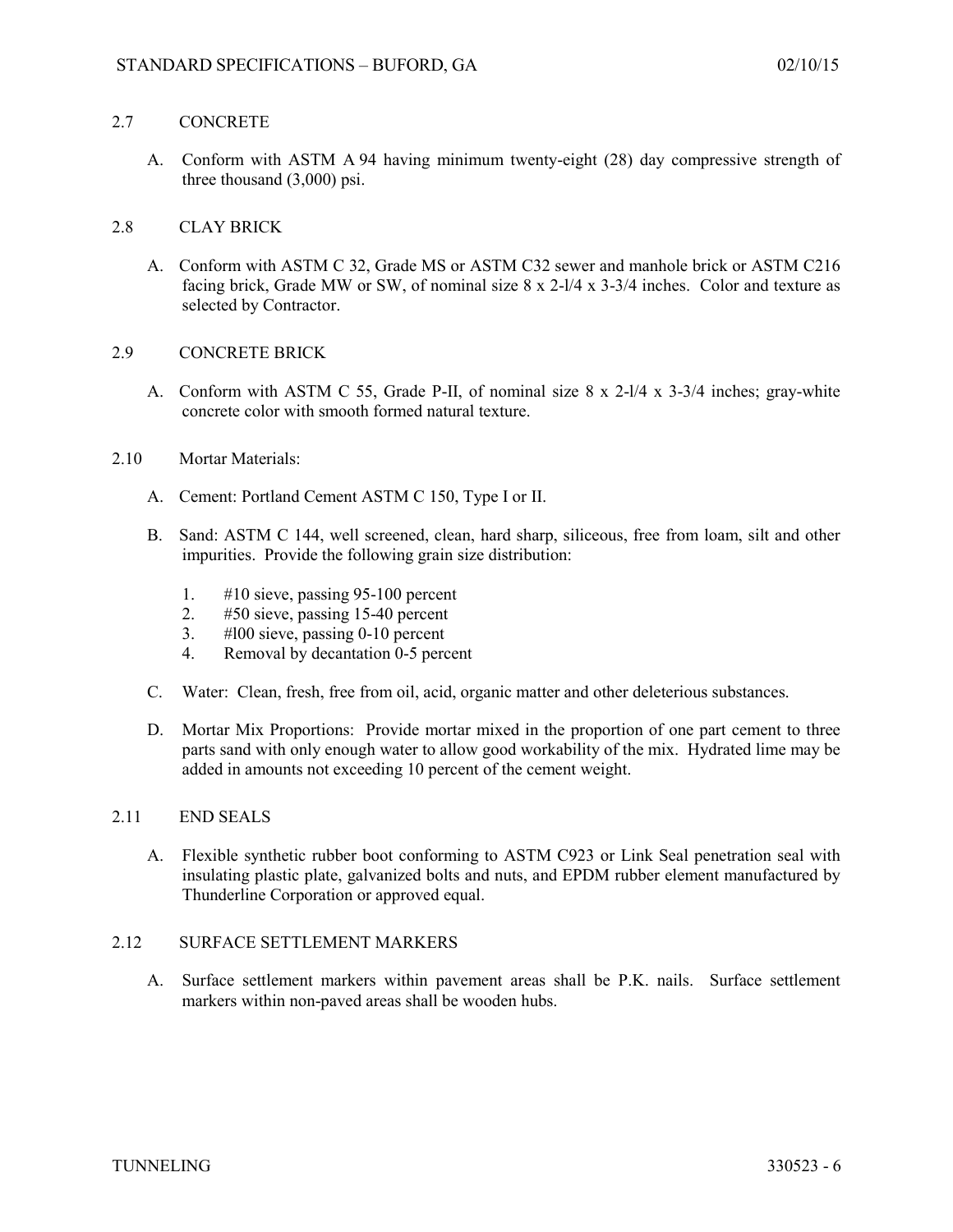## 2.7 CONCRETE

A. Conform with ASTM A 94 having minimum twenty-eight (28) day compressive strength of three thousand (3,000) psi.

## 2.8 CLAY BRICK

A. Conform with ASTM C 32, Grade MS or ASTM C32 sewer and manhole brick or ASTM C216 facing brick, Grade MW or SW, of nominal size 8 x 2-l/4 x 3-3/4 inches. Color and texture as selected by Contractor.

## 2.9 CONCRETE BRICK

A. Conform with ASTM C 55, Grade P-II, of nominal size 8 x 2-l/4 x 3-3/4 inches; gray-white concrete color with smooth formed natural texture.

## 2.10 Mortar Materials:

A. Cement: Portland Cement ASTM C 150, Type I or II.

B. Sand: ASTM C 144, well screened, clean, hard sharp, siliceous, free from loam, silt and other impurities. Provide the following grain size distribution:

1. #10 sieve, passing 95-100 percent
2. #50 sieve, passing 15-40 percent
3. #l00 sieve, passing 0-10 percent
4. Removal by decantation 0-5 percent

C. Water: Clean, fresh, free from oil, acid, organic matter and other deleterious substances.

D. Mortar Mix Proportions: Provide mortar mixed in the proportion of one part cement to three parts sand with only enough water to allow good workability of the mix. Hydrated lime may be added in amounts not exceeding 10 percent of the cement weight.

## 2.11 END SEALS

A. Flexible synthetic rubber boot conforming to ASTM C923 or Link Seal penetration seal with insulating plastic plate, galvanized bolts and nuts, and EPDM rubber element manufactured by Thunderline Corporation or approved equal.

## 2.12 SURFACE SETTLEMENT MARKERS

A. Surface settlement markers within pavement areas shall be P.K. nails. Surface settlement markers within non-paved areas shall be wooden hubs.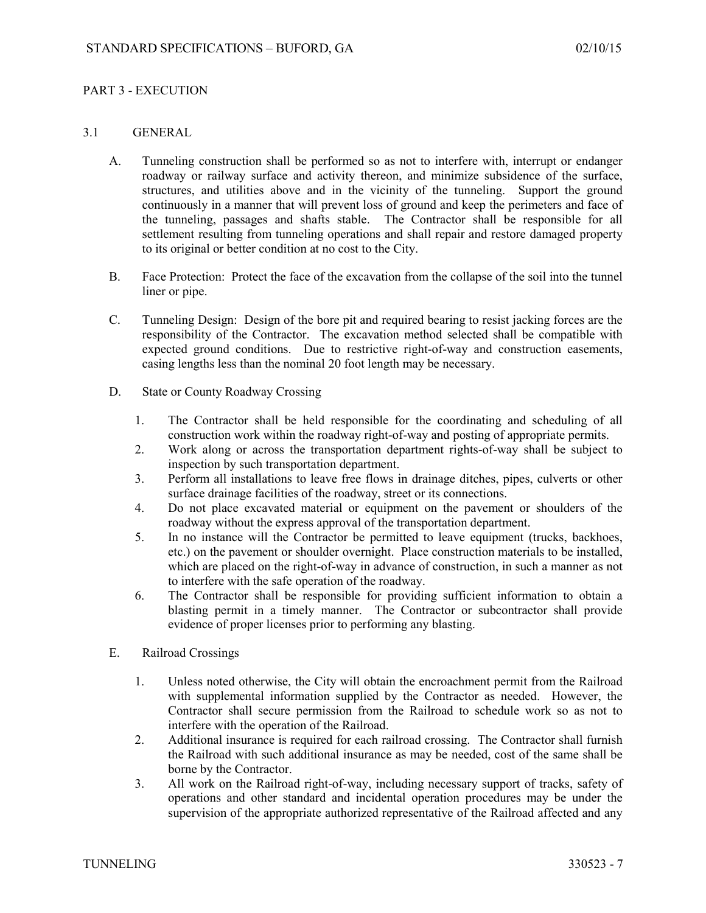## PART 3 - EXECUTION

### 3.1 GENERAL

A. Tunneling construction shall be performed so as not to interfere with, interrupt or endanger roadway or railway surface and activity thereon, and minimize subsidence of the surface, structures, and utilities above and in the vicinity of the tunneling. Support the ground continuously in a manner that will prevent loss of ground and keep the perimeters and face of the tunneling, passages and shafts stable. The Contractor shall be responsible for all settlement resulting from tunneling operations and shall repair and restore damaged property to its original or better condition at no cost to the City.

B. Face Protection: Protect the face of the excavation from the collapse of the soil into the tunnel liner or pipe.

C. Tunneling Design: Design of the bore pit and required bearing to resist jacking forces are the responsibility of the Contractor. The excavation method selected shall be compatible with expected ground conditions. Due to restrictive right-of-way and construction easements, casing lengths less than the nominal 20 foot length may be necessary.

D. State or County Roadway Crossing

1. The Contractor shall be held responsible for the coordinating and scheduling of all construction work within the roadway right-of-way and posting of appropriate permits.
2. Work along or across the transportation department rights-of-way shall be subject to inspection by such transportation department.
3. Perform all installations to leave free flows in drainage ditches, pipes, culverts or other surface drainage facilities of the roadway, street or its connections.
4. Do not place excavated material or equipment on the pavement or shoulders of the roadway without the express approval of the transportation department.
5. In no instance will the Contractor be permitted to leave equipment (trucks, backhoes, etc.) on the pavement or shoulder overnight. Place construction materials to be installed, which are placed on the right-of-way in advance of construction, in such a manner as not to interfere with the safe operation of the roadway.
6. The Contractor shall be responsible for providing sufficient information to obtain a blasting permit in a timely manner. The Contractor or subcontractor shall provide evidence of proper licenses prior to performing any blasting.

E. Railroad Crossings

1. Unless noted otherwise, the City will obtain the encroachment permit from the Railroad with supplemental information supplied by the Contractor as needed. However, the Contractor shall secure permission from the Railroad to schedule work so as not to interfere with the operation of the Railroad.
2. Additional insurance is required for each railroad crossing. The Contractor shall furnish the Railroad with such additional insurance as may be needed, cost of the same shall be borne by the Contractor.
3. All work on the Railroad right-of-way, including necessary support of tracks, safety of operations and other standard and incidental operation procedures may be under the supervision of the appropriate authorized representative of the Railroad affected and any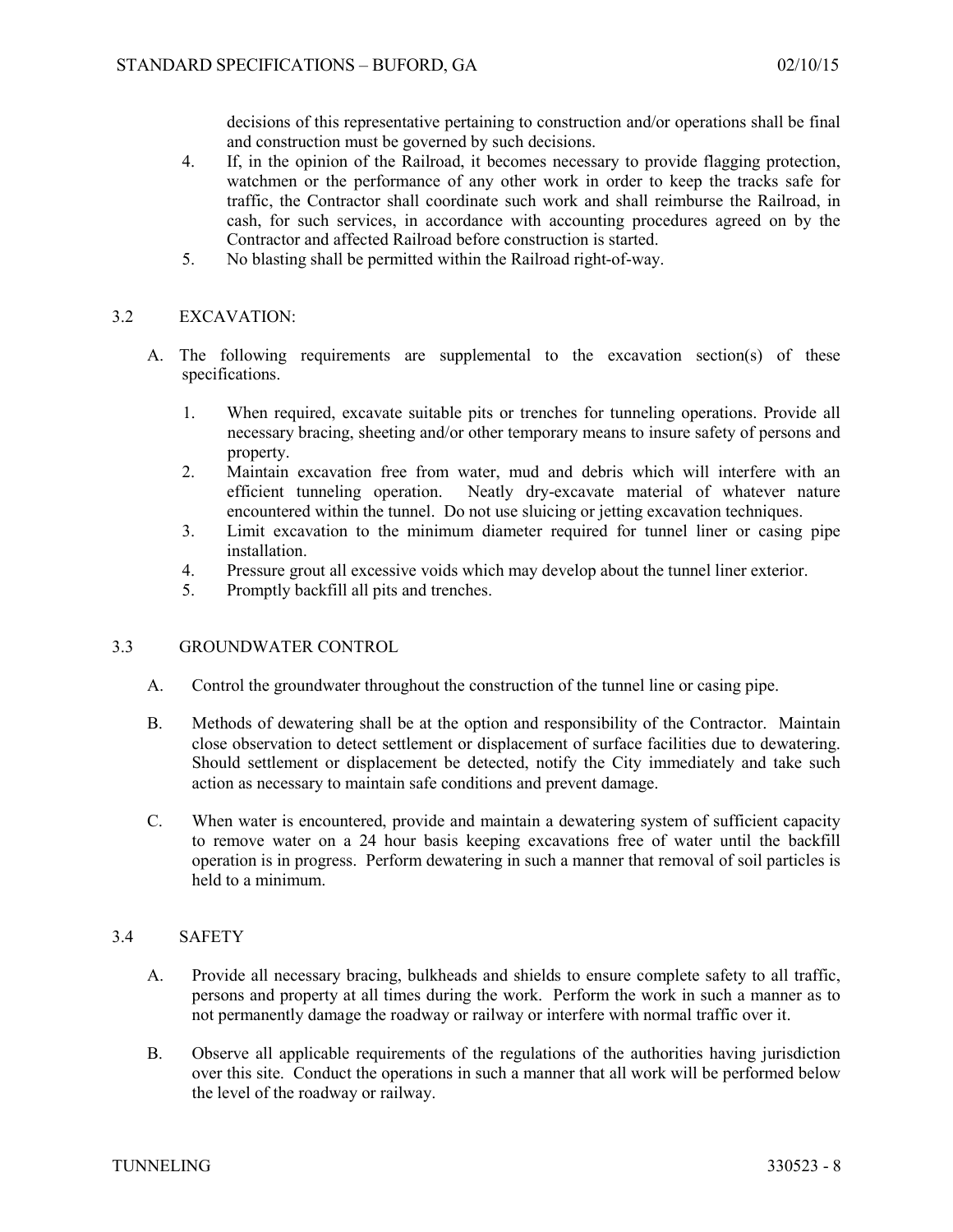decisions of this representative pertaining to construction and/or operations shall be final and construction must be governed by such decisions.

4. If, in the opinion of the Railroad, it becomes necessary to provide flagging protection, watchmen or the performance of any other work in order to keep the tracks safe for traffic, the Contractor shall coordinate such work and shall reimburse the Railroad, in cash, for such services, in accordance with accounting procedures agreed on by the Contractor and affected Railroad before construction is started.
5. No blasting shall be permitted within the Railroad right-of-way.

## 3.2 EXCAVATION:

A. The following requirements are supplemental to the excavation section(s) of these specifications.

1. When required, excavate suitable pits or trenches for tunneling operations. Provide all necessary bracing, sheeting and/or other temporary means to insure safety of persons and property.
2. Maintain excavation free from water, mud and debris which will interfere with an efficient tunneling operation. Neatly dry-excavate material of whatever nature encountered within the tunnel. Do not use sluicing or jetting excavation techniques.
3. Limit excavation to the minimum diameter required for tunnel liner or casing pipe installation.
4. Pressure grout all excessive voids which may develop about the tunnel liner exterior.
5. Promptly backfill all pits and trenches.

## 3.3 GROUNDWATER CONTROL

A. Control the groundwater throughout the construction of the tunnel line or casing pipe.

B. Methods of dewatering shall be at the option and responsibility of the Contractor. Maintain close observation to detect settlement or displacement of surface facilities due to dewatering. Should settlement or displacement be detected, notify the City immediately and take such action as necessary to maintain safe conditions and prevent damage.

C. When water is encountered, provide and maintain a dewatering system of sufficient capacity to remove water on a 24 hour basis keeping excavations free of water until the backfill operation is in progress. Perform dewatering in such a manner that removal of soil particles is held to a minimum.

## 3.4 SAFETY

A. Provide all necessary bracing, bulkheads and shields to ensure complete safety to all traffic, persons and property at all times during the work. Perform the work in such a manner as to not permanently damage the roadway or railway or interfere with normal traffic over it.

B. Observe all applicable requirements of the regulations of the authorities having jurisdiction over this site. Conduct the operations in such a manner that all work will be performed below the level of the roadway or railway.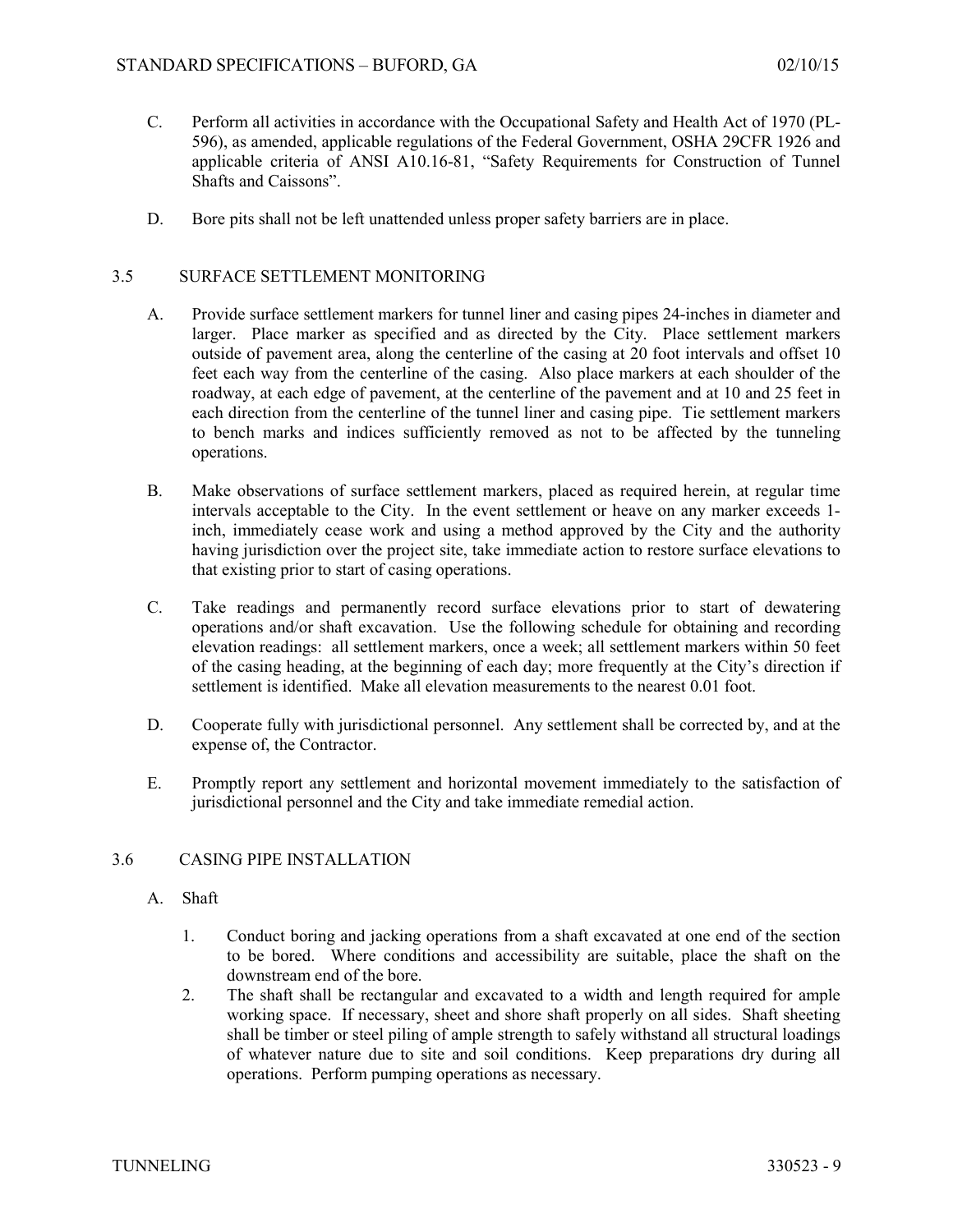C. Perform all activities in accordance with the Occupational Safety and Health Act of 1970 (PL-596), as amended, applicable regulations of the Federal Government, OSHA 29CFR 1926 and applicable criteria of ANSI A10.16-81, "Safety Requirements for Construction of Tunnel Shafts and Caissons".

D. Bore pits shall not be left unattended unless proper safety barriers are in place.

## 3.5 SURFACE SETTLEMENT MONITORING

A. Provide surface settlement markers for tunnel liner and casing pipes 24-inches in diameter and larger. Place marker as specified and as directed by the City. Place settlement markers outside of pavement area, along the centerline of the casing at 20 foot intervals and offset 10 feet each way from the centerline of the casing. Also place markers at each shoulder of the roadway, at each edge of pavement, at the centerline of the pavement and at 10 and 25 feet in each direction from the centerline of the tunnel liner and casing pipe. Tie settlement markers to bench marks and indices sufficiently removed as not to be affected by the tunneling operations.

B. Make observations of surface settlement markers, placed as required herein, at regular time intervals acceptable to the City. In the event settlement or heave on any marker exceeds 1-inch, immediately cease work and using a method approved by the City and the authority having jurisdiction over the project site, take immediate action to restore surface elevations to that existing prior to start of casing operations.

C. Take readings and permanently record surface elevations prior to start of dewatering operations and/or shaft excavation. Use the following schedule for obtaining and recording elevation readings: all settlement markers, once a week; all settlement markers within 50 feet of the casing heading, at the beginning of each day; more frequently at the City's direction if settlement is identified. Make all elevation measurements to the nearest 0.01 foot.

D. Cooperate fully with jurisdictional personnel. Any settlement shall be corrected by, and at the expense of, the Contractor.

E. Promptly report any settlement and horizontal movement immediately to the satisfaction of jurisdictional personnel and the City and take immediate remedial action.

## 3.6 CASING PIPE INSTALLATION

A. Shaft

1. Conduct boring and jacking operations from a shaft excavated at one end of the section to be bored. Where conditions and accessibility are suitable, place the shaft on the downstream end of the bore.
2. The shaft shall be rectangular and excavated to a width and length required for ample working space. If necessary, sheet and shore shaft properly on all sides. Shaft sheeting shall be timber or steel piling of ample strength to safely withstand all structural loadings of whatever nature due to site and soil conditions. Keep preparations dry during all operations. Perform pumping operations as necessary.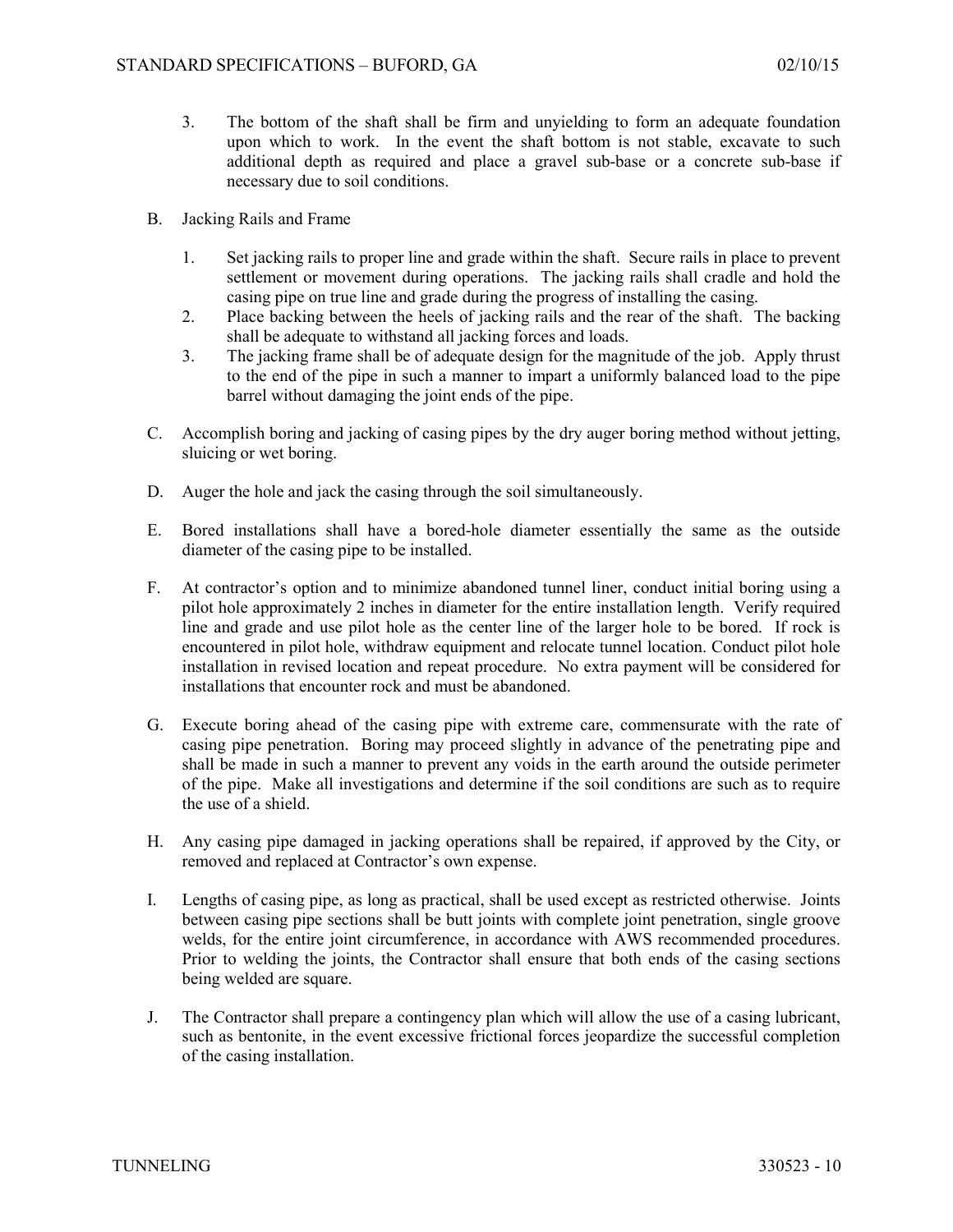3. The bottom of the shaft shall be firm and unyielding to form an adequate foundation upon which to work. In the event the shaft bottom is not stable, excavate to such additional depth as required and place a gravel sub-base or a concrete sub-base if necessary due to soil conditions.

B. Jacking Rails and Frame

1. Set jacking rails to proper line and grade within the shaft. Secure rails in place to prevent settlement or movement during operations. The jacking rails shall cradle and hold the casing pipe on true line and grade during the progress of installing the casing.
2. Place backing between the heels of jacking rails and the rear of the shaft. The backing shall be adequate to withstand all jacking forces and loads.
3. The jacking frame shall be of adequate design for the magnitude of the job. Apply thrust to the end of the pipe in such a manner to impart a uniformly balanced load to the pipe barrel without damaging the joint ends of the pipe.

C. Accomplish boring and jacking of casing pipes by the dry auger boring method without jetting, sluicing or wet boring.

D. Auger the hole and jack the casing through the soil simultaneously.

E. Bored installations shall have a bored-hole diameter essentially the same as the outside diameter of the casing pipe to be installed.

F. At contractor's option and to minimize abandoned tunnel liner, conduct initial boring using a pilot hole approximately 2 inches in diameter for the entire installation length. Verify required line and grade and use pilot hole as the center line of the larger hole to be bored. If rock is encountered in pilot hole, withdraw equipment and relocate tunnel location. Conduct pilot hole installation in revised location and repeat procedure. No extra payment will be considered for installations that encounter rock and must be abandoned.

G. Execute boring ahead of the casing pipe with extreme care, commensurate with the rate of casing pipe penetration. Boring may proceed slightly in advance of the penetrating pipe and shall be made in such a manner to prevent any voids in the earth around the outside perimeter of the pipe. Make all investigations and determine if the soil conditions are such as to require the use of a shield.

H. Any casing pipe damaged in jacking operations shall be repaired, if approved by the City, or removed and replaced at Contractor's own expense.

I. Lengths of casing pipe, as long as practical, shall be used except as restricted otherwise. Joints between casing pipe sections shall be butt joints with complete joint penetration, single groove welds, for the entire joint circumference, in accordance with AWS recommended procedures. Prior to welding the joints, the Contractor shall ensure that both ends of the casing sections being welded are square.

J. The Contractor shall prepare a contingency plan which will allow the use of a casing lubricant, such as bentonite, in the event excessive frictional forces jeopardize the successful completion of the casing installation.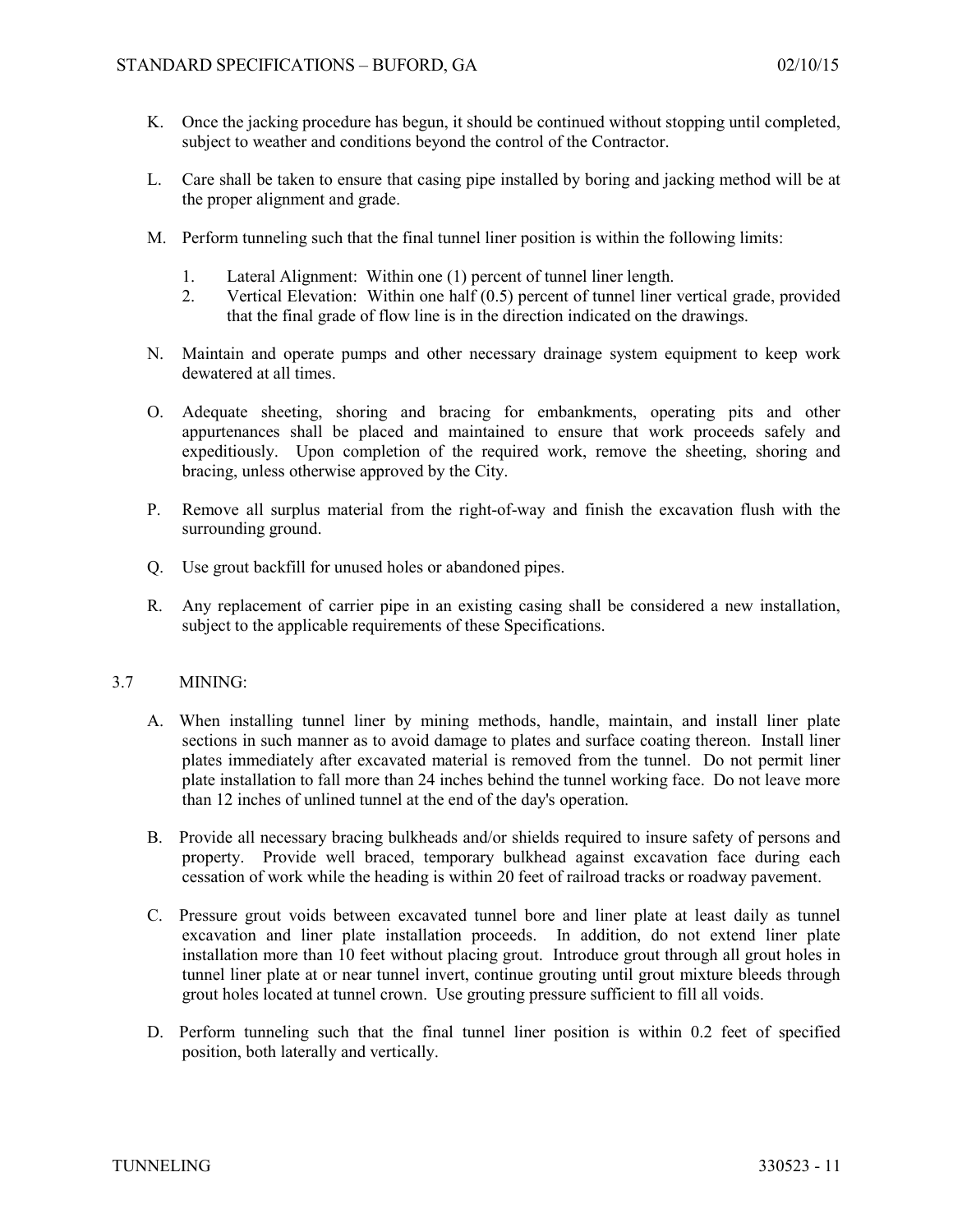K. Once the jacking procedure has begun, it should be continued without stopping until completed, subject to weather and conditions beyond the control of the Contractor.

L. Care shall be taken to ensure that casing pipe installed by boring and jacking method will be at the proper alignment and grade.

M. Perform tunneling such that the final tunnel liner position is within the following limits:

   1. Lateral Alignment: Within one (1) percent of tunnel liner length.
   2. Vertical Elevation: Within one half (0.5) percent of tunnel liner vertical grade, provided that the final grade of flow line is in the direction indicated on the drawings.

N. Maintain and operate pumps and other necessary drainage system equipment to keep work dewatered at all times.

O. Adequate sheeting, shoring and bracing for embankments, operating pits and other appurtenances shall be placed and maintained to ensure that work proceeds safely and expeditiously. Upon completion of the required work, remove the sheeting, shoring and bracing, unless otherwise approved by the City.

P. Remove all surplus material from the right-of-way and finish the excavation flush with the surrounding ground.

Q. Use grout backfill for unused holes or abandoned pipes.

R. Any replacement of carrier pipe in an existing casing shall be considered a new installation, subject to the applicable requirements of these Specifications.

## 3.7 MINING:

A. When installing tunnel liner by mining methods, handle, maintain, and install liner plate sections in such manner as to avoid damage to plates and surface coating thereon. Install liner plates immediately after excavated material is removed from the tunnel. Do not permit liner plate installation to fall more than 24 inches behind the tunnel working face. Do not leave more than 12 inches of unlined tunnel at the end of the day's operation.

B. Provide all necessary bracing bulkheads and/or shields required to insure safety of persons and property. Provide well braced, temporary bulkhead against excavation face during each cessation of work while the heading is within 20 feet of railroad tracks or roadway pavement.

C. Pressure grout voids between excavated tunnel bore and liner plate at least daily as tunnel excavation and liner plate installation proceeds. In addition, do not extend liner plate installation more than 10 feet without placing grout. Introduce grout through all grout holes in tunnel liner plate at or near tunnel invert, continue grouting until grout mixture bleeds through grout holes located at tunnel crown. Use grouting pressure sufficient to fill all voids.

D. Perform tunneling such that the final tunnel liner position is within 0.2 feet of specified position, both laterally and vertically.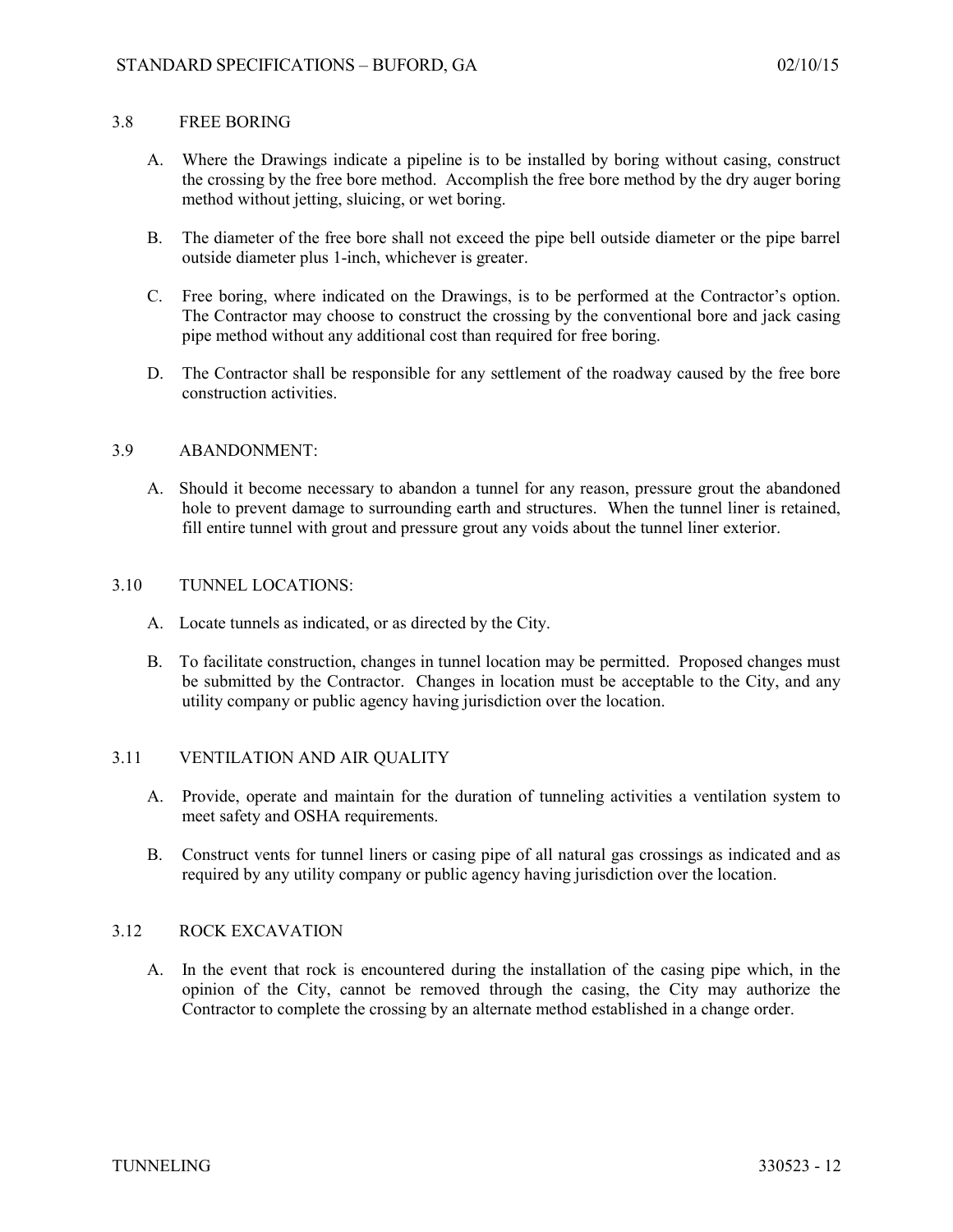### 3.8 FREE BORING

A. Where the Drawings indicate a pipeline is to be installed by boring without casing, construct the crossing by the free bore method. Accomplish the free bore method by the dry auger boring method without jetting, sluicing, or wet boring.

B. The diameter of the free bore shall not exceed the pipe bell outside diameter or the pipe barrel outside diameter plus 1-inch, whichever is greater.

C. Free boring, where indicated on the Drawings, is to be performed at the Contractor's option. The Contractor may choose to construct the crossing by the conventional bore and jack casing pipe method without any additional cost than required for free boring.

D. The Contractor shall be responsible for any settlement of the roadway caused by the free bore construction activities.

### 3.9 ABANDONMENT:

A. Should it become necessary to abandon a tunnel for any reason, pressure grout the abandoned hole to prevent damage to surrounding earth and structures. When the tunnel liner is retained, fill entire tunnel with grout and pressure grout any voids about the tunnel liner exterior.

### 3.10 TUNNEL LOCATIONS:

A. Locate tunnels as indicated, or as directed by the City.

B. To facilitate construction, changes in tunnel location may be permitted. Proposed changes must be submitted by the Contractor. Changes in location must be acceptable to the City, and any utility company or public agency having jurisdiction over the location.

### 3.11 VENTILATION AND AIR QUALITY

A. Provide, operate and maintain for the duration of tunneling activities a ventilation system to meet safety and OSHA requirements.

B. Construct vents for tunnel liners or casing pipe of all natural gas crossings as indicated and as required by any utility company or public agency having jurisdiction over the location.

### 3.12 ROCK EXCAVATION

A. In the event that rock is encountered during the installation of the casing pipe which, in the opinion of the City, cannot be removed through the casing, the City may authorize the Contractor to complete the crossing by an alternate method established in a change order.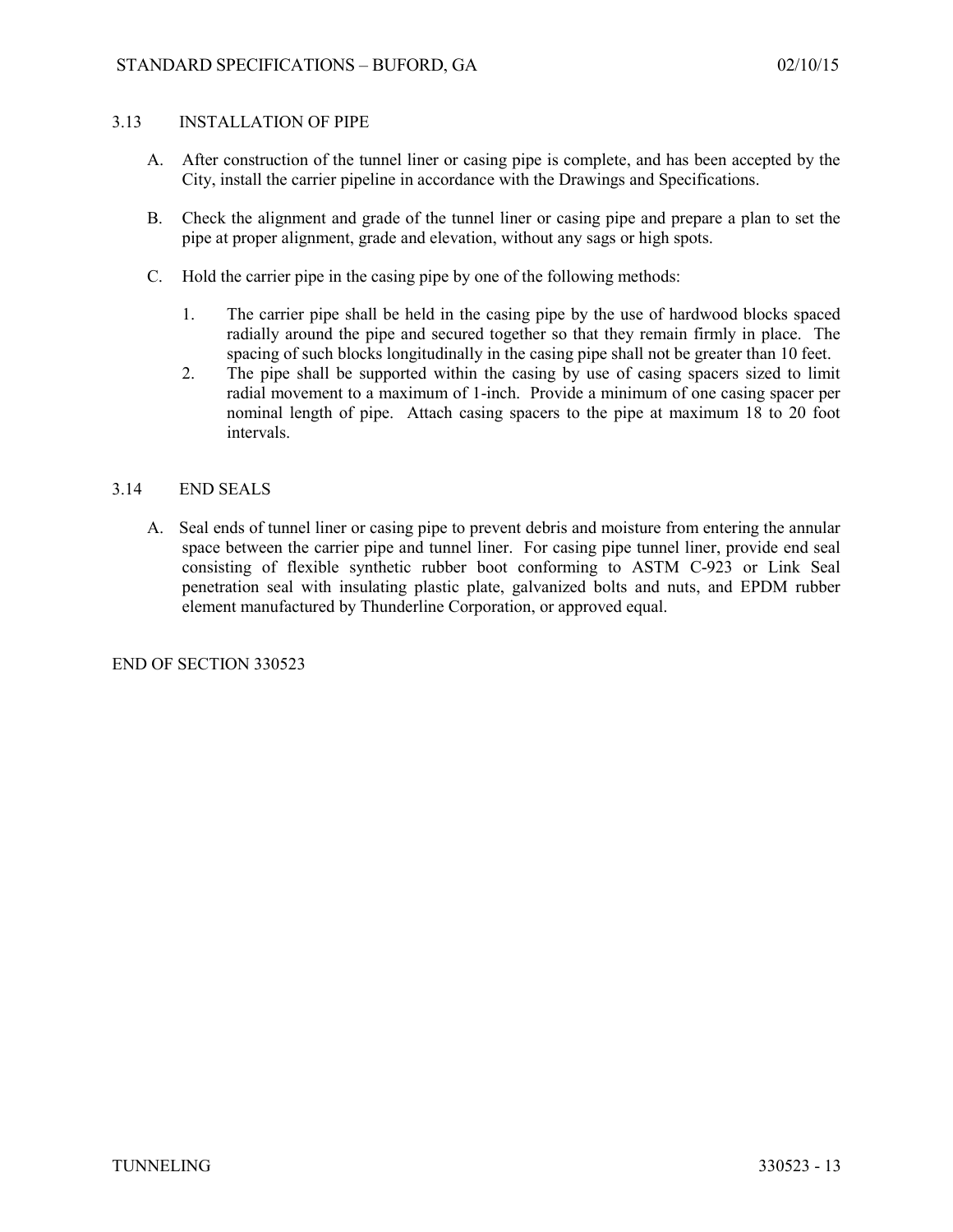## 3.13 INSTALLATION OF PIPE

A. After construction of the tunnel liner or casing pipe is complete, and has been accepted by the City, install the carrier pipeline in accordance with the Drawings and Specifications.

B. Check the alignment and grade of the tunnel liner or casing pipe and prepare a plan to set the pipe at proper alignment, grade and elevation, without any sags or high spots.

C. Hold the carrier pipe in the casing pipe by one of the following methods:

   1. The carrier pipe shall be held in the casing pipe by the use of hardwood blocks spaced radially around the pipe and secured together so that they remain firmly in place. The spacing of such blocks longitudinally in the casing pipe shall not be greater than 10 feet.
   2. The pipe shall be supported within the casing by use of casing spacers sized to limit radial movement to a maximum of 1-inch. Provide a minimum of one casing spacer per nominal length of pipe. Attach casing spacers to the pipe at maximum 18 to 20 foot intervals.

## 3.14 END SEALS

A. Seal ends of tunnel liner or casing pipe to prevent debris and moisture from entering the annular space between the carrier pipe and tunnel liner. For casing pipe tunnel liner, provide end seal consisting of flexible synthetic rubber boot conforming to ASTM C-923 or Link Seal penetration seal with insulating plastic plate, galvanized bolts and nuts, and EPDM rubber element manufactured by Thunderline Corporation, or approved equal.

END OF SECTION 330523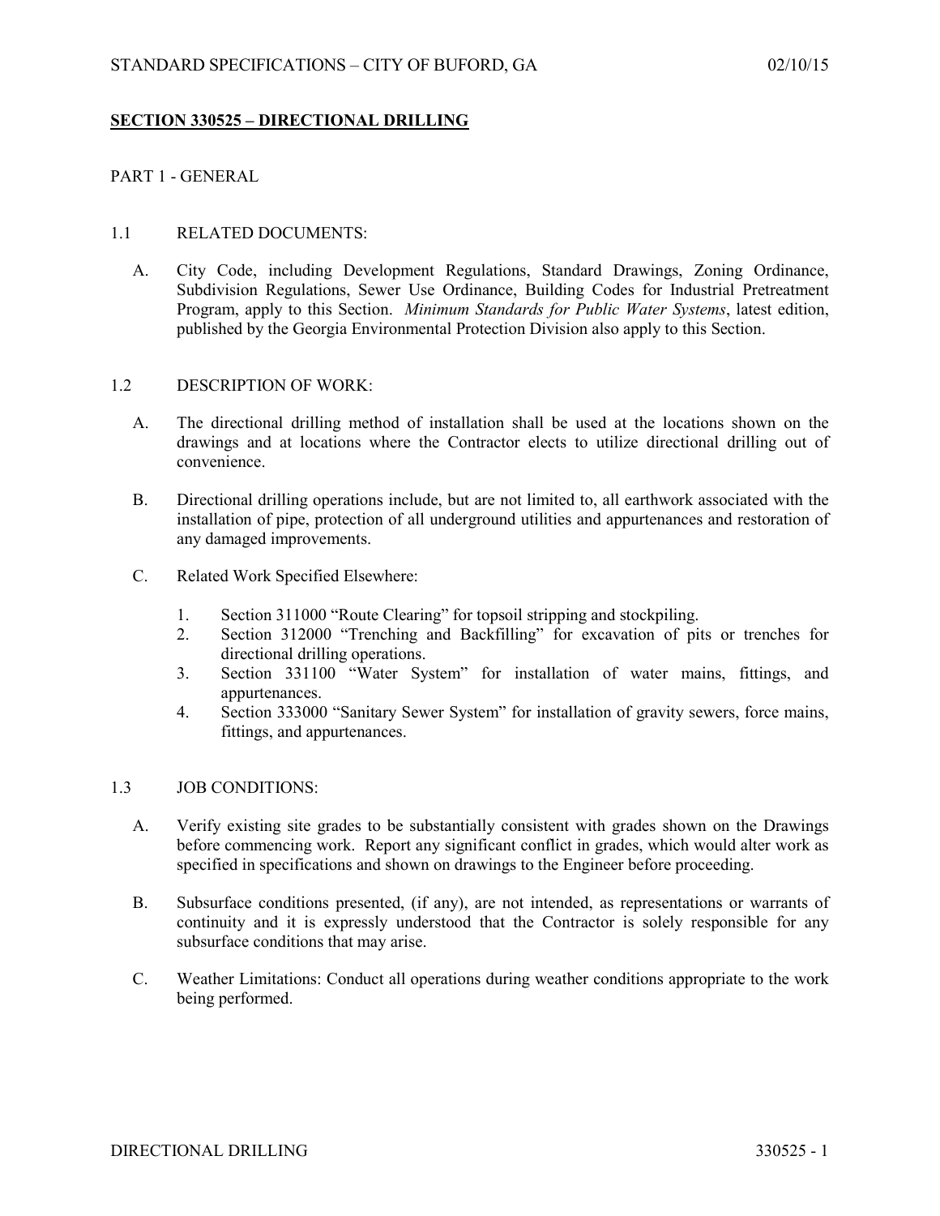## SECTION 330525 – DIRECTIONAL DRILLING

PART 1 - GENERAL

1.1 RELATED DOCUMENTS:

A. City Code, including Development Regulations, Standard Drawings, Zoning Ordinance, Subdivision Regulations, Sewer Use Ordinance, Building Codes for Industrial Pretreatment Program, apply to this Section. *Minimum Standards for Public Water Systems*, latest edition, published by the Georgia Environmental Protection Division also apply to this Section.

1.2 DESCRIPTION OF WORK:

A. The directional drilling method of installation shall be used at the locations shown on the drawings and at locations where the Contractor elects to utilize directional drilling out of convenience.

B. Directional drilling operations include, but are not limited to, all earthwork associated with the installation of pipe, protection of all underground utilities and appurtenances and restoration of any damaged improvements.

C. Related Work Specified Elsewhere:

1. Section 311000 “Route Clearing” for topsoil stripping and stockpiling.
2. Section 312000 “Trenching and Backfilling” for excavation of pits or trenches for directional drilling operations.
3. Section 331100 “Water System” for installation of water mains, fittings, and appurtenances.
4. Section 333000 “Sanitary Sewer System” for installation of gravity sewers, force mains, fittings, and appurtenances.

1.3 JOB CONDITIONS:

A. Verify existing site grades to be substantially consistent with grades shown on the Drawings before commencing work. Report any significant conflict in grades, which would alter work as specified in specifications and shown on drawings to the Engineer before proceeding.

B. Subsurface conditions presented, (if any), are not intended, as representations or warrants of continuity and it is expressly understood that the Contractor is solely responsible for any subsurface conditions that may arise.

C. Weather Limitations: Conduct all operations during weather conditions appropriate to the work being performed.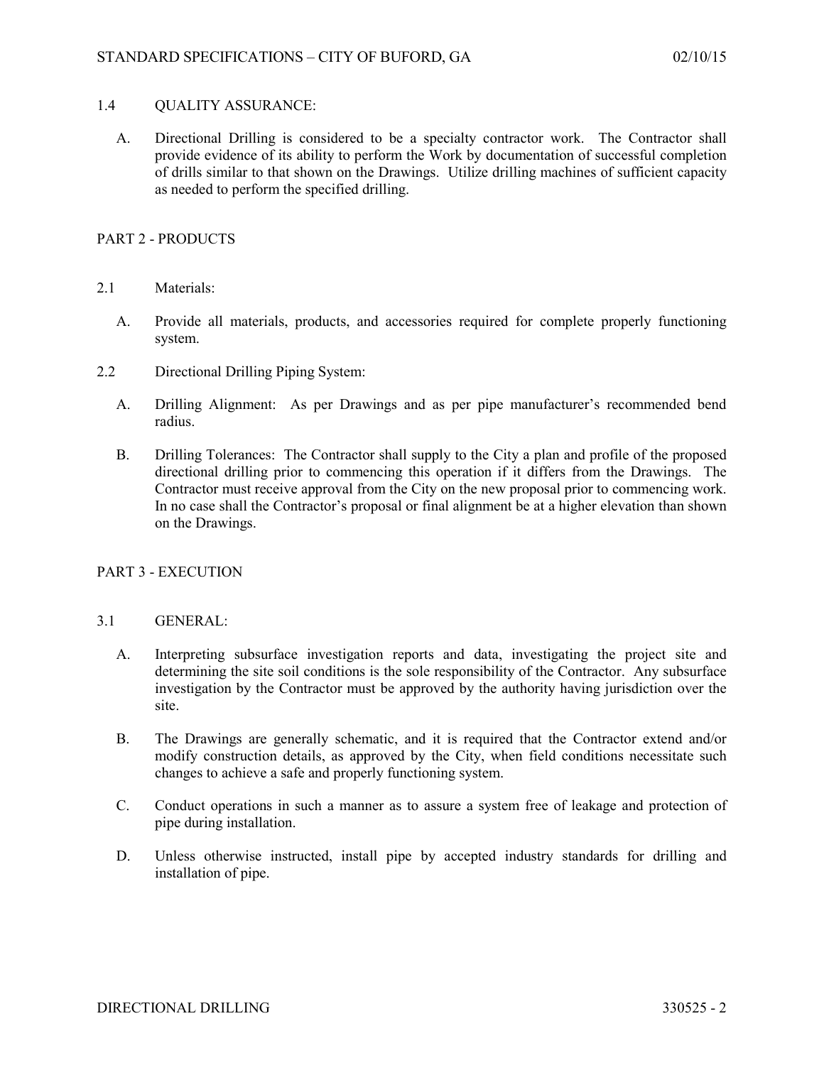1.4 QUALITY ASSURANCE:

A. Directional Drilling is considered to be a specialty contractor work. The Contractor shall provide evidence of its ability to perform the Work by documentation of successful completion of drills similar to that shown on the Drawings. Utilize drilling machines of sufficient capacity as needed to perform the specified drilling.

## PART 2 - PRODUCTS

2.1 Materials:

A. Provide all materials, products, and accessories required for complete properly functioning system.

2.2 Directional Drilling Piping System:

A. Drilling Alignment: As per Drawings and as per pipe manufacturer's recommended bend radius.

B. Drilling Tolerances: The Contractor shall supply to the City a plan and profile of the proposed directional drilling prior to commencing this operation if it differs from the Drawings. The Contractor must receive approval from the City on the new proposal prior to commencing work. In no case shall the Contractor's proposal or final alignment be at a higher elevation than shown on the Drawings.

## PART 3 - EXECUTION

3.1 GENERAL:

A. Interpreting subsurface investigation reports and data, investigating the project site and determining the site soil conditions is the sole responsibility of the Contractor. Any subsurface investigation by the Contractor must be approved by the authority having jurisdiction over the site.

B. The Drawings are generally schematic, and it is required that the Contractor extend and/or modify construction details, as approved by the City, when field conditions necessitate such changes to achieve a safe and properly functioning system.

C. Conduct operations in such a manner as to assure a system free of leakage and protection of pipe during installation.

D. Unless otherwise instructed, install pipe by accepted industry standards for drilling and installation of pipe.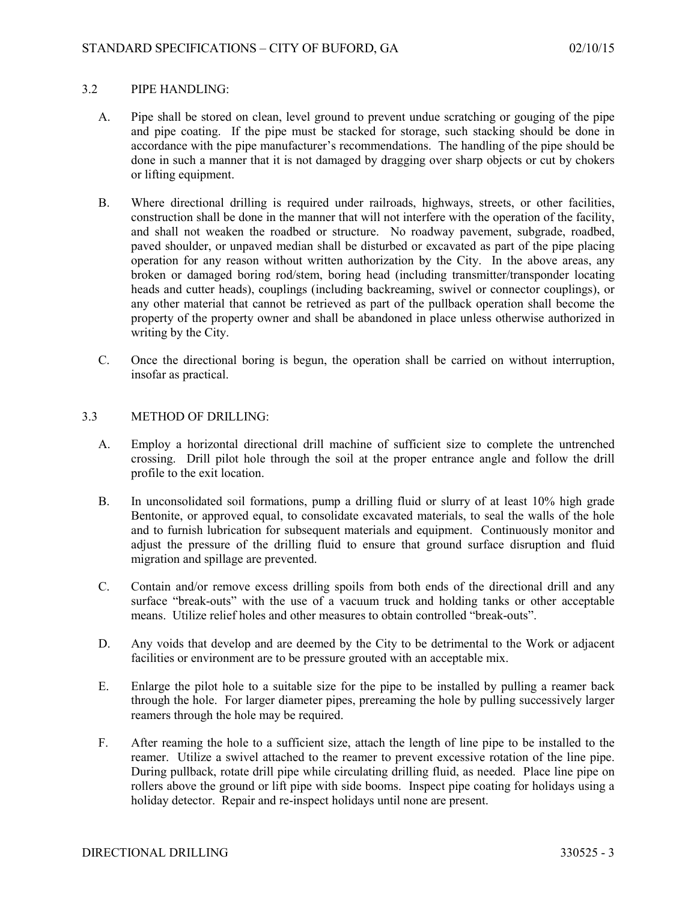## 3.2 PIPE HANDLING:

A. Pipe shall be stored on clean, level ground to prevent undue scratching or gouging of the pipe and pipe coating. If the pipe must be stacked for storage, such stacking should be done in accordance with the pipe manufacturer's recommendations. The handling of the pipe should be done in such a manner that it is not damaged by dragging over sharp objects or cut by chokers or lifting equipment.

B. Where directional drilling is required under railroads, highways, streets, or other facilities, construction shall be done in the manner that will not interfere with the operation of the facility, and shall not weaken the roadbed or structure. No roadway pavement, subgrade, roadbed, paved shoulder, or unpaved median shall be disturbed or excavated as part of the pipe placing operation for any reason without written authorization by the City. In the above areas, any broken or damaged boring rod/stem, boring head (including transmitter/transponder locating heads and cutter heads), couplings (including backreaming, swivel or connector couplings), or any other material that cannot be retrieved as part of the pullback operation shall become the property of the property owner and shall be abandoned in place unless otherwise authorized in writing by the City.

C. Once the directional boring is begun, the operation shall be carried on without interruption, insofar as practical.

## 3.3 METHOD OF DRILLING:

A. Employ a horizontal directional drill machine of sufficient size to complete the untrenched crossing. Drill pilot hole through the soil at the proper entrance angle and follow the drill profile to the exit location.

B. In unconsolidated soil formations, pump a drilling fluid or slurry of at least 10% high grade Bentonite, or approved equal, to consolidate excavated materials, to seal the walls of the hole and to furnish lubrication for subsequent materials and equipment. Continuously monitor and adjust the pressure of the drilling fluid to ensure that ground surface disruption and fluid migration and spillage are prevented.

C. Contain and/or remove excess drilling spoils from both ends of the directional drill and any surface "break-outs" with the use of a vacuum truck and holding tanks or other acceptable means. Utilize relief holes and other measures to obtain controlled "break-outs".

D. Any voids that develop and are deemed by the City to be detrimental to the Work or adjacent facilities or environment are to be pressure grouted with an acceptable mix.

E. Enlarge the pilot hole to a suitable size for the pipe to be installed by pulling a reamer back through the hole. For larger diameter pipes, prereaming the hole by pulling successively larger reamers through the hole may be required.

F. After reaming the hole to a sufficient size, attach the length of line pipe to be installed to the reamer. Utilize a swivel attached to the reamer to prevent excessive rotation of the line pipe. During pullback, rotate drill pipe while circulating drilling fluid, as needed. Place line pipe on rollers above the ground or lift pipe with side booms. Inspect pipe coating for holidays using a holiday detector. Repair and re-inspect holidays until none are present.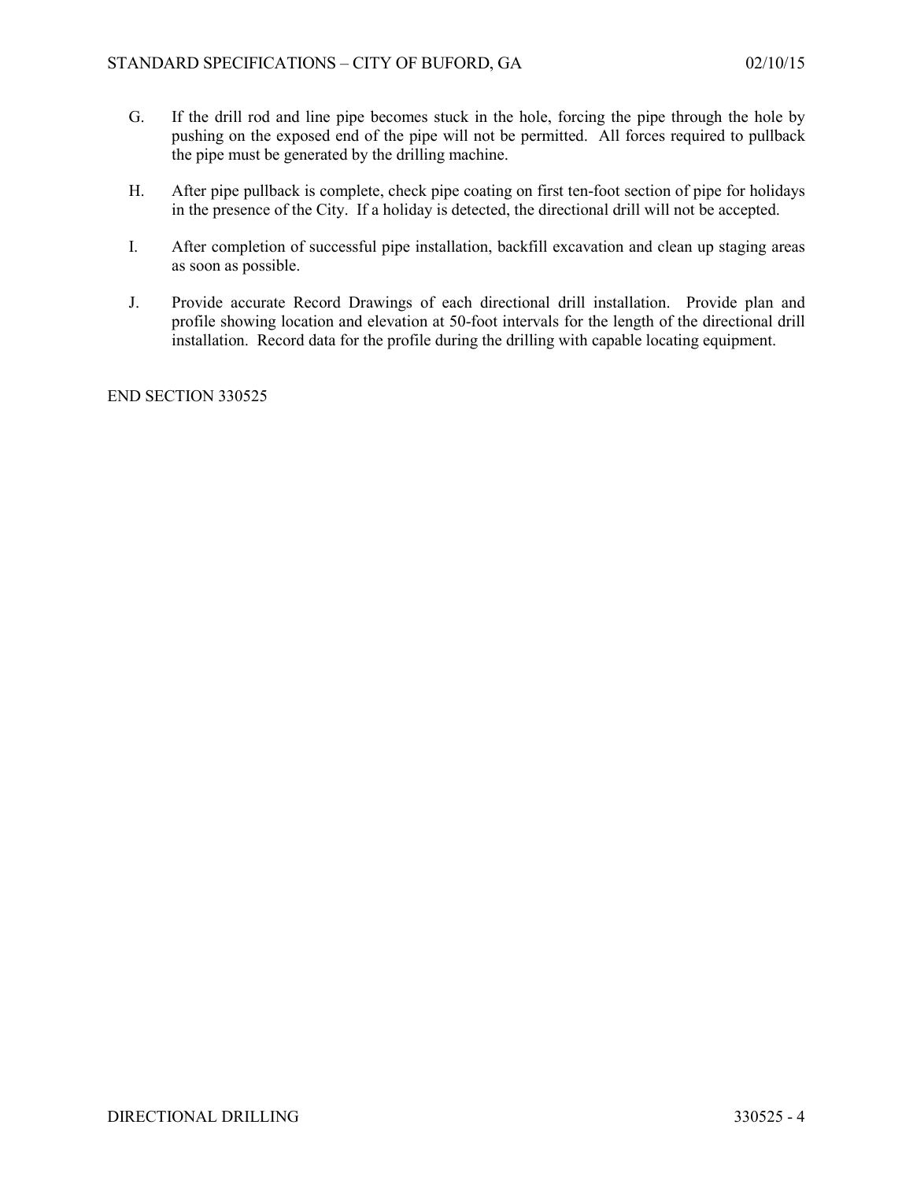G. If the drill rod and line pipe becomes stuck in the hole, forcing the pipe through the hole by pushing on the exposed end of the pipe will not be permitted. All forces required to pullback the pipe must be generated by the drilling machine.

H. After pipe pullback is complete, check pipe coating on first ten-foot section of pipe for holidays in the presence of the City. If a holiday is detected, the directional drill will not be accepted.

I. After completion of successful pipe installation, backfill excavation and clean up staging areas as soon as possible.

J. Provide accurate Record Drawings of each directional drill installation. Provide plan and profile showing location and elevation at 50-foot intervals for the length of the directional drill installation. Record data for the profile during the drilling with capable locating equipment.

END SECTION 330525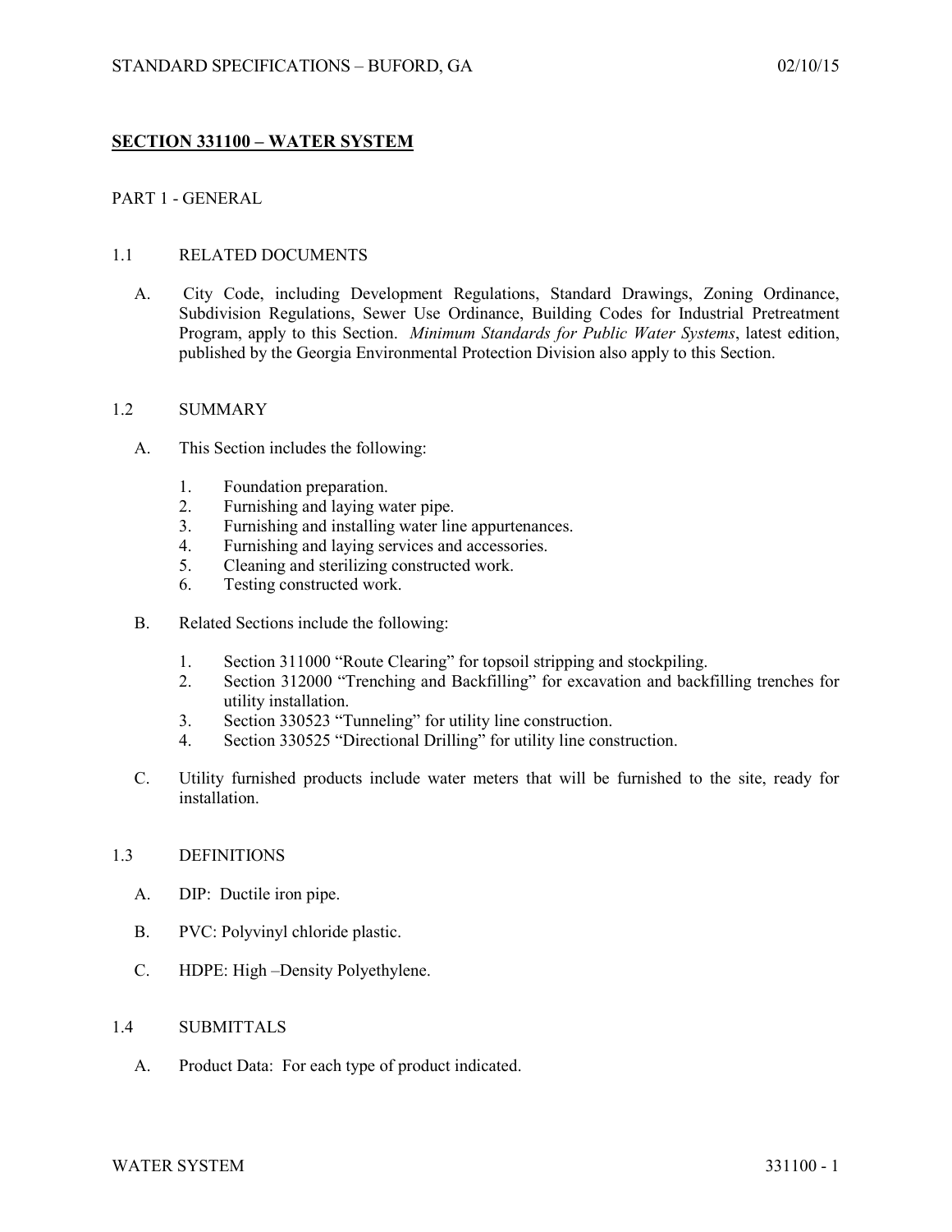## SECTION 331100 – WATER SYSTEM

### PART 1 - GENERAL

#### 1.1 RELATED DOCUMENTS

A. City Code, including Development Regulations, Standard Drawings, Zoning Ordinance, Subdivision Regulations, Sewer Use Ordinance, Building Codes for Industrial Pretreatment Program, apply to this Section. *Minimum Standards for Public Water Systems*, latest edition, published by the Georgia Environmental Protection Division also apply to this Section.

#### 1.2 SUMMARY

A. This Section includes the following:

1. Foundation preparation.
2. Furnishing and laying water pipe.
3. Furnishing and installing water line appurtenances.
4. Furnishing and laying services and accessories.
5. Cleaning and sterilizing constructed work.
6. Testing constructed work.

B. Related Sections include the following:

1. Section 311000 "Route Clearing" for topsoil stripping and stockpiling.
2. Section 312000 "Trenching and Backfilling" for excavation and backfilling trenches for utility installation.
3. Section 330523 "Tunneling" for utility line construction.
4. Section 330525 "Directional Drilling" for utility line construction.

C. Utility furnished products include water meters that will be furnished to the site, ready for installation.

#### 1.3 DEFINITIONS

A. DIP: Ductile iron pipe.

B. PVC: Polyvinyl chloride plastic.

C. HDPE: High –Density Polyethylene.

#### 1.4 SUBMITTALS

A. Product Data: For each type of product indicated.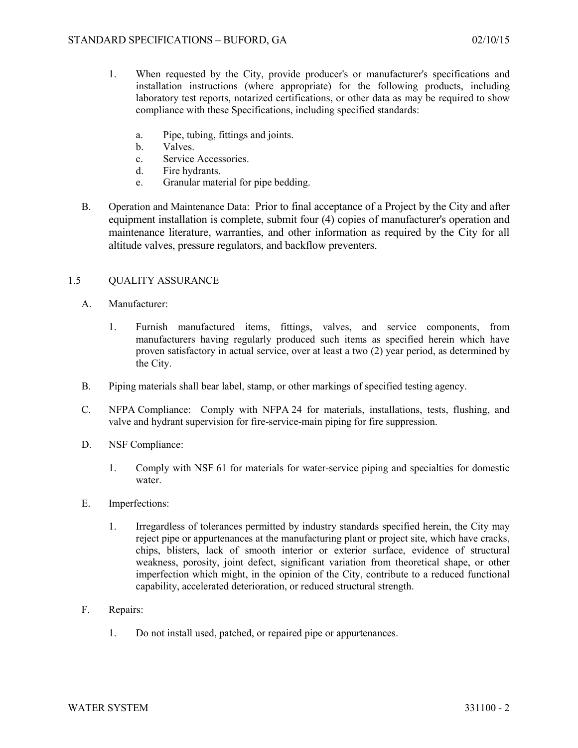1. When requested by the City, provide producer's or manufacturer's specifications and installation instructions (where appropriate) for the following products, including laboratory test reports, notarized certifications, or other data as may be required to show compliance with these Specifications, including specified standards:

    a. Pipe, tubing, fittings and joints.
    b. Valves.
    c. Service Accessories.
    d. Fire hydrants.
    e. Granular material for pipe bedding.

B. Operation and Maintenance Data: Prior to final acceptance of a Project by the City and after equipment installation is complete, submit four (4) copies of manufacturer's operation and maintenance literature, warranties, and other information as required by the City for all altitude valves, pressure regulators, and backflow preventers.

## 1.5 QUALITY ASSURANCE

A. Manufacturer:

1. Furnish manufactured items, fittings, valves, and service components, from manufacturers having regularly produced such items as specified herein which have proven satisfactory in actual service, over at least a two (2) year period, as determined by the City.

B. Piping materials shall bear label, stamp, or other markings of specified testing agency.

C. NFPA Compliance: Comply with NFPA 24 for materials, installations, tests, flushing, and valve and hydrant supervision for fire-service-main piping for fire suppression.

D. NSF Compliance:

1. Comply with NSF 61 for materials for water-service piping and specialties for domestic water.

E. Imperfections:

1. Irregardless of tolerances permitted by industry standards specified herein, the City may reject pipe or appurtenances at the manufacturing plant or project site, which have cracks, chips, blisters, lack of smooth interior or exterior surface, evidence of structural weakness, porosity, joint defect, significant variation from theoretical shape, or other imperfection which might, in the opinion of the City, contribute to a reduced functional capability, accelerated deterioration, or reduced structural strength.

F. Repairs:

1. Do not install used, patched, or repaired pipe or appurtenances.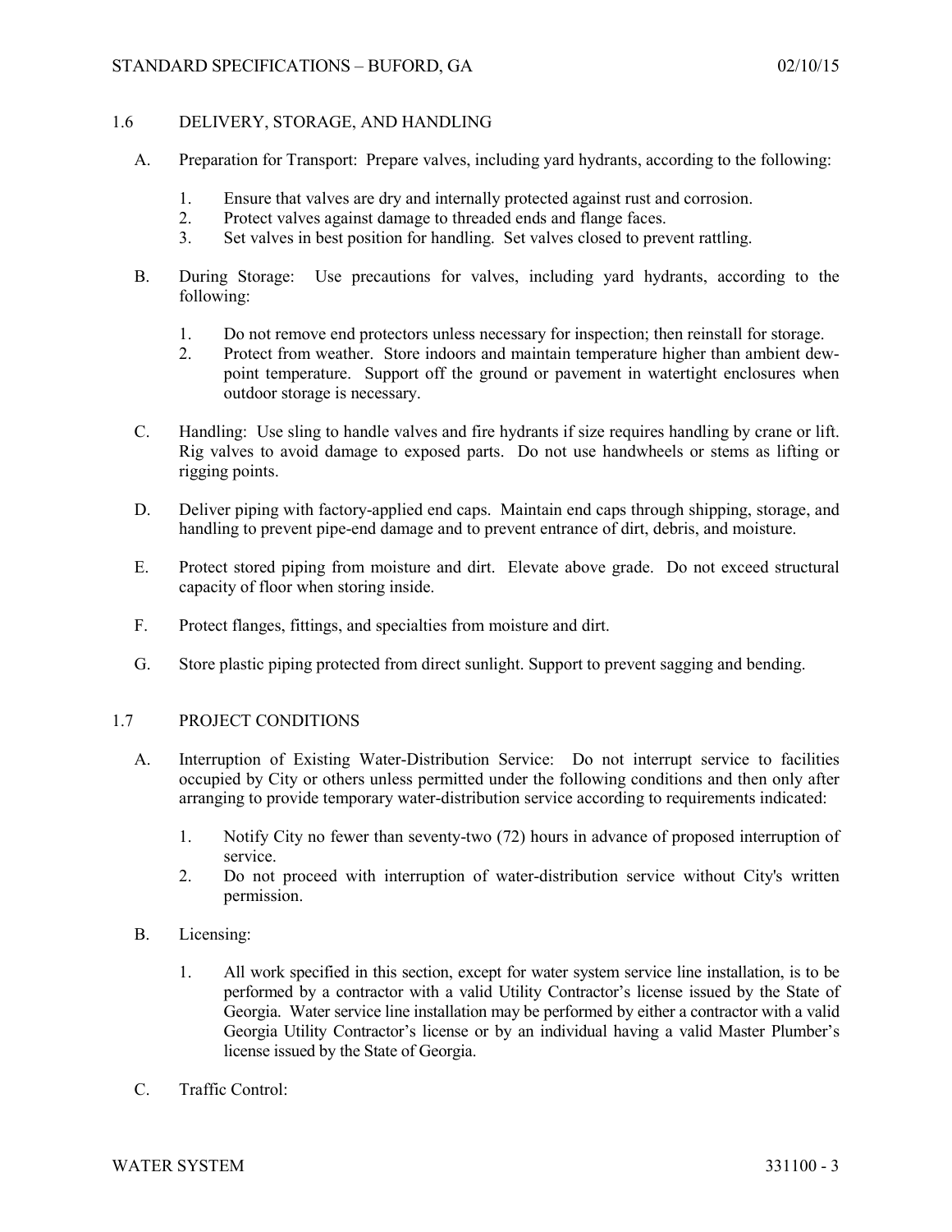## 1.6 DELIVERY, STORAGE, AND HANDLING

A. Preparation for Transport: Prepare valves, including yard hydrants, according to the following:

1. Ensure that valves are dry and internally protected against rust and corrosion.
2. Protect valves against damage to threaded ends and flange faces.
3. Set valves in best position for handling. Set valves closed to prevent rattling.

B. During Storage: Use precautions for valves, including yard hydrants, according to the following:

1. Do not remove end protectors unless necessary for inspection; then reinstall for storage.
2. Protect from weather. Store indoors and maintain temperature higher than ambient dew-point temperature. Support off the ground or pavement in watertight enclosures when outdoor storage is necessary.

C. Handling: Use sling to handle valves and fire hydrants if size requires handling by crane or lift. Rig valves to avoid damage to exposed parts. Do not use handwheels or stems as lifting or rigging points.

D. Deliver piping with factory-applied end caps. Maintain end caps through shipping, storage, and handling to prevent pipe-end damage and to prevent entrance of dirt, debris, and moisture.

E. Protect stored piping from moisture and dirt. Elevate above grade. Do not exceed structural capacity of floor when storing inside.

F. Protect flanges, fittings, and specialties from moisture and dirt.

G. Store plastic piping protected from direct sunlight. Support to prevent sagging and bending.

## 1.7 PROJECT CONDITIONS

A. Interruption of Existing Water-Distribution Service: Do not interrupt service to facilities occupied by City or others unless permitted under the following conditions and then only after arranging to provide temporary water-distribution service according to requirements indicated:

1. Notify City no fewer than seventy-two (72) hours in advance of proposed interruption of service.
2. Do not proceed with interruption of water-distribution service without City's written permission.

B. Licensing:

1. All work specified in this section, except for water system service line installation, is to be performed by a contractor with a valid Utility Contractor's license issued by the State of Georgia. Water service line installation may be performed by either a contractor with a valid Georgia Utility Contractor's license or by an individual having a valid Master Plumber's license issued by the State of Georgia.

C. Traffic Control: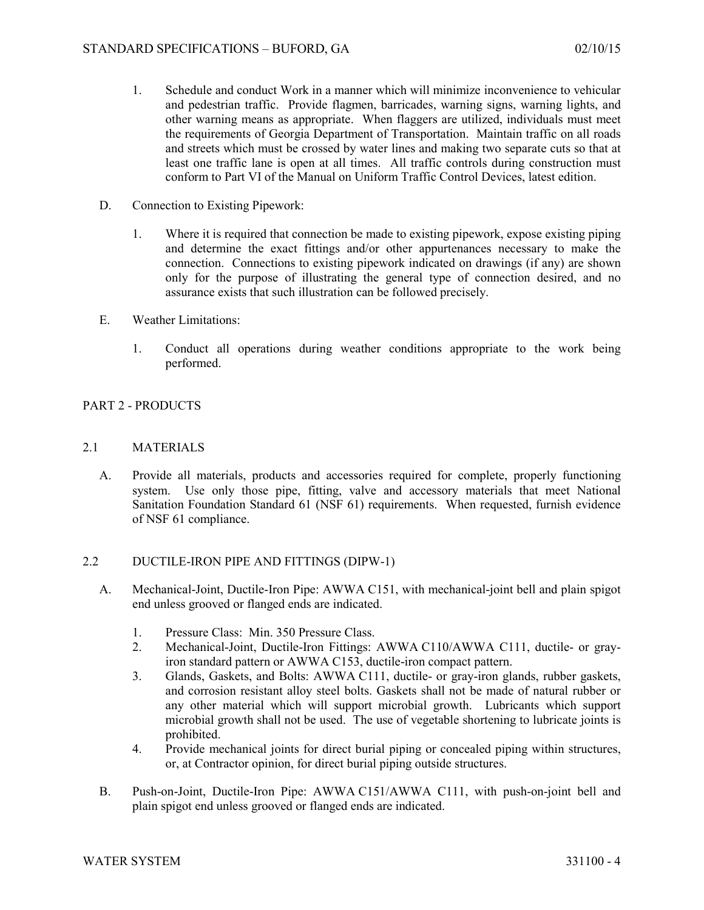1. Schedule and conduct Work in a manner which will minimize inconvenience to vehicular and pedestrian traffic. Provide flagmen, barricades, warning signs, warning lights, and other warning means as appropriate. When flaggers are utilized, individuals must meet the requirements of Georgia Department of Transportation. Maintain traffic on all roads and streets which must be crossed by water lines and making two separate cuts so that at least one traffic lane is open at all times. All traffic controls during construction must conform to Part VI of the Manual on Uniform Traffic Control Devices, latest edition.

D. Connection to Existing Pipework:

1. Where it is required that connection be made to existing pipework, expose existing piping and determine the exact fittings and/or other appurtenances necessary to make the connection. Connections to existing pipework indicated on drawings (if any) are shown only for the purpose of illustrating the general type of connection desired, and no assurance exists that such illustration can be followed precisely.

E. Weather Limitations:

1. Conduct all operations during weather conditions appropriate to the work being performed.

## PART 2 - PRODUCTS

### 2.1 MATERIALS

A. Provide all materials, products and accessories required for complete, properly functioning system. Use only those pipe, fitting, valve and accessory materials that meet National Sanitation Foundation Standard 61 (NSF 61) requirements. When requested, furnish evidence of NSF 61 compliance.

### 2.2 DUCTILE-IRON PIPE AND FITTINGS (DIPW-1)

A. Mechanical-Joint, Ductile-Iron Pipe: AWWA C151, with mechanical-joint bell and plain spigot end unless grooved or flanged ends are indicated.

1. Pressure Class: Min. 350 Pressure Class.
2. Mechanical-Joint, Ductile-Iron Fittings: AWWA C110/AWWA C111, ductile- or gray-iron standard pattern or AWWA C153, ductile-iron compact pattern.
3. Glands, Gaskets, and Bolts: AWWA C111, ductile- or gray-iron glands, rubber gaskets, and corrosion resistant alloy steel bolts. Gaskets shall not be made of natural rubber or any other material which will support microbial growth. Lubricants which support microbial growth shall not be used. The use of vegetable shortening to lubricate joints is prohibited.
4. Provide mechanical joints for direct burial piping or concealed piping within structures, or, at Contractor opinion, for direct burial piping outside structures.

B. Push-on-Joint, Ductile-Iron Pipe: AWWA C151/AWWA C111, with push-on-joint bell and plain spigot end unless grooved or flanged ends are indicated.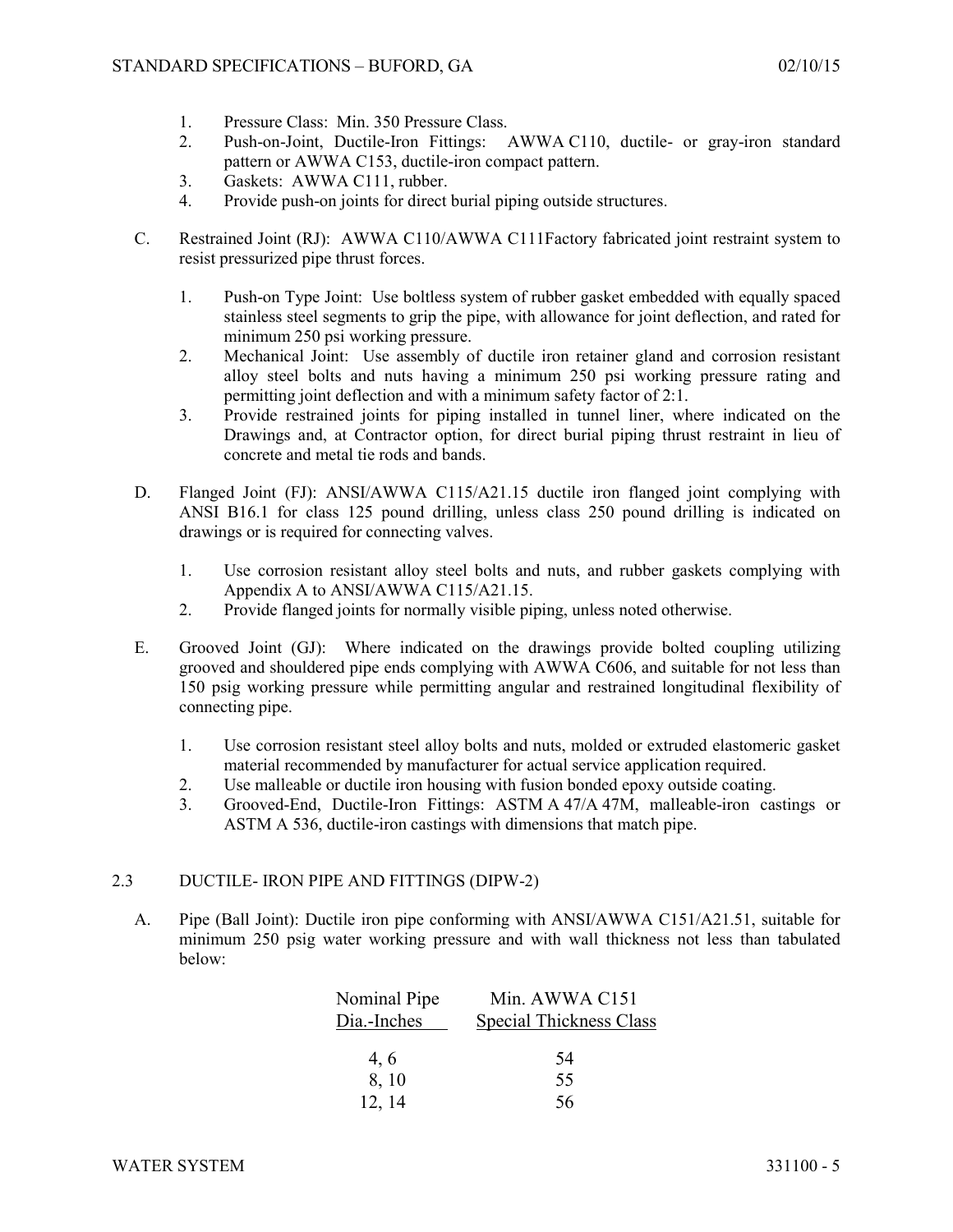1. Pressure Class: Min. 350 Pressure Class.
2. Push-on-Joint, Ductile-Iron Fittings: AWWA C110, ductile- or gray-iron standard pattern or AWWA C153, ductile-iron compact pattern.
3. Gaskets: AWWA C111, rubber.
4. Provide push-on joints for direct burial piping outside structures.

C. Restrained Joint (RJ): AWWA C110/AWWA C111Factory fabricated joint restraint system to resist pressurized pipe thrust forces.

1. Push-on Type Joint: Use boltless system of rubber gasket embedded with equally spaced stainless steel segments to grip the pipe, with allowance for joint deflection, and rated for minimum 250 psi working pressure.
2. Mechanical Joint: Use assembly of ductile iron retainer gland and corrosion resistant alloy steel bolts and nuts having a minimum 250 psi working pressure rating and permitting joint deflection and with a minimum safety factor of 2:1.
3. Provide restrained joints for piping installed in tunnel liner, where indicated on the Drawings and, at Contractor option, for direct burial piping thrust restraint in lieu of concrete and metal tie rods and bands.

D. Flanged Joint (FJ): ANSI/AWWA C115/A21.15 ductile iron flanged joint complying with ANSI B16.1 for class 125 pound drilling, unless class 250 pound drilling is indicated on drawings or is required for connecting valves.

1. Use corrosion resistant alloy steel bolts and nuts, and rubber gaskets complying with Appendix A to ANSI/AWWA C115/A21.15.
2. Provide flanged joints for normally visible piping, unless noted otherwise.

E. Grooved Joint (GJ): Where indicated on the drawings provide bolted coupling utilizing grooved and shouldered pipe ends complying with AWWA C606, and suitable for not less than 150 psig working pressure while permitting angular and restrained longitudinal flexibility of connecting pipe.

1. Use corrosion resistant steel alloy bolts and nuts, molded or extruded elastomeric gasket material recommended by manufacturer for actual service application required.
2. Use malleable or ductile iron housing with fusion bonded epoxy outside coating.
3. Grooved-End, Ductile-Iron Fittings: ASTM A 47/A 47M, malleable-iron castings or ASTM A 536, ductile-iron castings with dimensions that match pipe.

## 2.3 DUCTILE- IRON PIPE AND FITTINGS (DIPW-2)

A. Pipe (Ball Joint): Ductile iron pipe conforming with ANSI/AWWA C151/A21.51, suitable for minimum 250 psig water working pressure and with wall thickness not less than tabulated below:

| Nominal Pipe Dia.-Inches | Min. AWWA C151 Special Thickness Class |
|---|---|
| 4, 6 | 54 |
| 8, 10 | 55 |
| 12, 14 | 56 |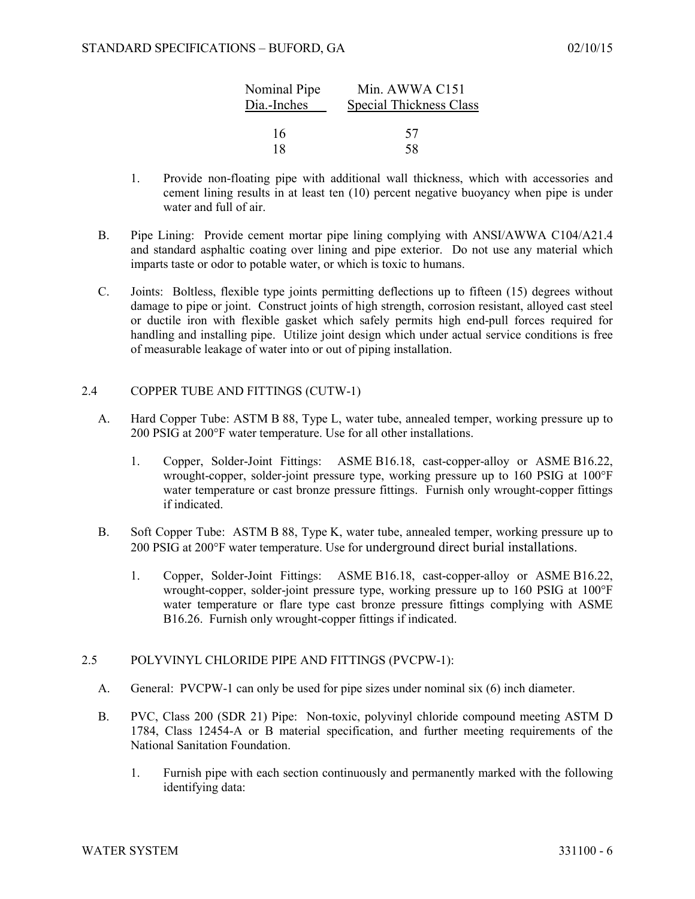| Nominal Pipe Dia.-Inches | Min. AWWA C151 Special Thickness Class |
|---|---|
| 16 | 57 |
| 18 | 58 |

1. Provide non-floating pipe with additional wall thickness, which with accessories and cement lining results in at least ten (10) percent negative buoyancy when pipe is under water and full of air.

B. Pipe Lining: Provide cement mortar pipe lining complying with ANSI/AWWA C104/A21.4 and standard asphaltic coating over lining and pipe exterior. Do not use any material which imparts taste or odor to potable water, or which is toxic to humans.

C. Joints: Boltless, flexible type joints permitting deflections up to fifteen (15) degrees without damage to pipe or joint. Construct joints of high strength, corrosion resistant, alloyed cast steel or ductile iron with flexible gasket which safely permits high end-pull forces required for handling and installing pipe. Utilize joint design which under actual service conditions is free of measurable leakage of water into or out of piping installation.

## 2.4 COPPER TUBE AND FITTINGS (CUTW-1)

A. Hard Copper Tube: ASTM B 88, Type L, water tube, annealed temper, working pressure up to 200 PSIG at 200°F water temperature. Use for all other installations.

1. Copper, Solder-Joint Fittings: ASME B16.18, cast-copper-alloy or ASME B16.22, wrought-copper, solder-joint pressure type, working pressure up to 160 PSIG at 100°F water temperature or cast bronze pressure fittings. Furnish only wrought-copper fittings if indicated.

B. Soft Copper Tube: ASTM B 88, Type K, water tube, annealed temper, working pressure up to 200 PSIG at 200°F water temperature. Use for underground direct burial installations.

1. Copper, Solder-Joint Fittings: ASME B16.18, cast-copper-alloy or ASME B16.22, wrought-copper, solder-joint pressure type, working pressure up to 160 PSIG at 100°F water temperature or flare type cast bronze pressure fittings complying with ASME B16.26. Furnish only wrought-copper fittings if indicated.

## 2.5 POLYVINYL CHLORIDE PIPE AND FITTINGS (PVCPW-1):

A. General: PVCPW-1 can only be used for pipe sizes under nominal six (6) inch diameter.

B. PVC, Class 200 (SDR 21) Pipe: Non-toxic, polyvinyl chloride compound meeting ASTM D 1784, Class 12454-A or B material specification, and further meeting requirements of the National Sanitation Foundation.

1. Furnish pipe with each section continuously and permanently marked with the following identifying data: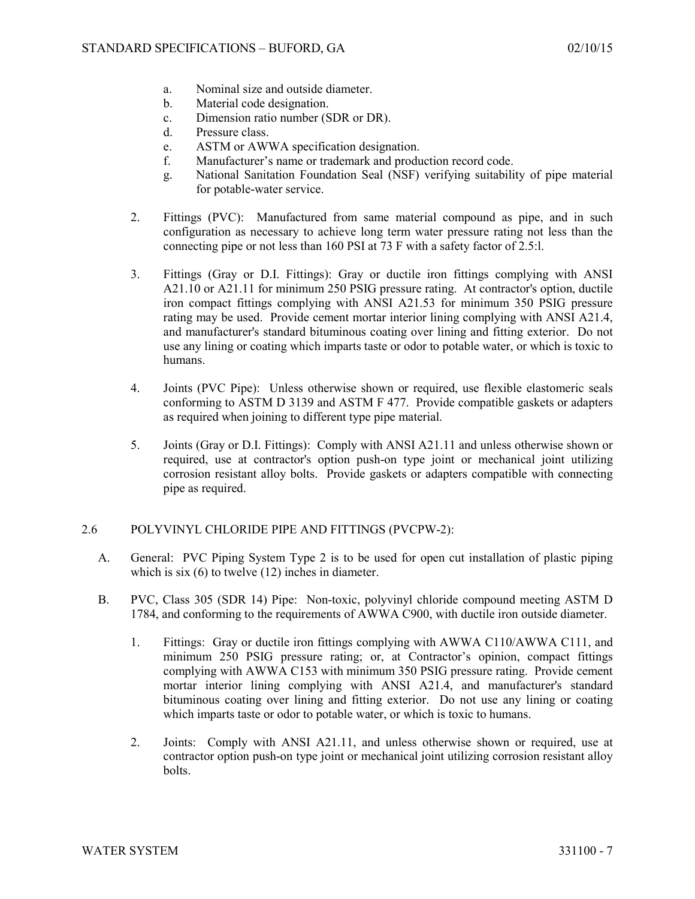a. Nominal size and outside diameter.
b. Material code designation.
c. Dimension ratio number (SDR or DR).
d. Pressure class.
e. ASTM or AWWA specification designation.
f. Manufacturer's name or trademark and production record code.
g. National Sanitation Foundation Seal (NSF) verifying suitability of pipe material for potable-water service.

2. Fittings (PVC): Manufactured from same material compound as pipe, and in such configuration as necessary to achieve long term water pressure rating not less than the connecting pipe or not less than 160 PSI at 73 F with a safety factor of 2.5:l.

3. Fittings (Gray or D.I. Fittings): Gray or ductile iron fittings complying with ANSI A21.10 or A21.11 for minimum 250 PSIG pressure rating. At contractor's option, ductile iron compact fittings complying with ANSI A21.53 for minimum 350 PSIG pressure rating may be used. Provide cement mortar interior lining complying with ANSI A21.4, and manufacturer's standard bituminous coating over lining and fitting exterior. Do not use any lining or coating which imparts taste or odor to potable water, or which is toxic to humans.

4. Joints (PVC Pipe): Unless otherwise shown or required, use flexible elastomeric seals conforming to ASTM D 3139 and ASTM F 477. Provide compatible gaskets or adapters as required when joining to different type pipe material.

5. Joints (Gray or D.I. Fittings): Comply with ANSI A21.11 and unless otherwise shown or required, use at contractor's option push-on type joint or mechanical joint utilizing corrosion resistant alloy bolts. Provide gaskets or adapters compatible with connecting pipe as required.

## 2.6 POLYVINYL CHLORIDE PIPE AND FITTINGS (PVCPW-2):

A. General: PVC Piping System Type 2 is to be used for open cut installation of plastic piping which is six (6) to twelve (12) inches in diameter.

B. PVC, Class 305 (SDR 14) Pipe: Non-toxic, polyvinyl chloride compound meeting ASTM D 1784, and conforming to the requirements of AWWA C900, with ductile iron outside diameter.

1. Fittings: Gray or ductile iron fittings complying with AWWA C110/AWWA C111, and minimum 250 PSIG pressure rating; or, at Contractor's opinion, compact fittings complying with AWWA C153 with minimum 350 PSIG pressure rating. Provide cement mortar interior lining complying with ANSI A21.4, and manufacturer's standard bituminous coating over lining and fitting exterior. Do not use any lining or coating which imparts taste or odor to potable water, or which is toxic to humans.

2. Joints: Comply with ANSI A21.11, and unless otherwise shown or required, use at contractor option push-on type joint or mechanical joint utilizing corrosion resistant alloy bolts.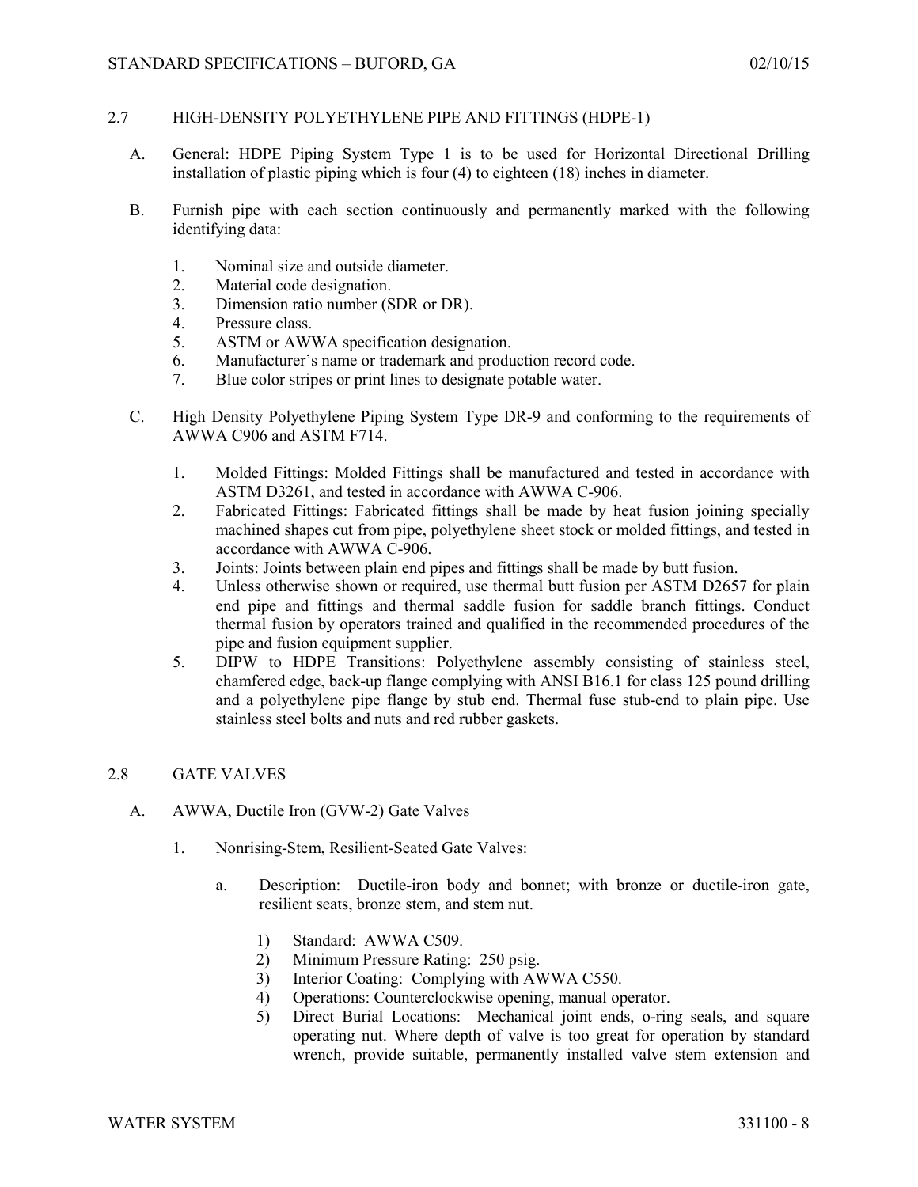## 2.7 HIGH-DENSITY POLYETHYLENE PIPE AND FITTINGS (HDPE-1)

A. General: HDPE Piping System Type 1 is to be used for Horizontal Directional Drilling installation of plastic piping which is four (4) to eighteen (18) inches in diameter.

B. Furnish pipe with each section continuously and permanently marked with the following identifying data:

   1. Nominal size and outside diameter.
   2. Material code designation.
   3. Dimension ratio number (SDR or DR).
   4. Pressure class.
   5. ASTM or AWWA specification designation.
   6. Manufacturer's name or trademark and production record code.
   7. Blue color stripes or print lines to designate potable water.

C. High Density Polyethylene Piping System Type DR-9 and conforming to the requirements of AWWA C906 and ASTM F714.

   1. Molded Fittings: Molded Fittings shall be manufactured and tested in accordance with ASTM D3261, and tested in accordance with AWWA C-906.
   2. Fabricated Fittings: Fabricated fittings shall be made by heat fusion joining specially machined shapes cut from pipe, polyethylene sheet stock or molded fittings, and tested in accordance with AWWA C-906.
   3. Joints: Joints between plain end pipes and fittings shall be made by butt fusion.
   4. Unless otherwise shown or required, use thermal butt fusion per ASTM D2657 for plain end pipe and fittings and thermal saddle fusion for saddle branch fittings. Conduct thermal fusion by operators trained and qualified in the recommended procedures of the pipe and fusion equipment supplier.
   5. DIPW to HDPE Transitions: Polyethylene assembly consisting of stainless steel, chamfered edge, back-up flange complying with ANSI B16.1 for class 125 pound drilling and a polyethylene pipe flange by stub end. Thermal fuse stub-end to plain pipe. Use stainless steel bolts and nuts and red rubber gaskets.

## 2.8 GATE VALVES

A. AWWA, Ductile Iron (GVW-2) Gate Valves

   1. Nonrising-Stem, Resilient-Seated Gate Valves:

      a. Description: Ductile-iron body and bonnet; with bronze or ductile-iron gate, resilient seats, bronze stem, and stem nut.

         1) Standard: AWWA C509.
         2) Minimum Pressure Rating: 250 psig.
         3) Interior Coating: Complying with AWWA C550.
         4) Operations: Counterclockwise opening, manual operator.
         5) Direct Burial Locations: Mechanical joint ends, o-ring seals, and square operating nut. Where depth of valve is too great for operation by standard wrench, provide suitable, permanently installed valve stem extension and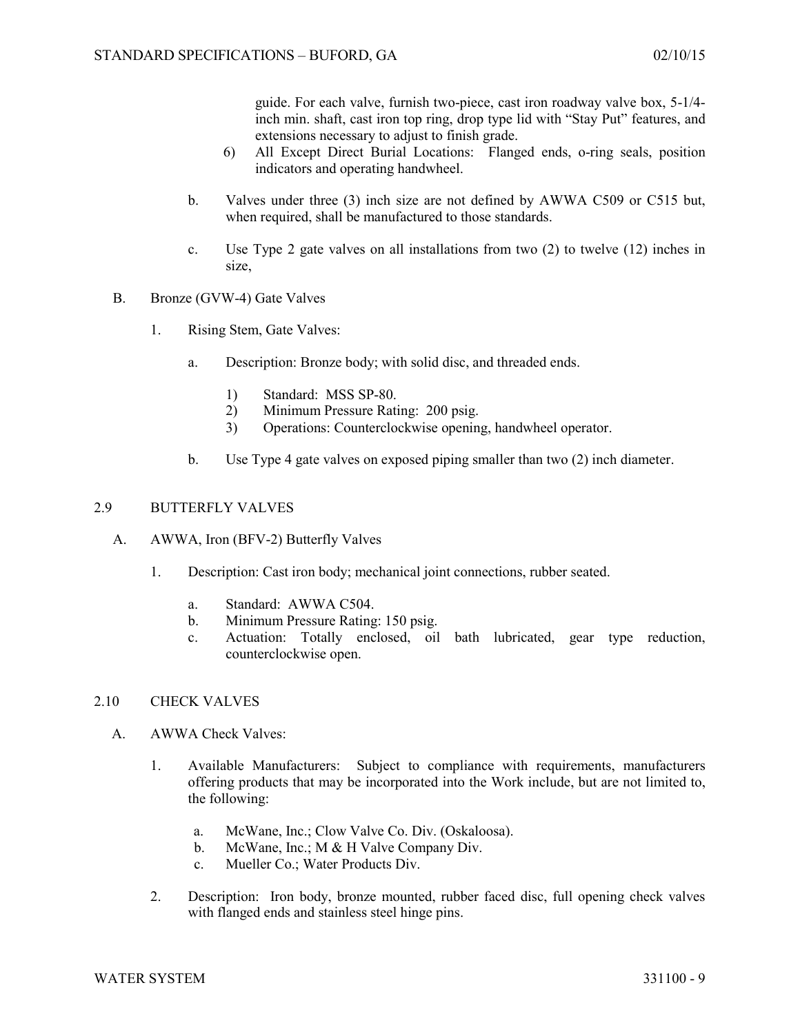guide. For each valve, furnish two-piece, cast iron roadway valve box, 5-1/4-inch min. shaft, cast iron top ring, drop type lid with "Stay Put" features, and extensions necessary to adjust to finish grade.

6) All Except Direct Burial Locations: Flanged ends, o-ring seals, position indicators and operating handwheel.

b. Valves under three (3) inch size are not defined by AWWA C509 or C515 but, when required, shall be manufactured to those standards.

c. Use Type 2 gate valves on all installations from two (2) to twelve (12) inches in size,

B. Bronze (GVW-4) Gate Valves

1. Rising Stem, Gate Valves:

a. Description: Bronze body; with solid disc, and threaded ends.

1) Standard: MSS SP-80.
2) Minimum Pressure Rating: 200 psig.
3) Operations: Counterclockwise opening, handwheel operator.

b. Use Type 4 gate valves on exposed piping smaller than two (2) inch diameter.

## 2.9 BUTTERFLY VALVES

A. AWWA, Iron (BFV-2) Butterfly Valves

1. Description: Cast iron body; mechanical joint connections, rubber seated.

a. Standard: AWWA C504.
b. Minimum Pressure Rating: 150 psig.
c. Actuation: Totally enclosed, oil bath lubricated, gear type reduction, counterclockwise open.

## 2.10 CHECK VALVES

A. AWWA Check Valves:

1. Available Manufacturers: Subject to compliance with requirements, manufacturers offering products that may be incorporated into the Work include, but are not limited to, the following:

a. McWane, Inc.; Clow Valve Co. Div. (Oskaloosa).
b. McWane, Inc.; M & H Valve Company Div.
c. Mueller Co.; Water Products Div.

2. Description: Iron body, bronze mounted, rubber faced disc, full opening check valves with flanged ends and stainless steel hinge pins.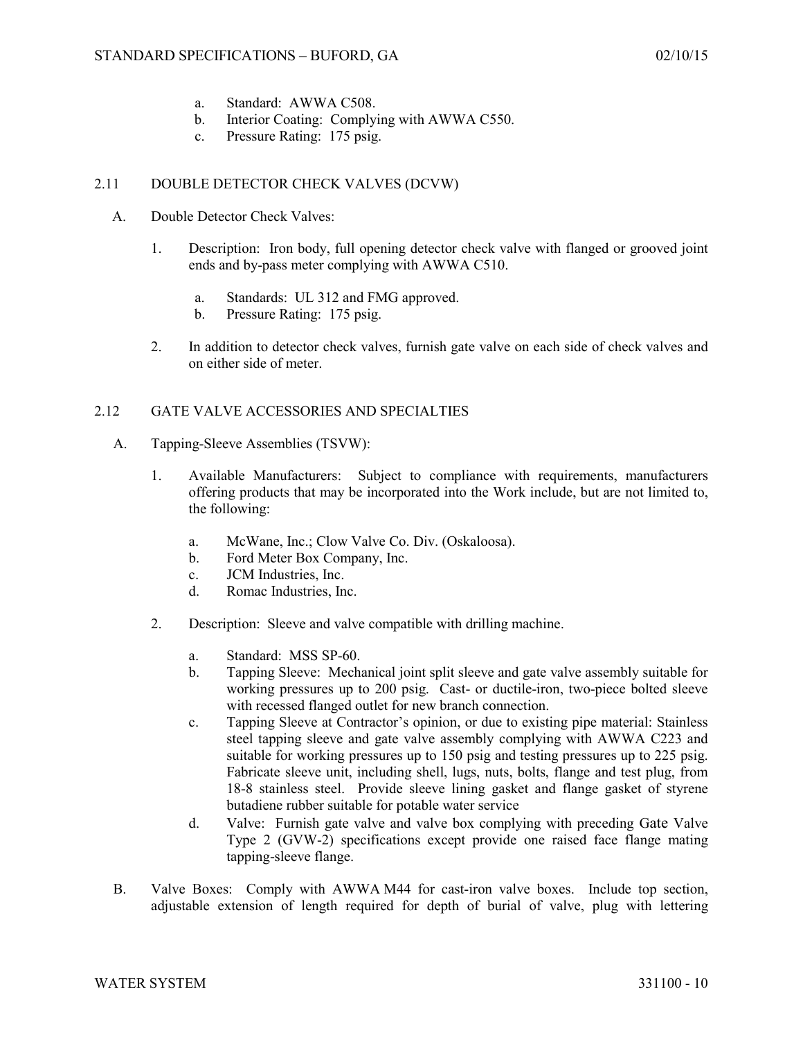a. Standard: AWWA C508.
b. Interior Coating: Complying with AWWA C550.
c. Pressure Rating: 175 psig.

## 2.11 DOUBLE DETECTOR CHECK VALVES (DCVW)

A. Double Detector Check Valves:

1. Description: Iron body, full opening detector check valve with flanged or grooved joint ends and by-pass meter complying with AWWA C510.

   a. Standards: UL 312 and FMG approved.
   b. Pressure Rating: 175 psig.

2. In addition to detector check valves, furnish gate valve on each side of check valves and on either side of meter.

## 2.12 GATE VALVE ACCESSORIES AND SPECIALTIES

A. Tapping-Sleeve Assemblies (TSVW):

1. Available Manufacturers: Subject to compliance with requirements, manufacturers offering products that may be incorporated into the Work include, but are not limited to, the following:

   a. McWane, Inc.; Clow Valve Co. Div. (Oskaloosa).
   b. Ford Meter Box Company, Inc.
   c. JCM Industries, Inc.
   d. Romac Industries, Inc.

2. Description: Sleeve and valve compatible with drilling machine.

   a. Standard: MSS SP-60.
   b. Tapping Sleeve: Mechanical joint split sleeve and gate valve assembly suitable for working pressures up to 200 psig. Cast- or ductile-iron, two-piece bolted sleeve with recessed flanged outlet for new branch connection.
   c. Tapping Sleeve at Contractor's opinion, or due to existing pipe material: Stainless steel tapping sleeve and gate valve assembly complying with AWWA C223 and suitable for working pressures up to 150 psig and testing pressures up to 225 psig. Fabricate sleeve unit, including shell, lugs, nuts, bolts, flange and test plug, from 18-8 stainless steel. Provide sleeve lining gasket and flange gasket of styrene butadiene rubber suitable for potable water service
   d. Valve: Furnish gate valve and valve box complying with preceding Gate Valve Type 2 (GVW-2) specifications except provide one raised face flange mating tapping-sleeve flange.

B. Valve Boxes: Comply with AWWA M44 for cast-iron valve boxes. Include top section, adjustable extension of length required for depth of burial of valve, plug with lettering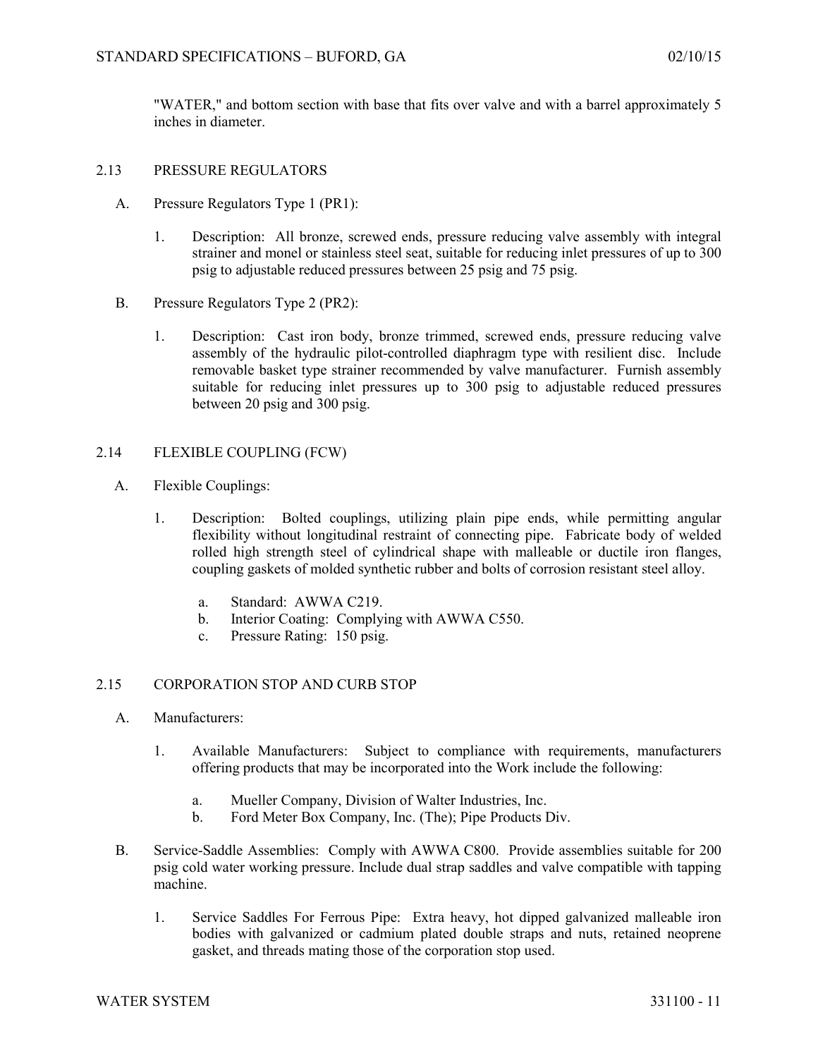"WATER," and bottom section with base that fits over valve and with a barrel approximately 5 inches in diameter.

## 2.13 PRESSURE REGULATORS

A. Pressure Regulators Type 1 (PR1):

1. Description: All bronze, screwed ends, pressure reducing valve assembly with integral strainer and monel or stainless steel seat, suitable for reducing inlet pressures of up to 300 psig to adjustable reduced pressures between 25 psig and 75 psig.

B. Pressure Regulators Type 2 (PR2):

1. Description: Cast iron body, bronze trimmed, screwed ends, pressure reducing valve assembly of the hydraulic pilot-controlled diaphragm type with resilient disc. Include removable basket type strainer recommended by valve manufacturer. Furnish assembly suitable for reducing inlet pressures up to 300 psig to adjustable reduced pressures between 20 psig and 300 psig.

## 2.14 FLEXIBLE COUPLING (FCW)

A. Flexible Couplings:

1. Description: Bolted couplings, utilizing plain pipe ends, while permitting angular flexibility without longitudinal restraint of connecting pipe. Fabricate body of welded rolled high strength steel of cylindrical shape with malleable or ductile iron flanges, coupling gaskets of molded synthetic rubber and bolts of corrosion resistant steel alloy.

   a. Standard: AWWA C219.
   b. Interior Coating: Complying with AWWA C550.
   c. Pressure Rating: 150 psig.

## 2.15 CORPORATION STOP AND CURB STOP

A. Manufacturers:

1. Available Manufacturers: Subject to compliance with requirements, manufacturers offering products that may be incorporated into the Work include the following:

   a. Mueller Company, Division of Walter Industries, Inc.
   b. Ford Meter Box Company, Inc. (The); Pipe Products Div.

B. Service-Saddle Assemblies: Comply with AWWA C800. Provide assemblies suitable for 200 psig cold water working pressure. Include dual strap saddles and valve compatible with tapping machine.

1. Service Saddles For Ferrous Pipe: Extra heavy, hot dipped galvanized malleable iron bodies with galvanized or cadmium plated double straps and nuts, retained neoprene gasket, and threads mating those of the corporation stop used.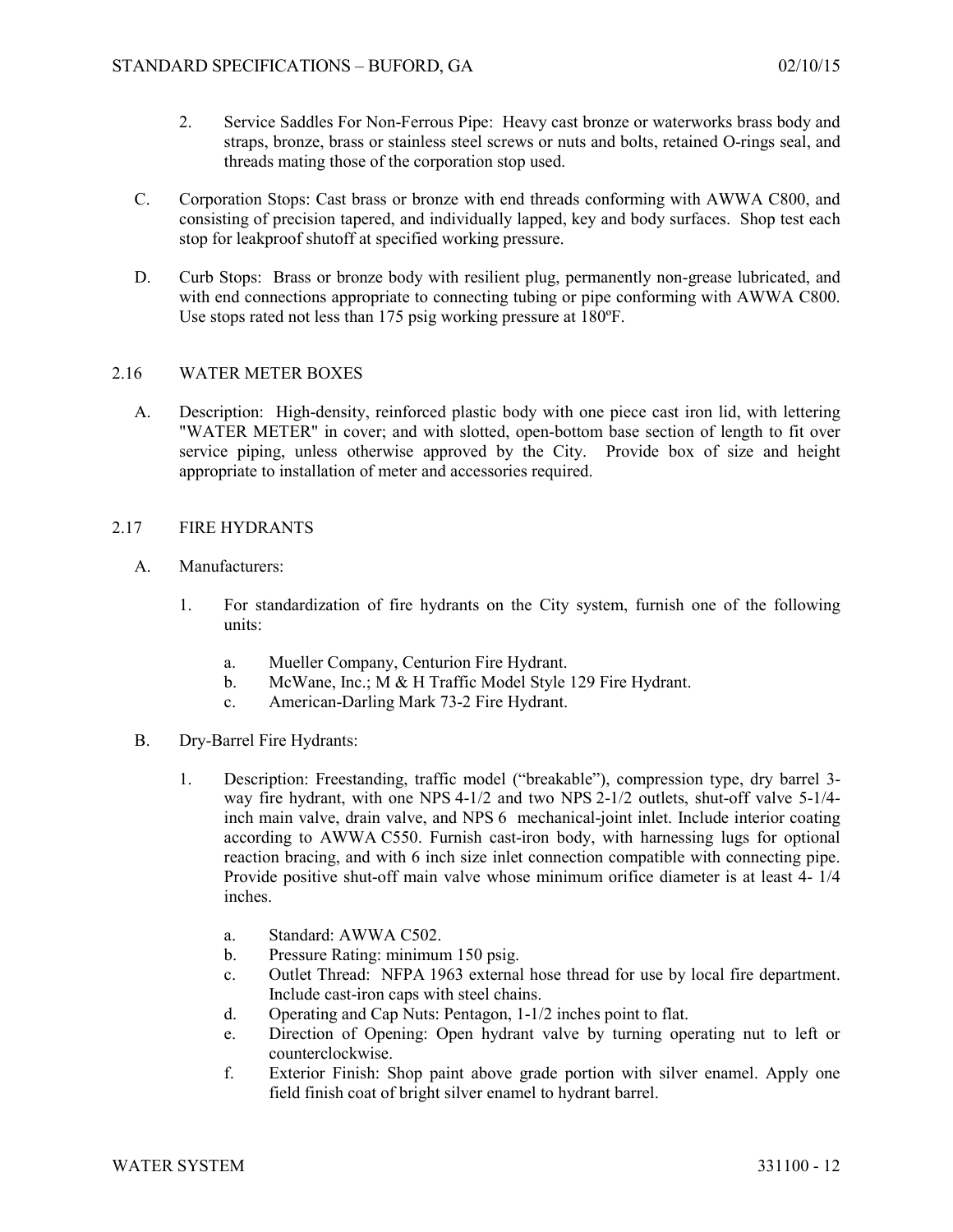2. Service Saddles For Non-Ferrous Pipe: Heavy cast bronze or waterworks brass body and straps, bronze, brass or stainless steel screws or nuts and bolts, retained O-rings seal, and threads mating those of the corporation stop used.

C. Corporation Stops: Cast brass or bronze with end threads conforming with AWWA C800, and consisting of precision tapered, and individually lapped, key and body surfaces. Shop test each stop for leakproof shutoff at specified working pressure.

D. Curb Stops: Brass or bronze body with resilient plug, permanently non-grease lubricated, and with end connections appropriate to connecting tubing or pipe conforming with AWWA C800. Use stops rated not less than 175 psig working pressure at 180ºF.

## 2.16 WATER METER BOXES

A. Description: High-density, reinforced plastic body with one piece cast iron lid, with lettering "WATER METER" in cover; and with slotted, open-bottom base section of length to fit over service piping, unless otherwise approved by the City. Provide box of size and height appropriate to installation of meter and accessories required.

## 2.17 FIRE HYDRANTS

A. Manufacturers:

1. For standardization of fire hydrants on the City system, furnish one of the following units:

   a. Mueller Company, Centurion Fire Hydrant.
   b. McWane, Inc.; M & H Traffic Model Style 129 Fire Hydrant.
   c. American-Darling Mark 73-2 Fire Hydrant.

B. Dry-Barrel Fire Hydrants:

1. Description: Freestanding, traffic model ("breakable"), compression type, dry barrel 3-way fire hydrant, with one NPS 4-1/2 and two NPS 2-1/2 outlets, shut-off valve 5-1/4-inch main valve, drain valve, and NPS 6 mechanical-joint inlet. Include interior coating according to AWWA C550. Furnish cast-iron body, with harnessing lugs for optional reaction bracing, and with 6 inch size inlet connection compatible with connecting pipe. Provide positive shut-off main valve whose minimum orifice diameter is at least 4- 1/4 inches.

   a. Standard: AWWA C502.
   b. Pressure Rating: minimum 150 psig.
   c. Outlet Thread: NFPA 1963 external hose thread for use by local fire department. Include cast-iron caps with steel chains.
   d. Operating and Cap Nuts: Pentagon, 1-1/2 inches point to flat.
   e. Direction of Opening: Open hydrant valve by turning operating nut to left or counterclockwise.
   f. Exterior Finish: Shop paint above grade portion with silver enamel. Apply one field finish coat of bright silver enamel to hydrant barrel.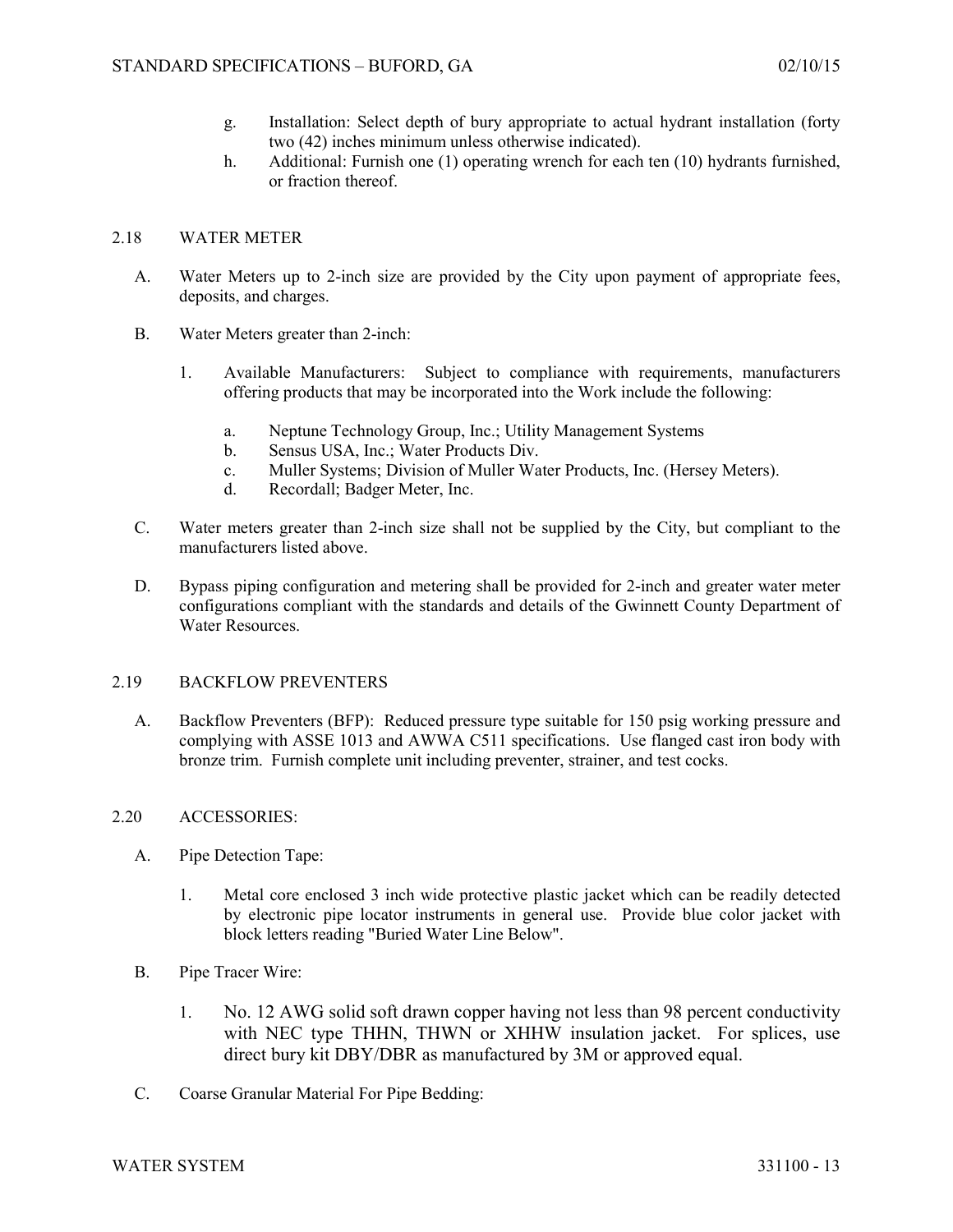g. Installation: Select depth of bury appropriate to actual hydrant installation (forty two (42) inches minimum unless otherwise indicated).

h. Additional: Furnish one (1) operating wrench for each ten (10) hydrants furnished, or fraction thereof.

## 2.18 WATER METER

A. Water Meters up to 2-inch size are provided by the City upon payment of appropriate fees, deposits, and charges.

B. Water Meters greater than 2-inch:

1. Available Manufacturers: Subject to compliance with requirements, manufacturers offering products that may be incorporated into the Work include the following:

   a. Neptune Technology Group, Inc.; Utility Management Systems
   
   b. Sensus USA, Inc.; Water Products Div.
   
   c. Muller Systems; Division of Muller Water Products, Inc. (Hersey Meters).
   
   d. Recordall; Badger Meter, Inc.

C. Water meters greater than 2-inch size shall not be supplied by the City, but compliant to the manufacturers listed above.

D. Bypass piping configuration and metering shall be provided for 2-inch and greater water meter configurations compliant with the standards and details of the Gwinnett County Department of Water Resources.

## 2.19 BACKFLOW PREVENTERS

A. Backflow Preventers (BFP): Reduced pressure type suitable for 150 psig working pressure and complying with ASSE 1013 and AWWA C511 specifications. Use flanged cast iron body with bronze trim. Furnish complete unit including preventer, strainer, and test cocks.

## 2.20 ACCESSORIES:

A. Pipe Detection Tape:

1. Metal core enclosed 3 inch wide protective plastic jacket which can be readily detected by electronic pipe locator instruments in general use. Provide blue color jacket with block letters reading "Buried Water Line Below".

B. Pipe Tracer Wire:

1. No. 12 AWG solid soft drawn copper having not less than 98 percent conductivity with NEC type THHN, THWN or XHHW insulation jacket. For splices, use direct bury kit DBY/DBR as manufactured by 3M or approved equal.

C. Coarse Granular Material For Pipe Bedding: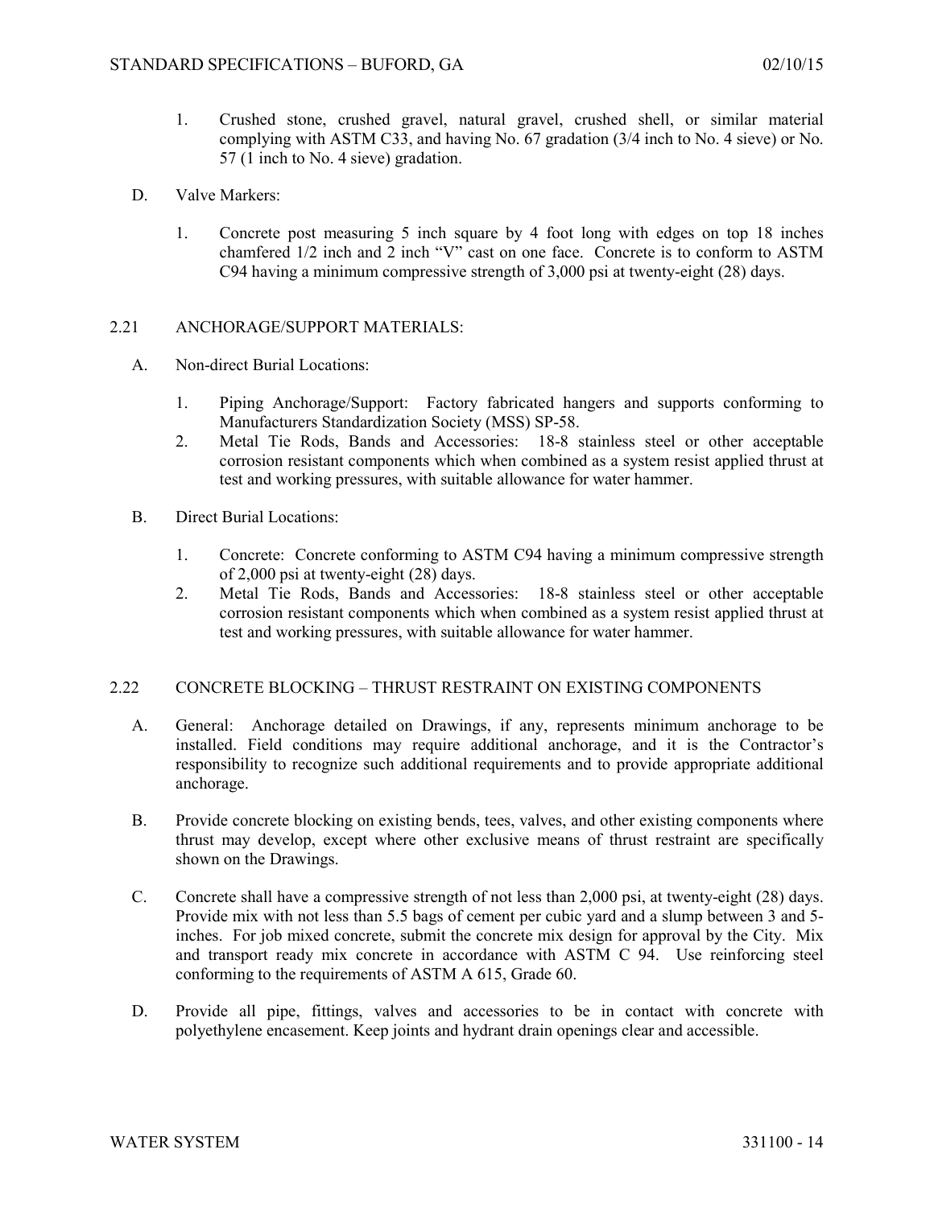1. Crushed stone, crushed gravel, natural gravel, crushed shell, or similar material complying with ASTM C33, and having No. 67 gradation (3/4 inch to No. 4 sieve) or No. 57 (1 inch to No. 4 sieve) gradation.

D. Valve Markers:

1. Concrete post measuring 5 inch square by 4 foot long with edges on top 18 inches chamfered 1/2 inch and 2 inch "V" cast on one face. Concrete is to conform to ASTM C94 having a minimum compressive strength of 3,000 psi at twenty-eight (28) days.

## 2.21 ANCHORAGE/SUPPORT MATERIALS:

A. Non-direct Burial Locations:

1. Piping Anchorage/Support: Factory fabricated hangers and supports conforming to Manufacturers Standardization Society (MSS) SP-58.
2. Metal Tie Rods, Bands and Accessories: 18-8 stainless steel or other acceptable corrosion resistant components which when combined as a system resist applied thrust at test and working pressures, with suitable allowance for water hammer.

B. Direct Burial Locations:

1. Concrete: Concrete conforming to ASTM C94 having a minimum compressive strength of 2,000 psi at twenty-eight (28) days.
2. Metal Tie Rods, Bands and Accessories: 18-8 stainless steel or other acceptable corrosion resistant components which when combined as a system resist applied thrust at test and working pressures, with suitable allowance for water hammer.

## 2.22 CONCRETE BLOCKING – THRUST RESTRAINT ON EXISTING COMPONENTS

A. General: Anchorage detailed on Drawings, if any, represents minimum anchorage to be installed. Field conditions may require additional anchorage, and it is the Contractor's responsibility to recognize such additional requirements and to provide appropriate additional anchorage.

B. Provide concrete blocking on existing bends, tees, valves, and other existing components where thrust may develop, except where other exclusive means of thrust restraint are specifically shown on the Drawings.

C. Concrete shall have a compressive strength of not less than 2,000 psi, at twenty-eight (28) days. Provide mix with not less than 5.5 bags of cement per cubic yard and a slump between 3 and 5-inches. For job mixed concrete, submit the concrete mix design for approval by the City. Mix and transport ready mix concrete in accordance with ASTM C 94. Use reinforcing steel conforming to the requirements of ASTM A 615, Grade 60.

D. Provide all pipe, fittings, valves and accessories to be in contact with concrete with polyethylene encasement. Keep joints and hydrant drain openings clear and accessible.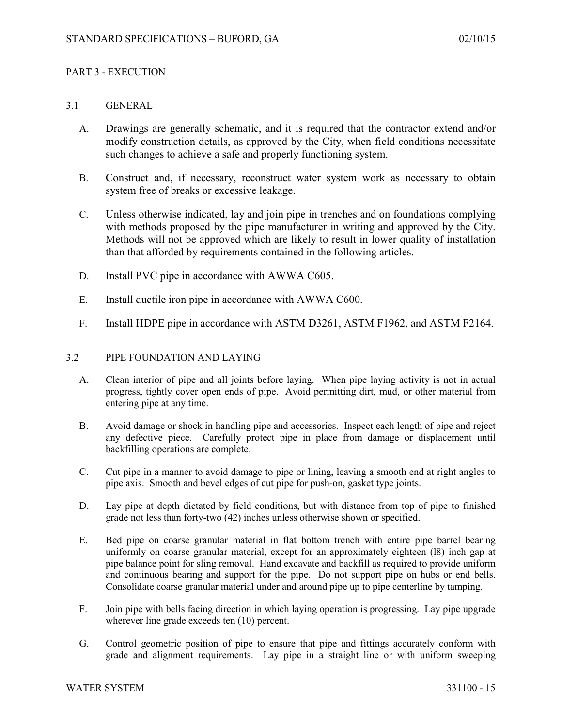PART 3 - EXECUTION

3.1 GENERAL

A. Drawings are generally schematic, and it is required that the contractor extend and/or modify construction details, as approved by the City, when field conditions necessitate such changes to achieve a safe and properly functioning system.

B. Construct and, if necessary, reconstruct water system work as necessary to obtain system free of breaks or excessive leakage.

C. Unless otherwise indicated, lay and join pipe in trenches and on foundations complying with methods proposed by the pipe manufacturer in writing and approved by the City. Methods will not be approved which are likely to result in lower quality of installation than that afforded by requirements contained in the following articles.

D. Install PVC pipe in accordance with AWWA C605.

E. Install ductile iron pipe in accordance with AWWA C600.

F. Install HDPE pipe in accordance with ASTM D3261, ASTM F1962, and ASTM F2164.

3.2 PIPE FOUNDATION AND LAYING

A. Clean interior of pipe and all joints before laying. When pipe laying activity is not in actual progress, tightly cover open ends of pipe. Avoid permitting dirt, mud, or other material from entering pipe at any time.

B. Avoid damage or shock in handling pipe and accessories. Inspect each length of pipe and reject any defective piece. Carefully protect pipe in place from damage or displacement until backfilling operations are complete.

C. Cut pipe in a manner to avoid damage to pipe or lining, leaving a smooth end at right angles to pipe axis. Smooth and bevel edges of cut pipe for push-on, gasket type joints.

D. Lay pipe at depth dictated by field conditions, but with distance from top of pipe to finished grade not less than forty-two (42) inches unless otherwise shown or specified.

E. Bed pipe on coarse granular material in flat bottom trench with entire pipe barrel bearing uniformly on coarse granular material, except for an approximately eighteen (l8) inch gap at pipe balance point for sling removal. Hand excavate and backfill as required to provide uniform and continuous bearing and support for the pipe. Do not support pipe on hubs or end bells. Consolidate coarse granular material under and around pipe up to pipe centerline by tamping.

F. Join pipe with bells facing direction in which laying operation is progressing. Lay pipe upgrade wherever line grade exceeds ten (10) percent.

G. Control geometric position of pipe to ensure that pipe and fittings accurately conform with grade and alignment requirements. Lay pipe in a straight line or with uniform sweeping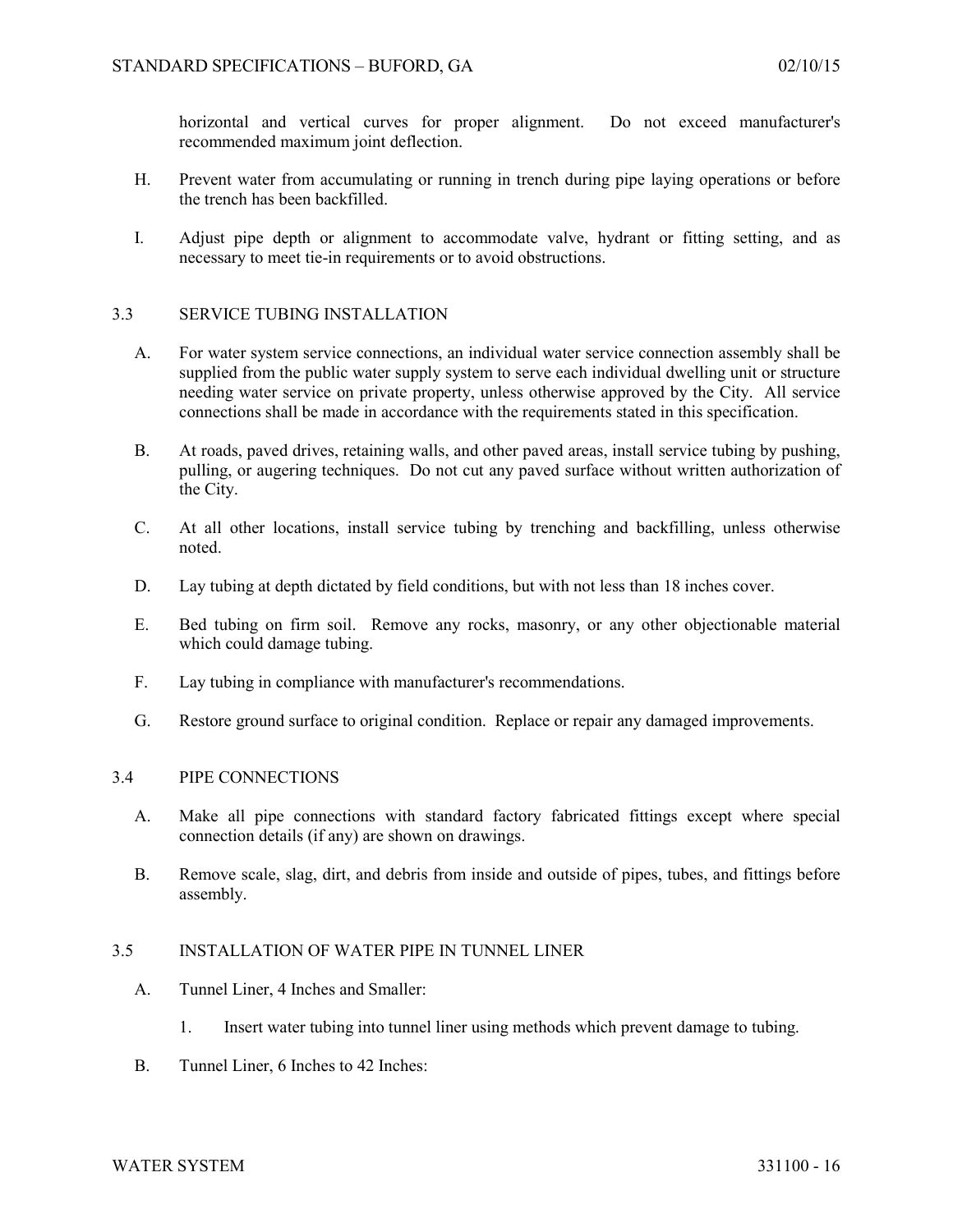horizontal and vertical curves for proper alignment. Do not exceed manufacturer's recommended maximum joint deflection.

H. Prevent water from accumulating or running in trench during pipe laying operations or before the trench has been backfilled.

I. Adjust pipe depth or alignment to accommodate valve, hydrant or fitting setting, and as necessary to meet tie-in requirements or to avoid obstructions.

## 3.3 SERVICE TUBING INSTALLATION

A. For water system service connections, an individual water service connection assembly shall be supplied from the public water supply system to serve each individual dwelling unit or structure needing water service on private property, unless otherwise approved by the City. All service connections shall be made in accordance with the requirements stated in this specification.

B. At roads, paved drives, retaining walls, and other paved areas, install service tubing by pushing, pulling, or augering techniques. Do not cut any paved surface without written authorization of the City.

C. At all other locations, install service tubing by trenching and backfilling, unless otherwise noted.

D. Lay tubing at depth dictated by field conditions, but with not less than 18 inches cover.

E. Bed tubing on firm soil. Remove any rocks, masonry, or any other objectionable material which could damage tubing.

F. Lay tubing in compliance with manufacturer's recommendations.

G. Restore ground surface to original condition. Replace or repair any damaged improvements.

## 3.4 PIPE CONNECTIONS

A. Make all pipe connections with standard factory fabricated fittings except where special connection details (if any) are shown on drawings.

B. Remove scale, slag, dirt, and debris from inside and outside of pipes, tubes, and fittings before assembly.

## 3.5 INSTALLATION OF WATER PIPE IN TUNNEL LINER

A. Tunnel Liner, 4 Inches and Smaller:

1. Insert water tubing into tunnel liner using methods which prevent damage to tubing.

B. Tunnel Liner, 6 Inches to 42 Inches: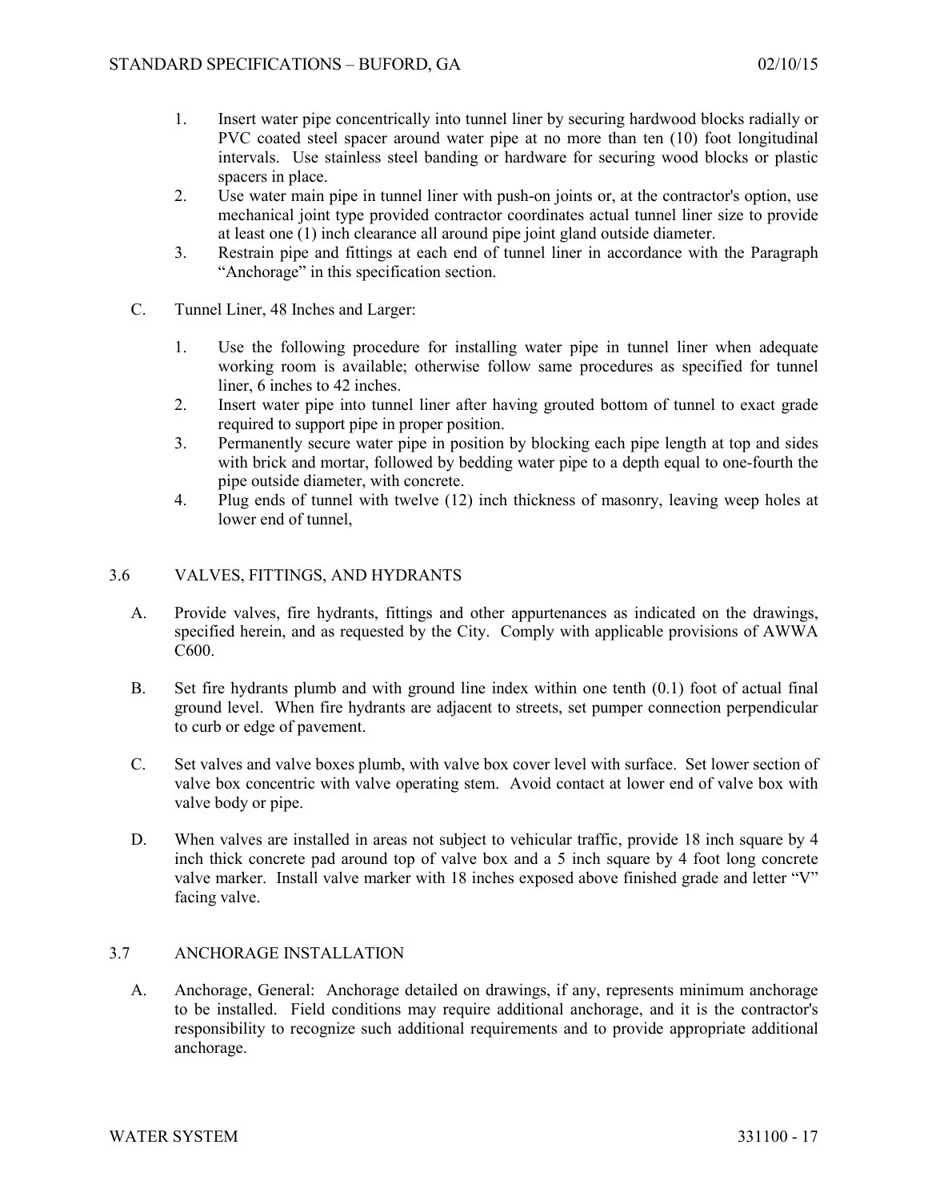1. Insert water pipe concentrically into tunnel liner by securing hardwood blocks radially or PVC coated steel spacer around water pipe at no more than ten (10) foot longitudinal intervals. Use stainless steel banding or hardware for securing wood blocks or plastic spacers in place.
2. Use water main pipe in tunnel liner with push-on joints or, at the contractor's option, use mechanical joint type provided contractor coordinates actual tunnel liner size to provide at least one (1) inch clearance all around pipe joint gland outside diameter.
3. Restrain pipe and fittings at each end of tunnel liner in accordance with the Paragraph "Anchorage" in this specification section.

C. Tunnel Liner, 48 Inches and Larger:

1. Use the following procedure for installing water pipe in tunnel liner when adequate working room is available; otherwise follow same procedures as specified for tunnel liner, 6 inches to 42 inches.
2. Insert water pipe into tunnel liner after having grouted bottom of tunnel to exact grade required to support pipe in proper position.
3. Permanently secure water pipe in position by blocking each pipe length at top and sides with brick and mortar, followed by bedding water pipe to a depth equal to one-fourth the pipe outside diameter, with concrete.
4. Plug ends of tunnel with twelve (12) inch thickness of masonry, leaving weep holes at lower end of tunnel,

## 3.6 VALVES, FITTINGS, AND HYDRANTS

A. Provide valves, fire hydrants, fittings and other appurtenances as indicated on the drawings, specified herein, and as requested by the City. Comply with applicable provisions of AWWA C600.

B. Set fire hydrants plumb and with ground line index within one tenth (0.1) foot of actual final ground level. When fire hydrants are adjacent to streets, set pumper connection perpendicular to curb or edge of pavement.

C. Set valves and valve boxes plumb, with valve box cover level with surface. Set lower section of valve box concentric with valve operating stem. Avoid contact at lower end of valve box with valve body or pipe.

D. When valves are installed in areas not subject to vehicular traffic, provide 18 inch square by 4 inch thick concrete pad around top of valve box and a 5 inch square by 4 foot long concrete valve marker. Install valve marker with 18 inches exposed above finished grade and letter "V" facing valve.

## 3.7 ANCHORAGE INSTALLATION

A. Anchorage, General: Anchorage detailed on drawings, if any, represents minimum anchorage to be installed. Field conditions may require additional anchorage, and it is the contractor's responsibility to recognize such additional requirements and to provide appropriate additional anchorage.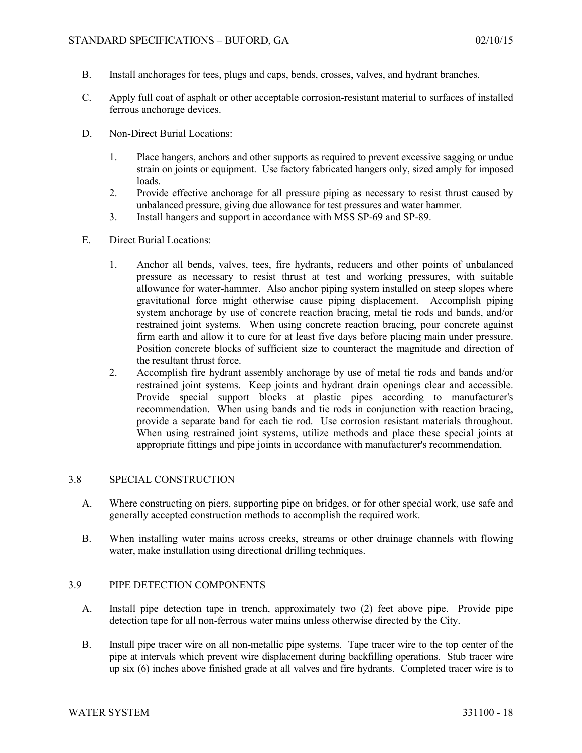B. Install anchorages for tees, plugs and caps, bends, crosses, valves, and hydrant branches.

C. Apply full coat of asphalt or other acceptable corrosion-resistant material to surfaces of installed ferrous anchorage devices.

D. Non-Direct Burial Locations:

1. Place hangers, anchors and other supports as required to prevent excessive sagging or undue strain on joints or equipment. Use factory fabricated hangers only, sized amply for imposed loads.
2. Provide effective anchorage for all pressure piping as necessary to resist thrust caused by unbalanced pressure, giving due allowance for test pressures and water hammer.
3. Install hangers and support in accordance with MSS SP-69 and SP-89.

E. Direct Burial Locations:

1. Anchor all bends, valves, tees, fire hydrants, reducers and other points of unbalanced pressure as necessary to resist thrust at test and working pressures, with suitable allowance for water-hammer. Also anchor piping system installed on steep slopes where gravitational force might otherwise cause piping displacement. Accomplish piping system anchorage by use of concrete reaction bracing, metal tie rods and bands, and/or restrained joint systems. When using concrete reaction bracing, pour concrete against firm earth and allow it to cure for at least five days before placing main under pressure. Position concrete blocks of sufficient size to counteract the magnitude and direction of the resultant thrust force.
2. Accomplish fire hydrant assembly anchorage by use of metal tie rods and bands and/or restrained joint systems. Keep joints and hydrant drain openings clear and accessible. Provide special support blocks at plastic pipes according to manufacturer's recommendation. When using bands and tie rods in conjunction with reaction bracing, provide a separate band for each tie rod. Use corrosion resistant materials throughout. When using restrained joint systems, utilize methods and place these special joints at appropriate fittings and pipe joints in accordance with manufacturer's recommendation.

## 3.8 SPECIAL CONSTRUCTION

A. Where constructing on piers, supporting pipe on bridges, or for other special work, use safe and generally accepted construction methods to accomplish the required work.

B. When installing water mains across creeks, streams or other drainage channels with flowing water, make installation using directional drilling techniques.

## 3.9 PIPE DETECTION COMPONENTS

A. Install pipe detection tape in trench, approximately two (2) feet above pipe. Provide pipe detection tape for all non-ferrous water mains unless otherwise directed by the City.

B. Install pipe tracer wire on all non-metallic pipe systems. Tape tracer wire to the top center of the pipe at intervals which prevent wire displacement during backfilling operations. Stub tracer wire up six (6) inches above finished grade at all valves and fire hydrants. Completed tracer wire is to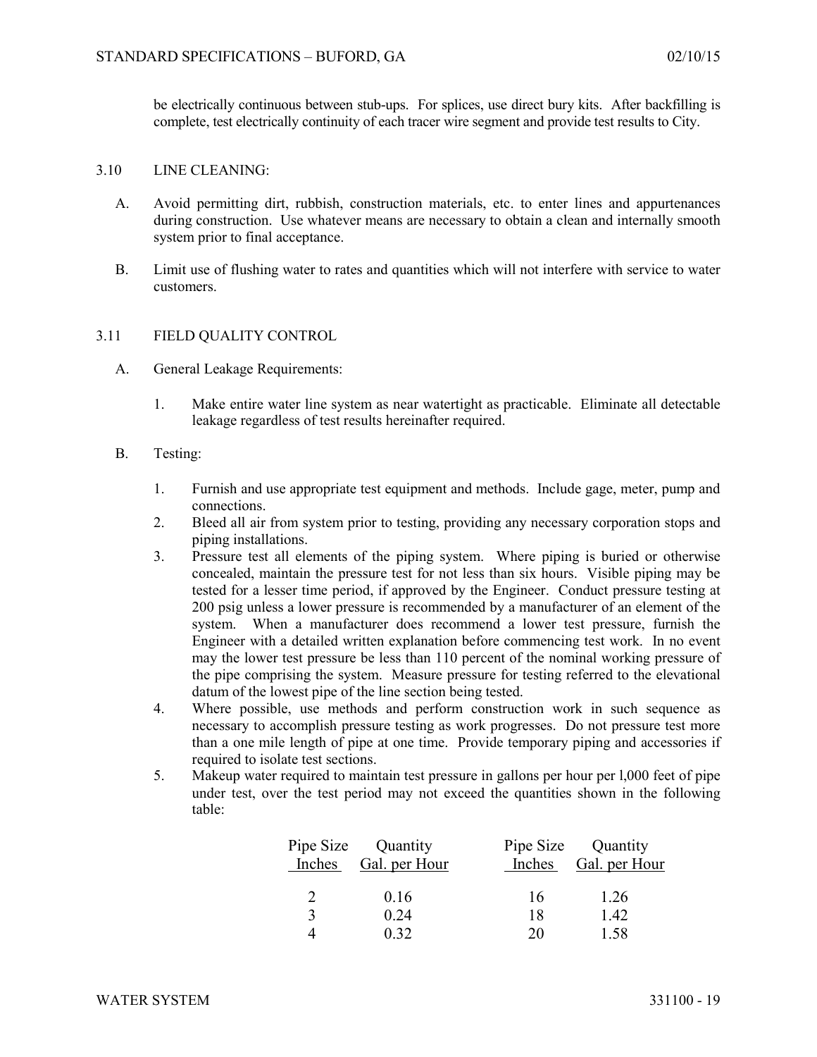be electrically continuous between stub-ups. For splices, use direct bury kits. After backfilling is complete, test electrically continuity of each tracer wire segment and provide test results to City.

## 3.10 LINE CLEANING:

A. Avoid permitting dirt, rubbish, construction materials, etc. to enter lines and appurtenances during construction. Use whatever means are necessary to obtain a clean and internally smooth system prior to final acceptance.

B. Limit use of flushing water to rates and quantities which will not interfere with service to water customers.

## 3.11 FIELD QUALITY CONTROL

A. General Leakage Requirements:

1. Make entire water line system as near watertight as practicable. Eliminate all detectable leakage regardless of test results hereinafter required.

B. Testing:

1. Furnish and use appropriate test equipment and methods. Include gage, meter, pump and connections.
2. Bleed all air from system prior to testing, providing any necessary corporation stops and piping installations.
3. Pressure test all elements of the piping system. Where piping is buried or otherwise concealed, maintain the pressure test for not less than six hours. Visible piping may be tested for a lesser time period, if approved by the Engineer. Conduct pressure testing at 200 psig unless a lower pressure is recommended by a manufacturer of an element of the system. When a manufacturer does recommend a lower test pressure, furnish the Engineer with a detailed written explanation before commencing test work. In no event may the lower test pressure be less than 110 percent of the nominal working pressure of the pipe comprising the system. Measure pressure for testing referred to the elevational datum of the lowest pipe of the line section being tested.
4. Where possible, use methods and perform construction work in such sequence as necessary to accomplish pressure testing as work progresses. Do not pressure test more than a one mile length of pipe at one time. Provide temporary piping and accessories if required to isolate test sections.
5. Makeup water required to maintain test pressure in gallons per hour per l,000 feet of pipe under test, over the test period may not exceed the quantities shown in the following table:

| Pipe Size Inches | Quantity Gal. per Hour | Pipe Size Inches | Quantity Gal. per Hour |
|---|---|---|---|
| 2 | 0.16 | 16 | 1.26 |
| 3 | 0.24 | 18 | 1.42 |
| 4 | 0.32 | 20 | 1.58 |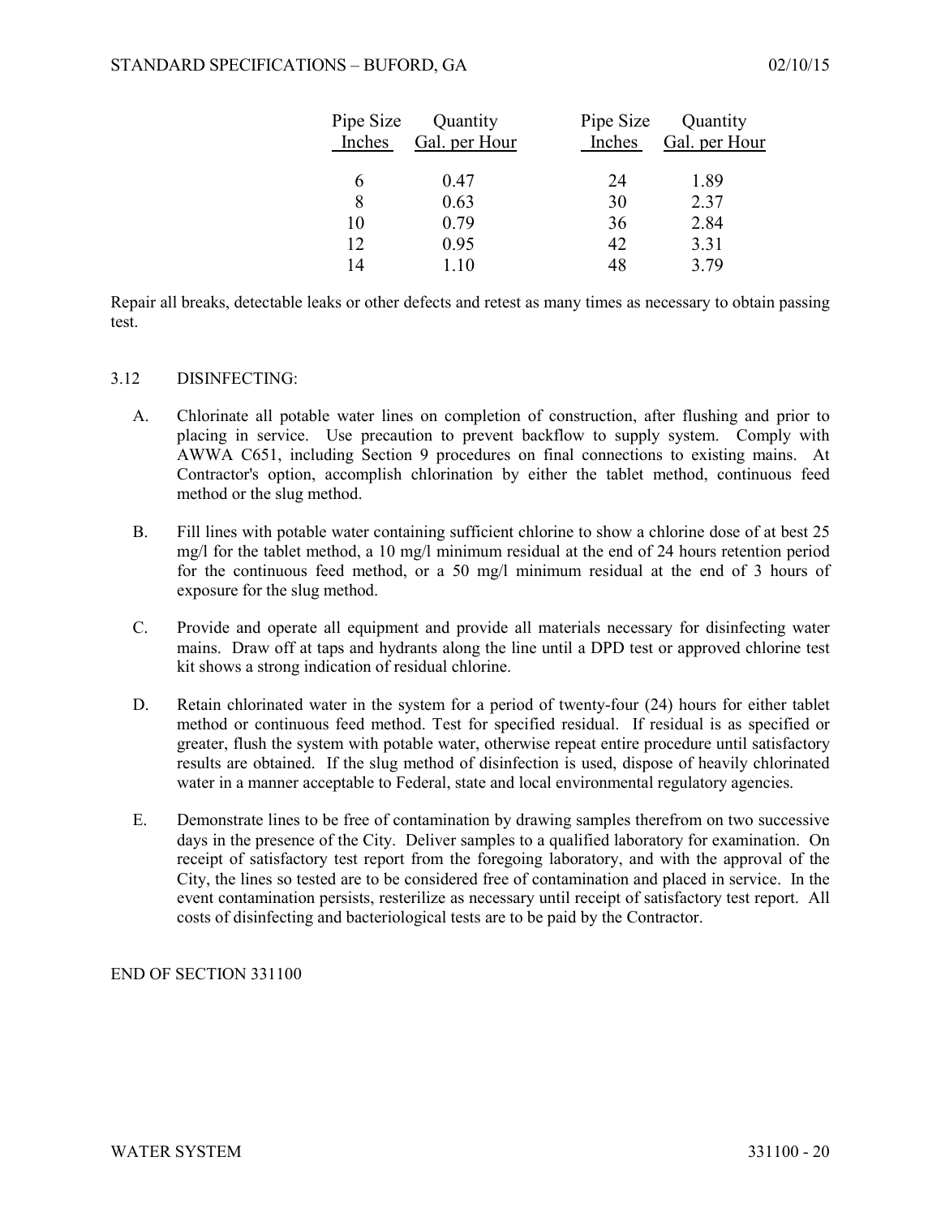| Pipe Size Inches | Quantity Gal. per Hour | Pipe Size Inches | Quantity Gal. per Hour |
|---|---|---|---|
| 6 | 0.47 | 24 | 1.89 |
| 8 | 0.63 | 30 | 2.37 |
| 10 | 0.79 | 36 | 2.84 |
| 12 | 0.95 | 42 | 3.31 |
| 14 | 1.10 | 48 | 3.79 |

Repair all breaks, detectable leaks or other defects and retest as many times as necessary to obtain passing test.

3.12 DISINFECTING:

A. Chlorinate all potable water lines on completion of construction, after flushing and prior to placing in service. Use precaution to prevent backflow to supply system. Comply with AWWA C651, including Section 9 procedures on final connections to existing mains. At Contractor's option, accomplish chlorination by either the tablet method, continuous feed method or the slug method.

B. Fill lines with potable water containing sufficient chlorine to show a chlorine dose of at best 25 mg/l for the tablet method, a 10 mg/l minimum residual at the end of 24 hours retention period for the continuous feed method, or a 50 mg/l minimum residual at the end of 3 hours of exposure for the slug method.

C. Provide and operate all equipment and provide all materials necessary for disinfecting water mains. Draw off at taps and hydrants along the line until a DPD test or approved chlorine test kit shows a strong indication of residual chlorine.

D. Retain chlorinated water in the system for a period of twenty-four (24) hours for either tablet method or continuous feed method. Test for specified residual. If residual is as specified or greater, flush the system with potable water, otherwise repeat entire procedure until satisfactory results are obtained. If the slug method of disinfection is used, dispose of heavily chlorinated water in a manner acceptable to Federal, state and local environmental regulatory agencies.

E. Demonstrate lines to be free of contamination by drawing samples therefrom on two successive days in the presence of the City. Deliver samples to a qualified laboratory for examination. On receipt of satisfactory test report from the foregoing laboratory, and with the approval of the City, the lines so tested are to be considered free of contamination and placed in service. In the event contamination persists, resterilize as necessary until receipt of satisfactory test report. All costs of disinfecting and bacteriological tests are to be paid by the Contractor.

END OF SECTION 331100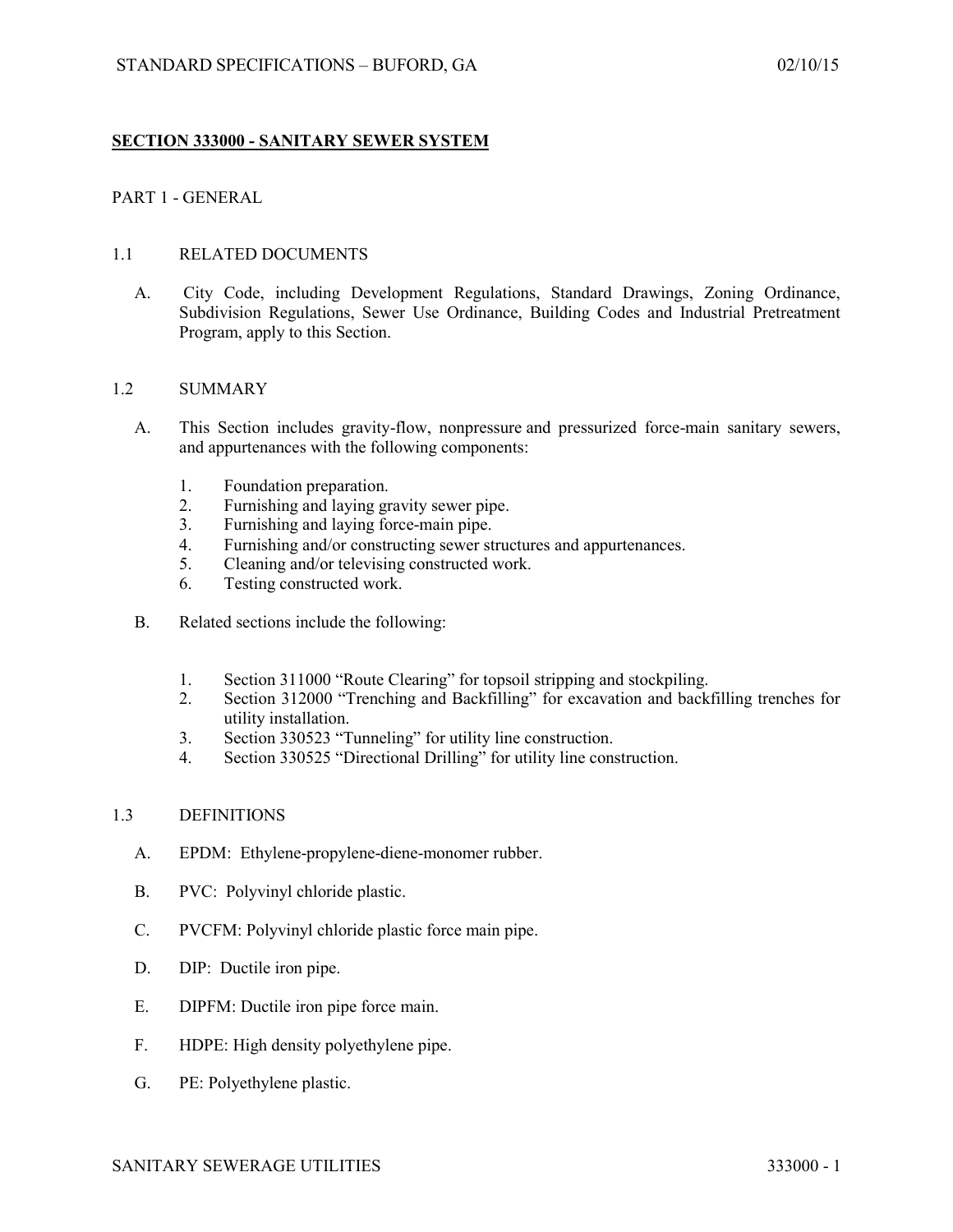## SECTION 333000 - SANITARY SEWER SYSTEM

PART 1 - GENERAL

1.1 RELATED DOCUMENTS

A. City Code, including Development Regulations, Standard Drawings, Zoning Ordinance, Subdivision Regulations, Sewer Use Ordinance, Building Codes and Industrial Pretreatment Program, apply to this Section.

1.2 SUMMARY

A. This Section includes gravity-flow, nonpressure and pressurized force-main sanitary sewers, and appurtenances with the following components:

1. Foundation preparation.
2. Furnishing and laying gravity sewer pipe.
3. Furnishing and laying force-main pipe.
4. Furnishing and/or constructing sewer structures and appurtenances.
5. Cleaning and/or televising constructed work.
6. Testing constructed work.

B. Related sections include the following:

1. Section 311000 "Route Clearing" for topsoil stripping and stockpiling.
2. Section 312000 "Trenching and Backfilling" for excavation and backfilling trenches for utility installation.
3. Section 330523 "Tunneling" for utility line construction.
4. Section 330525 "Directional Drilling" for utility line construction.

1.3 DEFINITIONS

A. EPDM: Ethylene-propylene-diene-monomer rubber.

B. PVC: Polyvinyl chloride plastic.

C. PVCFM: Polyvinyl chloride plastic force main pipe.

D. DIP: Ductile iron pipe.

E. DIPFM: Ductile iron pipe force main.

F. HDPE: High density polyethylene pipe.

G. PE: Polyethylene plastic.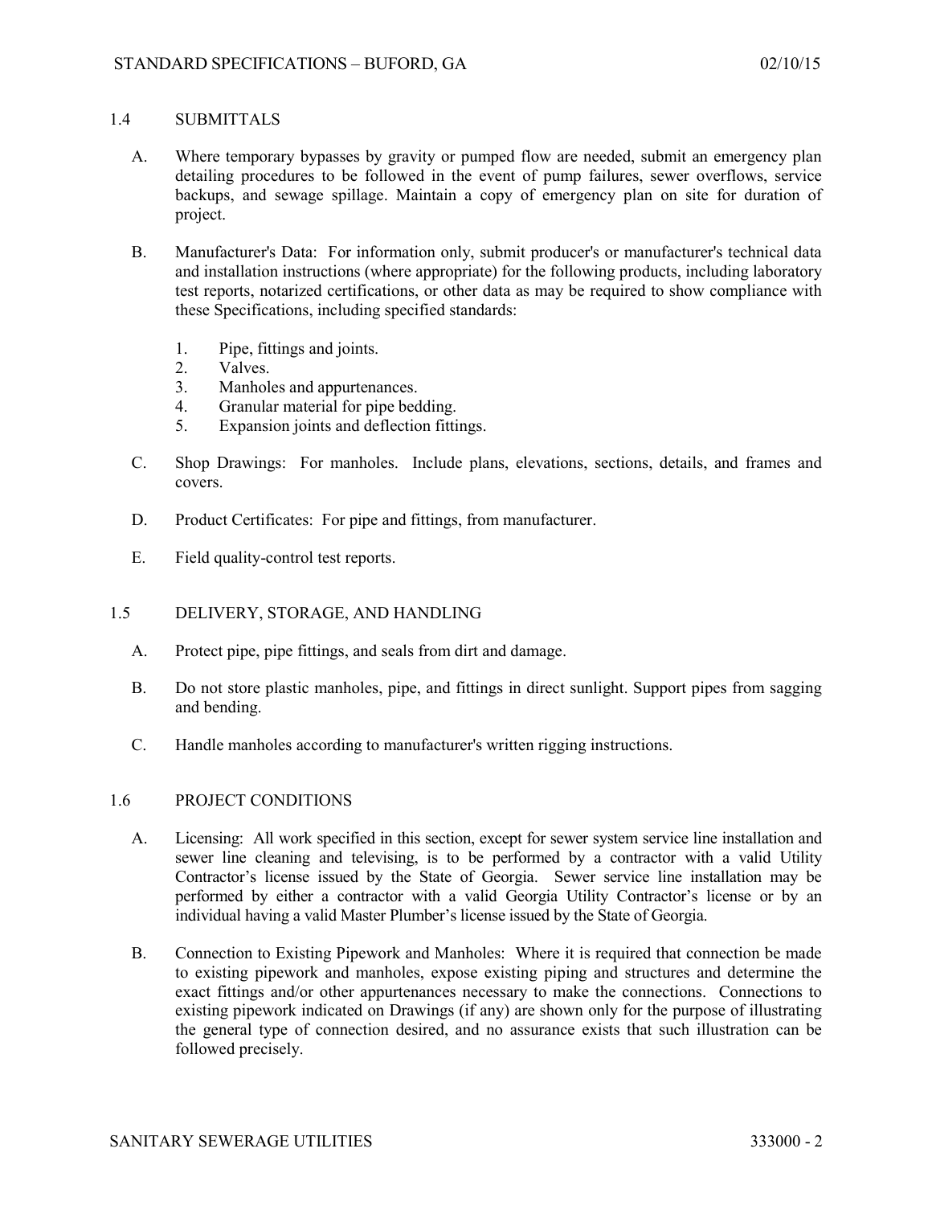## 1.4 SUBMITTALS

A. Where temporary bypasses by gravity or pumped flow are needed, submit an emergency plan detailing procedures to be followed in the event of pump failures, sewer overflows, service backups, and sewage spillage. Maintain a copy of emergency plan on site for duration of project.

B. Manufacturer's Data: For information only, submit producer's or manufacturer's technical data and installation instructions (where appropriate) for the following products, including laboratory test reports, notarized certifications, or other data as may be required to show compliance with these Specifications, including specified standards:

1. Pipe, fittings and joints.
2. Valves.
3. Manholes and appurtenances.
4. Granular material for pipe bedding.
5. Expansion joints and deflection fittings.

C. Shop Drawings: For manholes. Include plans, elevations, sections, details, and frames and covers.

D. Product Certificates: For pipe and fittings, from manufacturer.

E. Field quality-control test reports.

## 1.5 DELIVERY, STORAGE, AND HANDLING

A. Protect pipe, pipe fittings, and seals from dirt and damage.

B. Do not store plastic manholes, pipe, and fittings in direct sunlight. Support pipes from sagging and bending.

C. Handle manholes according to manufacturer's written rigging instructions.

## 1.6 PROJECT CONDITIONS

A. Licensing: All work specified in this section, except for sewer system service line installation and sewer line cleaning and televising, is to be performed by a contractor with a valid Utility Contractor's license issued by the State of Georgia. Sewer service line installation may be performed by either a contractor with a valid Georgia Utility Contractor's license or by an individual having a valid Master Plumber's license issued by the State of Georgia.

B. Connection to Existing Pipework and Manholes: Where it is required that connection be made to existing pipework and manholes, expose existing piping and structures and determine the exact fittings and/or other appurtenances necessary to make the connections. Connections to existing pipework indicated on Drawings (if any) are shown only for the purpose of illustrating the general type of connection desired, and no assurance exists that such illustration can be followed precisely.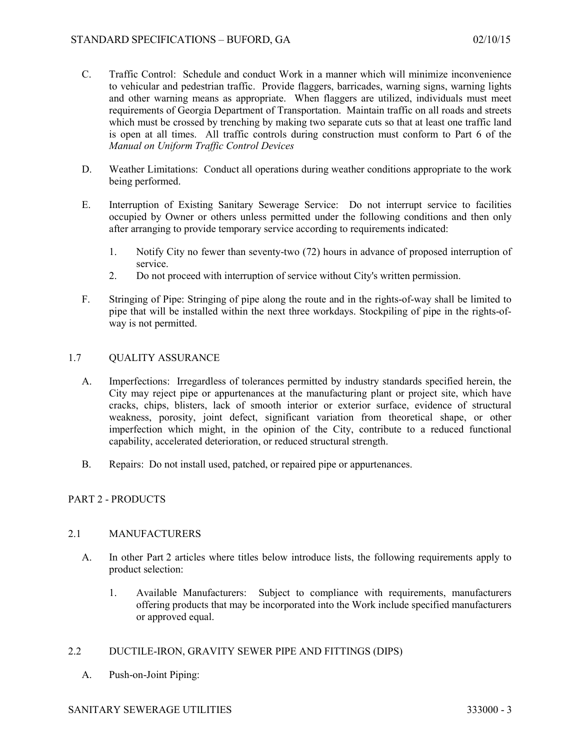C. Traffic Control: Schedule and conduct Work in a manner which will minimize inconvenience to vehicular and pedestrian traffic. Provide flaggers, barricades, warning signs, warning lights and other warning means as appropriate. When flaggers are utilized, individuals must meet requirements of Georgia Department of Transportation. Maintain traffic on all roads and streets which must be crossed by trenching by making two separate cuts so that at least one traffic land is open at all times. All traffic controls during construction must conform to Part 6 of the *Manual on Uniform Traffic Control Devices*

D. Weather Limitations: Conduct all operations during weather conditions appropriate to the work being performed.

E. Interruption of Existing Sanitary Sewerage Service: Do not interrupt service to facilities occupied by Owner or others unless permitted under the following conditions and then only after arranging to provide temporary service according to requirements indicated:

1. Notify City no fewer than seventy-two (72) hours in advance of proposed interruption of service.
2. Do not proceed with interruption of service without City's written permission.

F. Stringing of Pipe: Stringing of pipe along the route and in the rights-of-way shall be limited to pipe that will be installed within the next three workdays. Stockpiling of pipe in the rights-of-way is not permitted.

## 1.7 QUALITY ASSURANCE

A. Imperfections: Irregardless of tolerances permitted by industry standards specified herein, the City may reject pipe or appurtenances at the manufacturing plant or project site, which have cracks, chips, blisters, lack of smooth interior or exterior surface, evidence of structural weakness, porosity, joint defect, significant variation from theoretical shape, or other imperfection which might, in the opinion of the City, contribute to a reduced functional capability, accelerated deterioration, or reduced structural strength.

B. Repairs: Do not install used, patched, or repaired pipe or appurtenances.

# PART 2 - PRODUCTS

## 2.1 MANUFACTURERS

A. In other Part 2 articles where titles below introduce lists, the following requirements apply to product selection:

1. Available Manufacturers: Subject to compliance with requirements, manufacturers offering products that may be incorporated into the Work include specified manufacturers or approved equal.

## 2.2 DUCTILE-IRON, GRAVITY SEWER PIPE AND FITTINGS (DIPS)

A. Push-on-Joint Piping: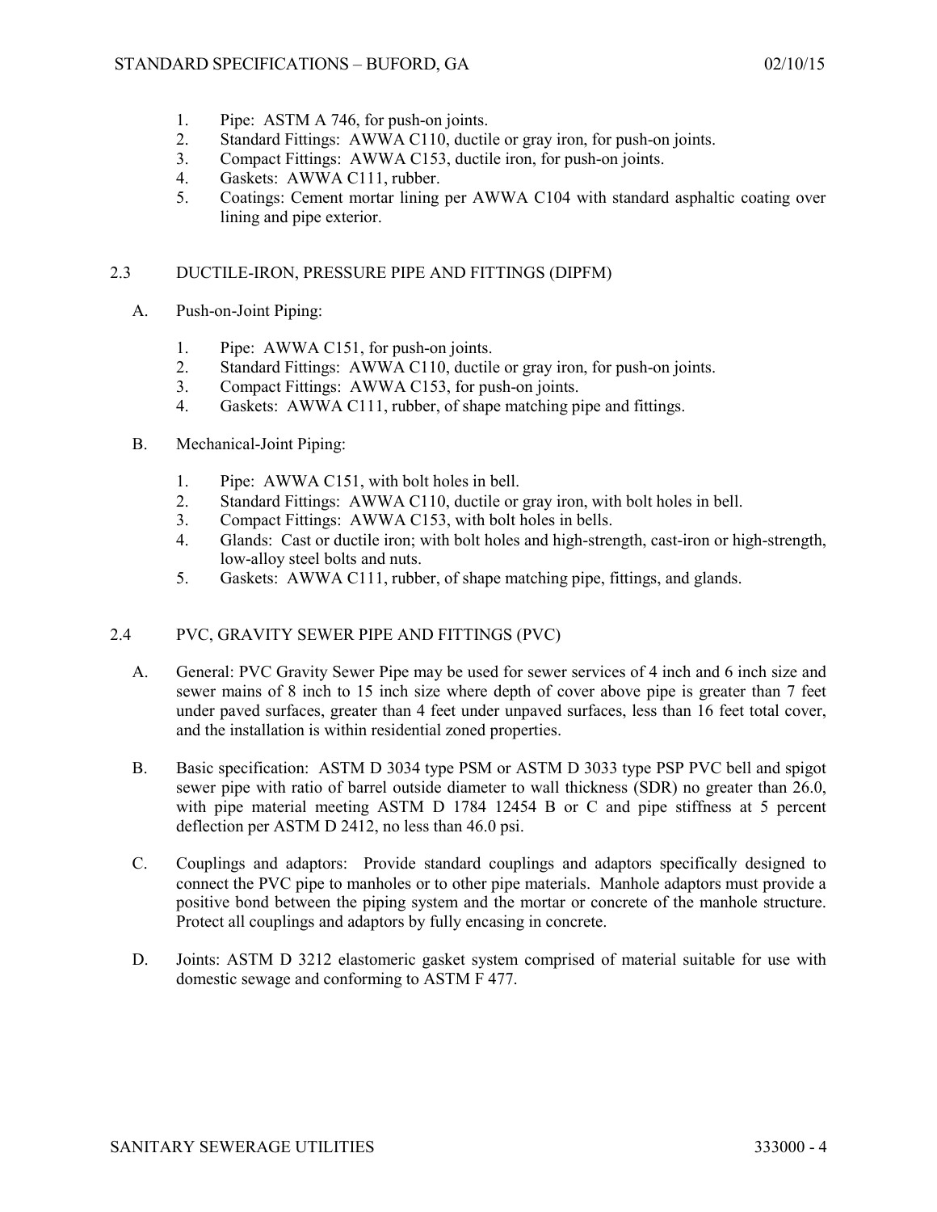1. Pipe: ASTM A 746, for push-on joints.
2. Standard Fittings: AWWA C110, ductile or gray iron, for push-on joints.
3. Compact Fittings: AWWA C153, ductile iron, for push-on joints.
4. Gaskets: AWWA C111, rubber.
5. Coatings: Cement mortar lining per AWWA C104 with standard asphaltic coating over lining and pipe exterior.

## 2.3 DUCTILE-IRON, PRESSURE PIPE AND FITTINGS (DIPFM)

A. Push-on-Joint Piping:

1. Pipe: AWWA C151, for push-on joints.
2. Standard Fittings: AWWA C110, ductile or gray iron, for push-on joints.
3. Compact Fittings: AWWA C153, for push-on joints.
4. Gaskets: AWWA C111, rubber, of shape matching pipe and fittings.

B. Mechanical-Joint Piping:

1. Pipe: AWWA C151, with bolt holes in bell.
2. Standard Fittings: AWWA C110, ductile or gray iron, with bolt holes in bell.
3. Compact Fittings: AWWA C153, with bolt holes in bells.
4. Glands: Cast or ductile iron; with bolt holes and high-strength, cast-iron or high-strength, low-alloy steel bolts and nuts.
5. Gaskets: AWWA C111, rubber, of shape matching pipe, fittings, and glands.

## 2.4 PVC, GRAVITY SEWER PIPE AND FITTINGS (PVC)

A. General: PVC Gravity Sewer Pipe may be used for sewer services of 4 inch and 6 inch size and sewer mains of 8 inch to 15 inch size where depth of cover above pipe is greater than 7 feet under paved surfaces, greater than 4 feet under unpaved surfaces, less than 16 feet total cover, and the installation is within residential zoned properties.

B. Basic specification: ASTM D 3034 type PSM or ASTM D 3033 type PSP PVC bell and spigot sewer pipe with ratio of barrel outside diameter to wall thickness (SDR) no greater than 26.0, with pipe material meeting ASTM D 1784 12454 B or C and pipe stiffness at 5 percent deflection per ASTM D 2412, no less than 46.0 psi.

C. Couplings and adaptors: Provide standard couplings and adaptors specifically designed to connect the PVC pipe to manholes or to other pipe materials. Manhole adaptors must provide a positive bond between the piping system and the mortar or concrete of the manhole structure. Protect all couplings and adaptors by fully encasing in concrete.

D. Joints: ASTM D 3212 elastomeric gasket system comprised of material suitable for use with domestic sewage and conforming to ASTM F 477.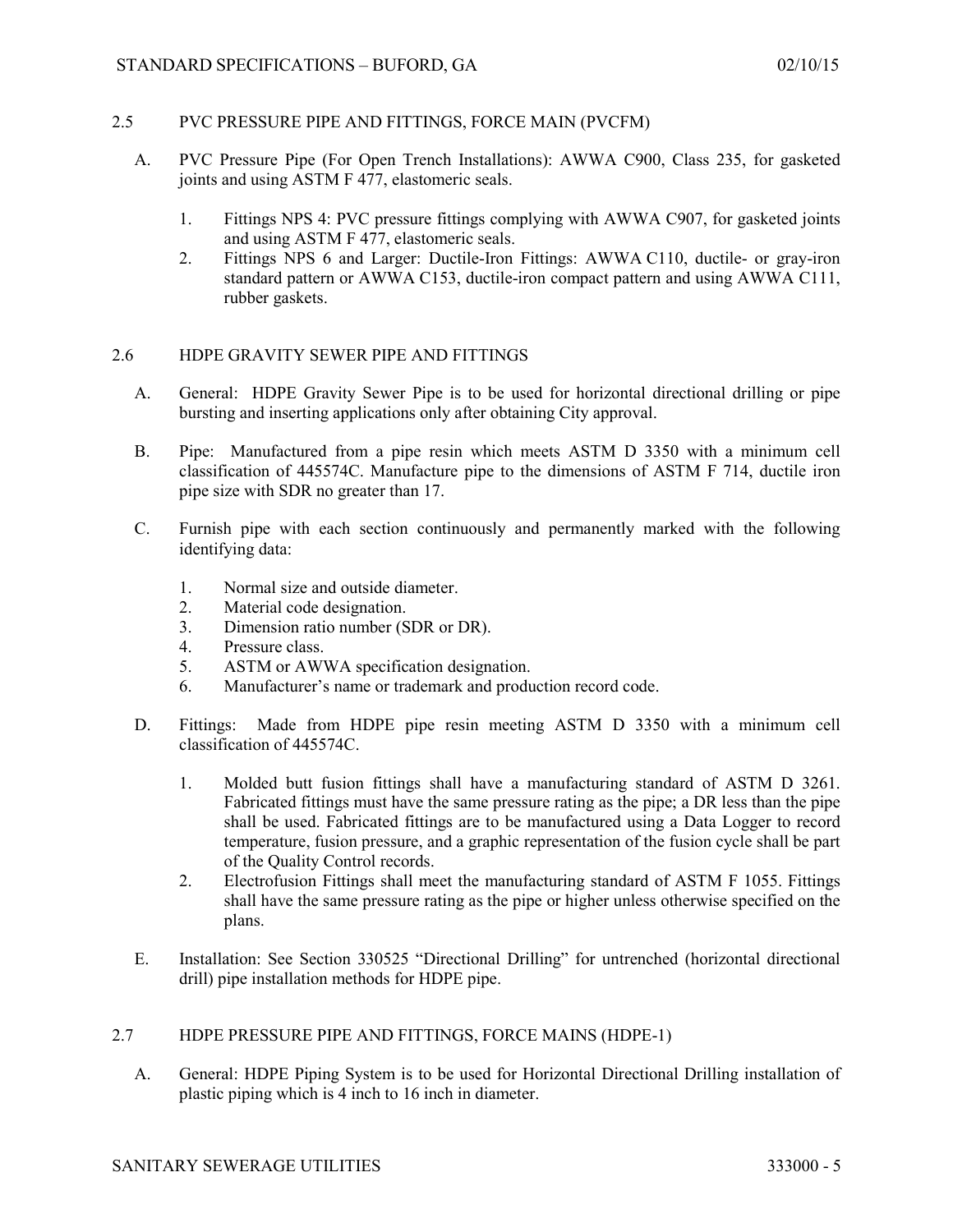## 2.5 PVC PRESSURE PIPE AND FITTINGS, FORCE MAIN (PVCFM)

A. PVC Pressure Pipe (For Open Trench Installations): AWWA C900, Class 235, for gasketed joints and using ASTM F 477, elastomeric seals.

1. Fittings NPS 4: PVC pressure fittings complying with AWWA C907, for gasketed joints and using ASTM F 477, elastomeric seals.
2. Fittings NPS 6 and Larger: Ductile-Iron Fittings: AWWA C110, ductile- or gray-iron standard pattern or AWWA C153, ductile-iron compact pattern and using AWWA C111, rubber gaskets.

## 2.6 HDPE GRAVITY SEWER PIPE AND FITTINGS

A. General: HDPE Gravity Sewer Pipe is to be used for horizontal directional drilling or pipe bursting and inserting applications only after obtaining City approval.

B. Pipe: Manufactured from a pipe resin which meets ASTM D 3350 with a minimum cell classification of 445574C. Manufacture pipe to the dimensions of ASTM F 714, ductile iron pipe size with SDR no greater than 17.

C. Furnish pipe with each section continuously and permanently marked with the following identifying data:

1. Normal size and outside diameter.
2. Material code designation.
3. Dimension ratio number (SDR or DR).
4. Pressure class.
5. ASTM or AWWA specification designation.
6. Manufacturer's name or trademark and production record code.

D. Fittings: Made from HDPE pipe resin meeting ASTM D 3350 with a minimum cell classification of 445574C.

1. Molded butt fusion fittings shall have a manufacturing standard of ASTM D 3261. Fabricated fittings must have the same pressure rating as the pipe; a DR less than the pipe shall be used. Fabricated fittings are to be manufactured using a Data Logger to record temperature, fusion pressure, and a graphic representation of the fusion cycle shall be part of the Quality Control records.
2. Electrofusion Fittings shall meet the manufacturing standard of ASTM F 1055. Fittings shall have the same pressure rating as the pipe or higher unless otherwise specified on the plans.

E. Installation: See Section 330525 "Directional Drilling" for untrenched (horizontal directional drill) pipe installation methods for HDPE pipe.

## 2.7 HDPE PRESSURE PIPE AND FITTINGS, FORCE MAINS (HDPE-1)

A. General: HDPE Piping System is to be used for Horizontal Directional Drilling installation of plastic piping which is 4 inch to 16 inch in diameter.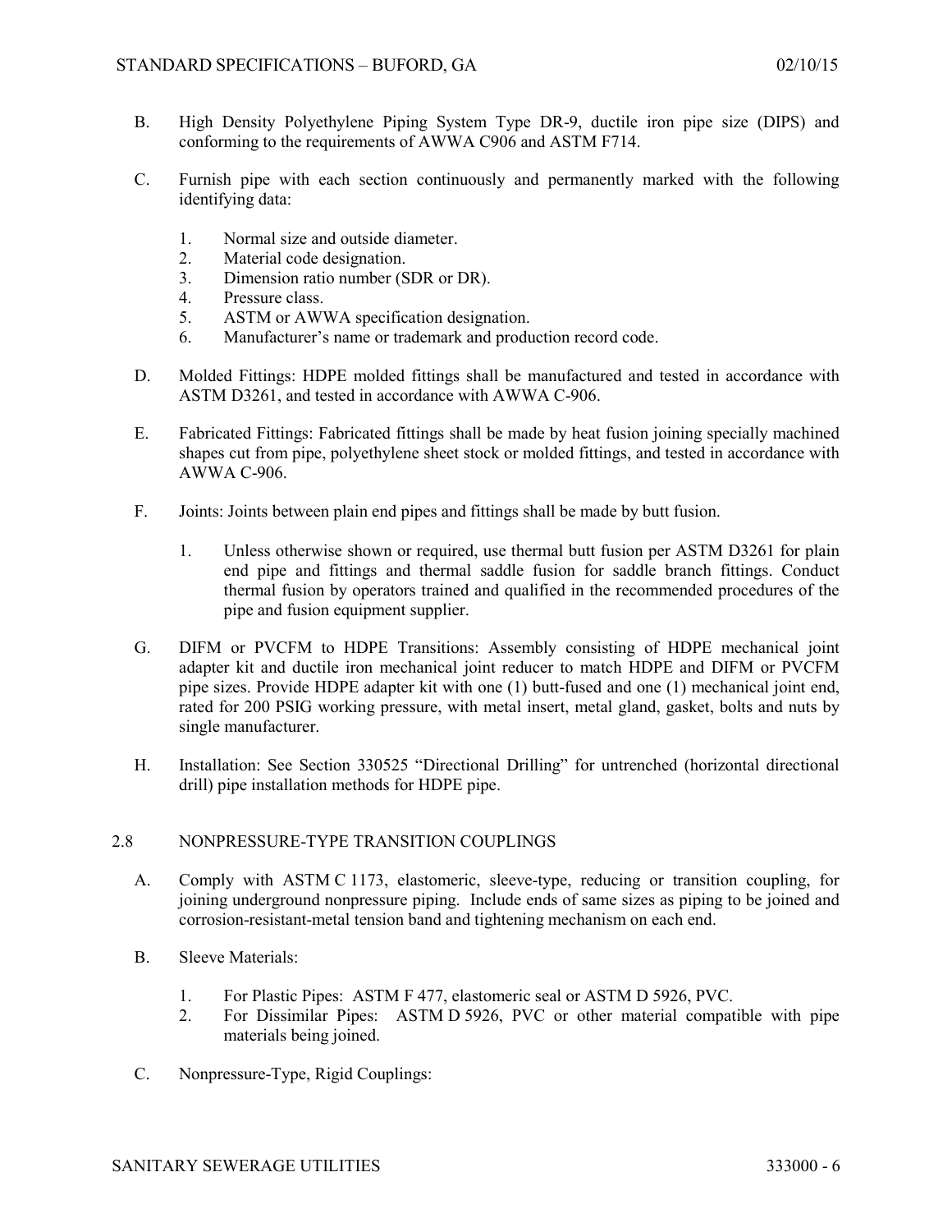B. High Density Polyethylene Piping System Type DR-9, ductile iron pipe size (DIPS) and conforming to the requirements of AWWA C906 and ASTM F714.

C. Furnish pipe with each section continuously and permanently marked with the following identifying data:

1. Normal size and outside diameter.
2. Material code designation.
3. Dimension ratio number (SDR or DR).
4. Pressure class.
5. ASTM or AWWA specification designation.
6. Manufacturer's name or trademark and production record code.

D. Molded Fittings: HDPE molded fittings shall be manufactured and tested in accordance with ASTM D3261, and tested in accordance with AWWA C-906.

E. Fabricated Fittings: Fabricated fittings shall be made by heat fusion joining specially machined shapes cut from pipe, polyethylene sheet stock or molded fittings, and tested in accordance with AWWA C-906.

F. Joints: Joints between plain end pipes and fittings shall be made by butt fusion.

1. Unless otherwise shown or required, use thermal butt fusion per ASTM D3261 for plain end pipe and fittings and thermal saddle fusion for saddle branch fittings. Conduct thermal fusion by operators trained and qualified in the recommended procedures of the pipe and fusion equipment supplier.

G. DIFM or PVCFM to HDPE Transitions: Assembly consisting of HDPE mechanical joint adapter kit and ductile iron mechanical joint reducer to match HDPE and DIFM or PVCFM pipe sizes. Provide HDPE adapter kit with one (1) butt-fused and one (1) mechanical joint end, rated for 200 PSIG working pressure, with metal insert, metal gland, gasket, bolts and nuts by single manufacturer.

H. Installation: See Section 330525 "Directional Drilling" for untrenched (horizontal directional drill) pipe installation methods for HDPE pipe.

## 2.8 NONPRESSURE-TYPE TRANSITION COUPLINGS

A. Comply with ASTM C 1173, elastomeric, sleeve-type, reducing or transition coupling, for joining underground nonpressure piping. Include ends of same sizes as piping to be joined and corrosion-resistant-metal tension band and tightening mechanism on each end.

B. Sleeve Materials:

1. For Plastic Pipes: ASTM F 477, elastomeric seal or ASTM D 5926, PVC.
2. For Dissimilar Pipes: ASTM D 5926, PVC or other material compatible with pipe materials being joined.

C. Nonpressure-Type, Rigid Couplings: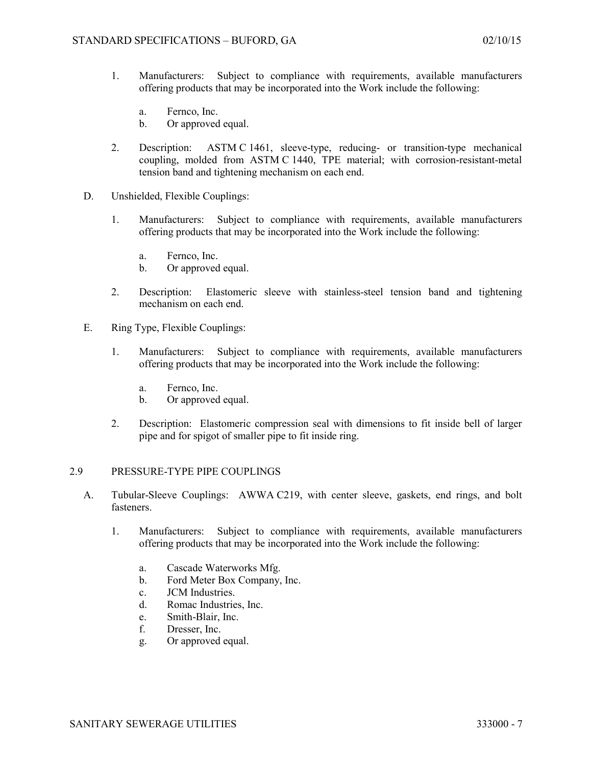1. Manufacturers: Subject to compliance with requirements, available manufacturers offering products that may be incorporated into the Work include the following:

   a. Fernco, Inc.
   b. Or approved equal.

2. Description: ASTM C 1461, sleeve-type, reducing- or transition-type mechanical coupling, molded from ASTM C 1440, TPE material; with corrosion-resistant-metal tension band and tightening mechanism on each end.

D. Unshielded, Flexible Couplings:

1. Manufacturers: Subject to compliance with requirements, available manufacturers offering products that may be incorporated into the Work include the following:

   a. Fernco, Inc.
   b. Or approved equal.

2. Description: Elastomeric sleeve with stainless-steel tension band and tightening mechanism on each end.

E. Ring Type, Flexible Couplings:

1. Manufacturers: Subject to compliance with requirements, available manufacturers offering products that may be incorporated into the Work include the following:

   a. Fernco, Inc.
   b. Or approved equal.

2. Description: Elastomeric compression seal with dimensions to fit inside bell of larger pipe and for spigot of smaller pipe to fit inside ring.

## 2.9 PRESSURE-TYPE PIPE COUPLINGS

A. Tubular-Sleeve Couplings: AWWA C219, with center sleeve, gaskets, end rings, and bolt fasteners.

1. Manufacturers: Subject to compliance with requirements, available manufacturers offering products that may be incorporated into the Work include the following:

   a. Cascade Waterworks Mfg.
   b. Ford Meter Box Company, Inc.
   c. JCM Industries.
   d. Romac Industries, Inc.
   e. Smith-Blair, Inc.
   f. Dresser, Inc.
   g. Or approved equal.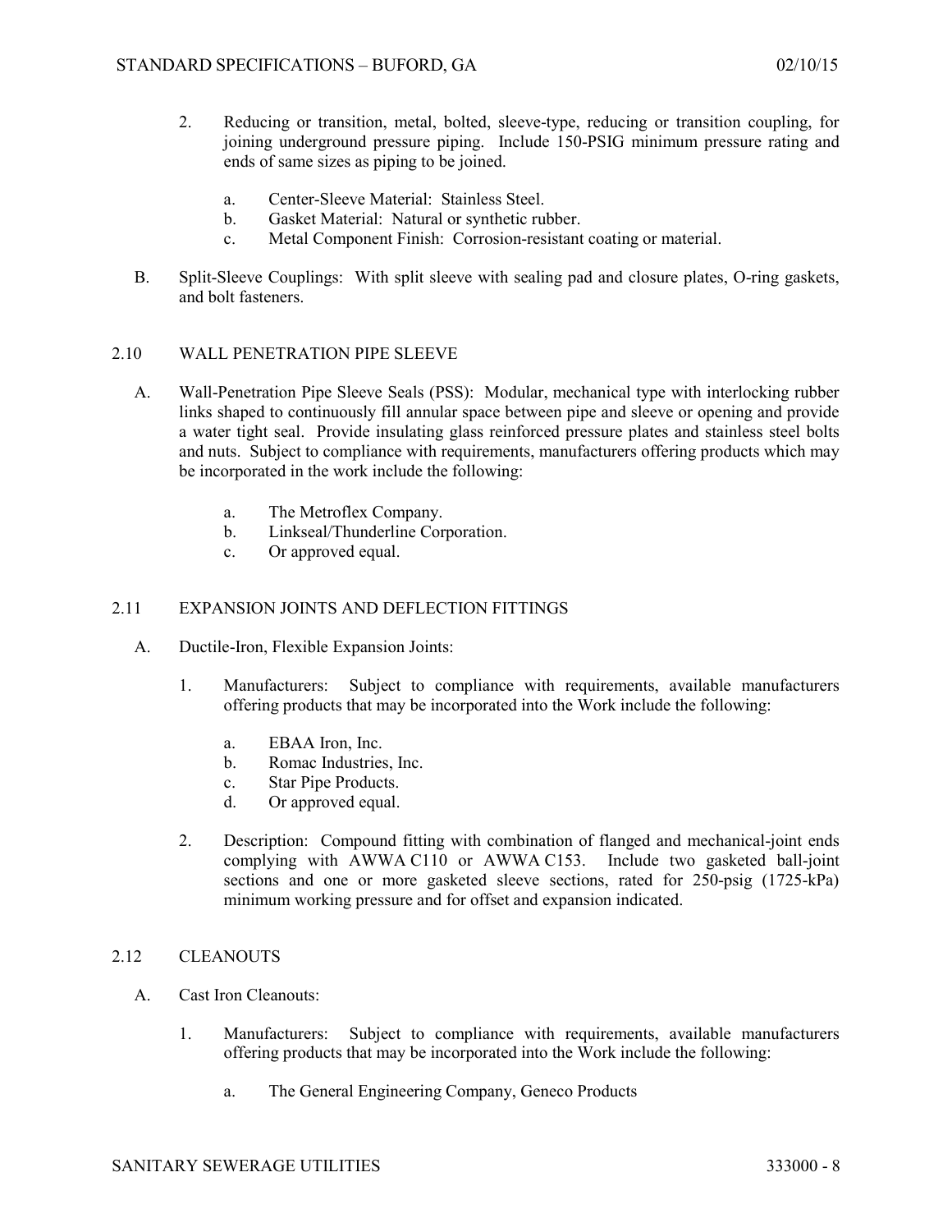2. Reducing or transition, metal, bolted, sleeve-type, reducing or transition coupling, for joining underground pressure piping. Include 150-PSIG minimum pressure rating and ends of same sizes as piping to be joined.

   a. Center-Sleeve Material: Stainless Steel.
   b. Gasket Material: Natural or synthetic rubber.
   c. Metal Component Finish: Corrosion-resistant coating or material.

B. Split-Sleeve Couplings: With split sleeve with sealing pad and closure plates, O-ring gaskets, and bolt fasteners.

## 2.10 WALL PENETRATION PIPE SLEEVE

A. Wall-Penetration Pipe Sleeve Seals (PSS): Modular, mechanical type with interlocking rubber links shaped to continuously fill annular space between pipe and sleeve or opening and provide a water tight seal. Provide insulating glass reinforced pressure plates and stainless steel bolts and nuts. Subject to compliance with requirements, manufacturers offering products which may be incorporated in the work include the following:

   a. The Metroflex Company.
   b. Linkseal/Thunderline Corporation.
   c. Or approved equal.

## 2.11 EXPANSION JOINTS AND DEFLECTION FITTINGS

A. Ductile-Iron, Flexible Expansion Joints:

1. Manufacturers: Subject to compliance with requirements, available manufacturers offering products that may be incorporated into the Work include the following:

   a. EBAA Iron, Inc.
   b. Romac Industries, Inc.
   c. Star Pipe Products.
   d. Or approved equal.

2. Description: Compound fitting with combination of flanged and mechanical-joint ends complying with AWWA C110 or AWWA C153. Include two gasketed ball-joint sections and one or more gasketed sleeve sections, rated for 250-psig (1725-kPa) minimum working pressure and for offset and expansion indicated.

## 2.12 CLEANOUTS

A. Cast Iron Cleanouts:

1. Manufacturers: Subject to compliance with requirements, available manufacturers offering products that may be incorporated into the Work include the following:

   a. The General Engineering Company, Geneco Products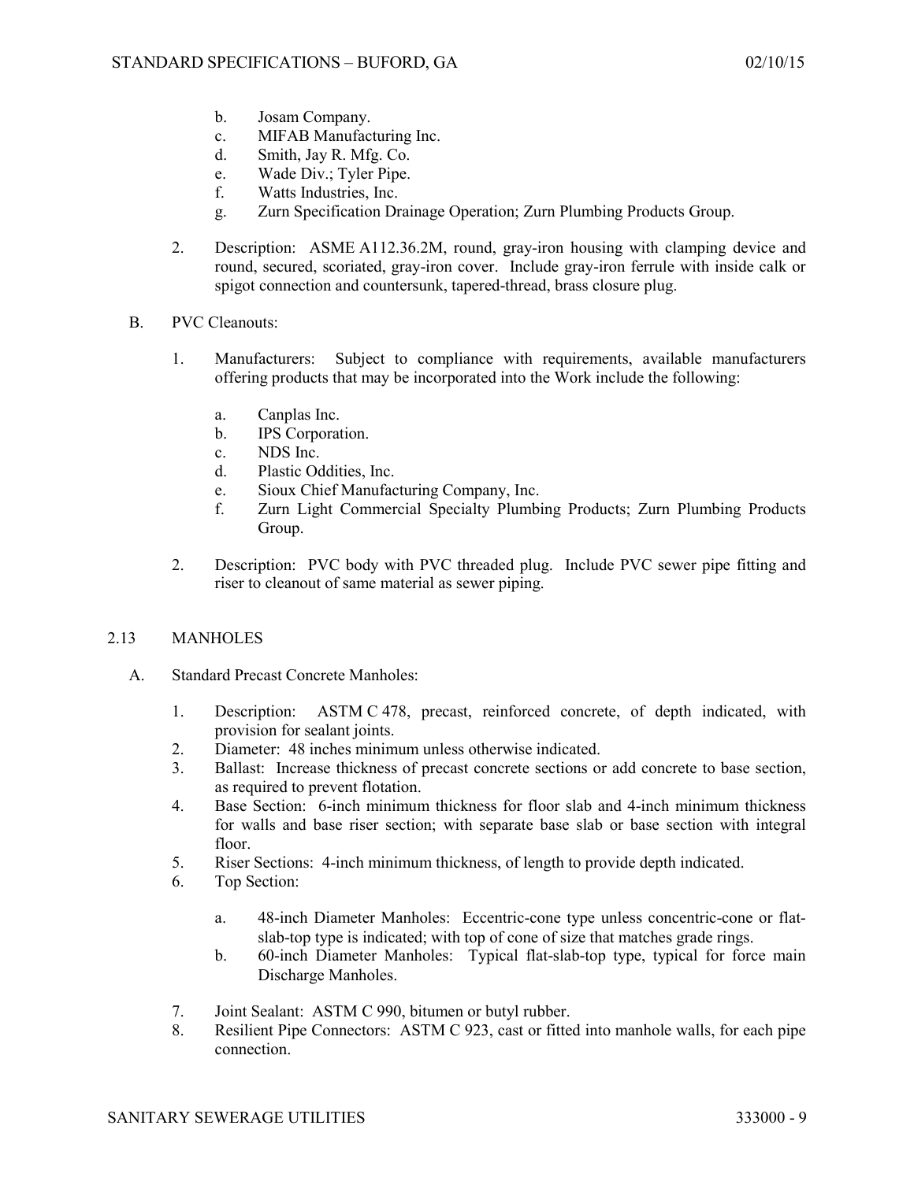b. Josam Company.
c. MIFAB Manufacturing Inc.
d. Smith, Jay R. Mfg. Co.
e. Wade Div.; Tyler Pipe.
f. Watts Industries, Inc.
g. Zurn Specification Drainage Operation; Zurn Plumbing Products Group.

2. Description: ASME A112.36.2M, round, gray-iron housing with clamping device and round, secured, scoriated, gray-iron cover. Include gray-iron ferrule with inside calk or spigot connection and countersunk, tapered-thread, brass closure plug.

B. PVC Cleanouts:

1. Manufacturers: Subject to compliance with requirements, available manufacturers offering products that may be incorporated into the Work include the following:

   a. Canplas Inc.
   b. IPS Corporation.
   c. NDS Inc.
   d. Plastic Oddities, Inc.
   e. Sioux Chief Manufacturing Company, Inc.
   f. Zurn Light Commercial Specialty Plumbing Products; Zurn Plumbing Products Group.

2. Description: PVC body with PVC threaded plug. Include PVC sewer pipe fitting and riser to cleanout of same material as sewer piping.

## 2.13 MANHOLES

A. Standard Precast Concrete Manholes:

1. Description: ASTM C 478, precast, reinforced concrete, of depth indicated, with provision for sealant joints.
2. Diameter: 48 inches minimum unless otherwise indicated.
3. Ballast: Increase thickness of precast concrete sections or add concrete to base section, as required to prevent flotation.
4. Base Section: 6-inch minimum thickness for floor slab and 4-inch minimum thickness for walls and base riser section; with separate base slab or base section with integral floor.
5. Riser Sections: 4-inch minimum thickness, of length to provide depth indicated.
6. Top Section:

   a. 48-inch Diameter Manholes: Eccentric-cone type unless concentric-cone or flat-slab-top type is indicated; with top of cone of size that matches grade rings.
   b. 60-inch Diameter Manholes: Typical flat-slab-top type, typical for force main Discharge Manholes.

7. Joint Sealant: ASTM C 990, bitumen or butyl rubber.
8. Resilient Pipe Connectors: ASTM C 923, cast or fitted into manhole walls, for each pipe connection.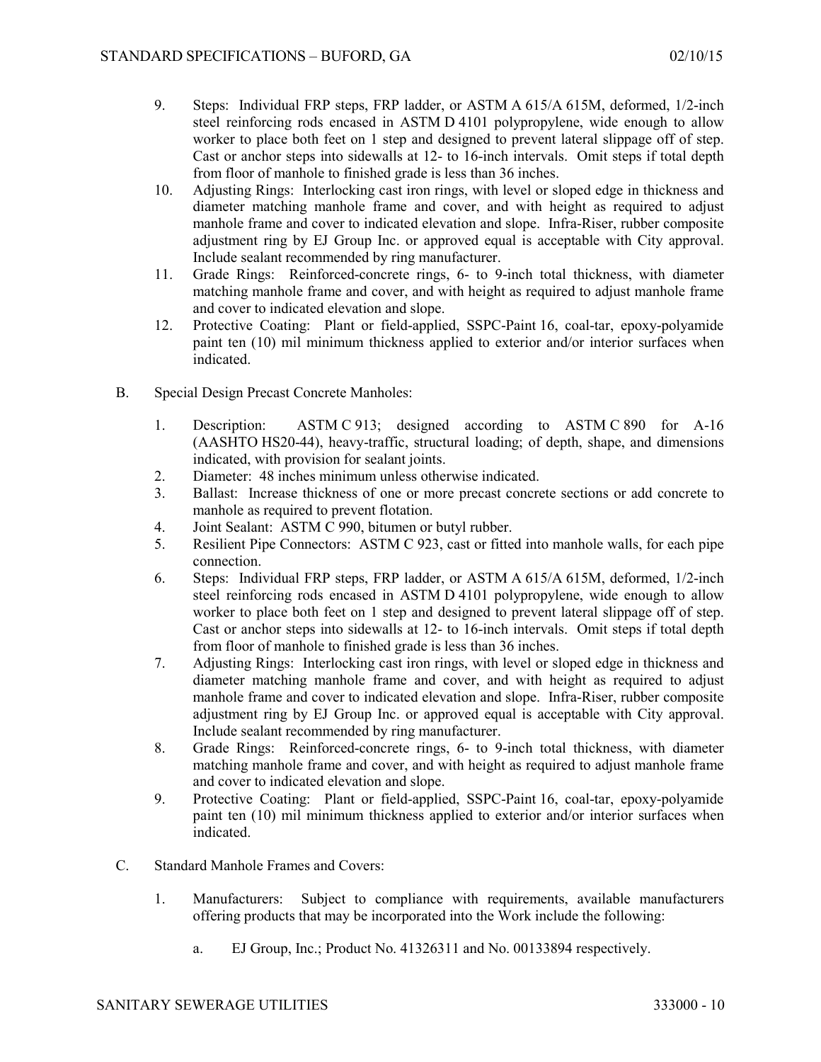9. Steps: Individual FRP steps, FRP ladder, or ASTM A 615/A 615M, deformed, 1/2-inch steel reinforcing rods encased in ASTM D 4101 polypropylene, wide enough to allow worker to place both feet on 1 step and designed to prevent lateral slippage off of step. Cast or anchor steps into sidewalls at 12- to 16-inch intervals. Omit steps if total depth from floor of manhole to finished grade is less than 36 inches.
10. Adjusting Rings: Interlocking cast iron rings, with level or sloped edge in thickness and diameter matching manhole frame and cover, and with height as required to adjust manhole frame and cover to indicated elevation and slope. Infra-Riser, rubber composite adjustment ring by EJ Group Inc. or approved equal is acceptable with City approval. Include sealant recommended by ring manufacturer.
11. Grade Rings: Reinforced-concrete rings, 6- to 9-inch total thickness, with diameter matching manhole frame and cover, and with height as required to adjust manhole frame and cover to indicated elevation and slope.
12. Protective Coating: Plant or field-applied, SSPC-Paint 16, coal-tar, epoxy-polyamide paint ten (10) mil minimum thickness applied to exterior and/or interior surfaces when indicated.

B. Special Design Precast Concrete Manholes:

1. Description: ASTM C 913; designed according to ASTM C 890 for A-16 (AASHTO HS20-44), heavy-traffic, structural loading; of depth, shape, and dimensions indicated, with provision for sealant joints.
2. Diameter: 48 inches minimum unless otherwise indicated.
3. Ballast: Increase thickness of one or more precast concrete sections or add concrete to manhole as required to prevent flotation.
4. Joint Sealant: ASTM C 990, bitumen or butyl rubber.
5. Resilient Pipe Connectors: ASTM C 923, cast or fitted into manhole walls, for each pipe connection.
6. Steps: Individual FRP steps, FRP ladder, or ASTM A 615/A 615M, deformed, 1/2-inch steel reinforcing rods encased in ASTM D 4101 polypropylene, wide enough to allow worker to place both feet on 1 step and designed to prevent lateral slippage off of step. Cast or anchor steps into sidewalls at 12- to 16-inch intervals. Omit steps if total depth from floor of manhole to finished grade is less than 36 inches.
7. Adjusting Rings: Interlocking cast iron rings, with level or sloped edge in thickness and diameter matching manhole frame and cover, and with height as required to adjust manhole frame and cover to indicated elevation and slope. Infra-Riser, rubber composite adjustment ring by EJ Group Inc. or approved equal is acceptable with City approval. Include sealant recommended by ring manufacturer.
8. Grade Rings: Reinforced-concrete rings, 6- to 9-inch total thickness, with diameter matching manhole frame and cover, and with height as required to adjust manhole frame and cover to indicated elevation and slope.
9. Protective Coating: Plant or field-applied, SSPC-Paint 16, coal-tar, epoxy-polyamide paint ten (10) mil minimum thickness applied to exterior and/or interior surfaces when indicated.

C. Standard Manhole Frames and Covers:

1. Manufacturers: Subject to compliance with requirements, available manufacturers offering products that may be incorporated into the Work include the following:

    a. EJ Group, Inc.; Product No. 41326311 and No. 00133894 respectively.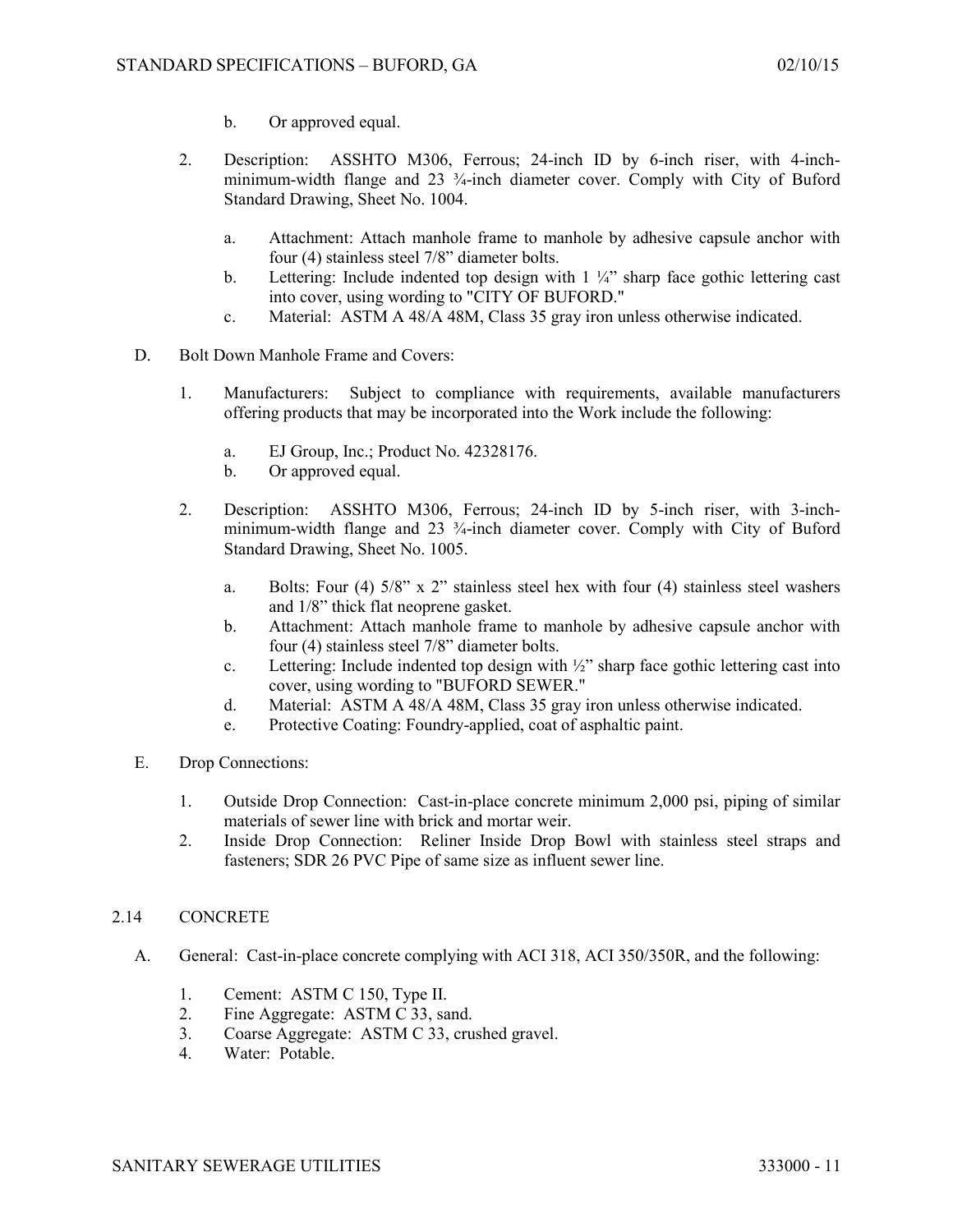b. Or approved equal.

2. Description: ASSHTO M306, Ferrous; 24-inch ID by 6-inch riser, with 4-inch-minimum-width flange and 23 ¾-inch diameter cover. Comply with City of Buford Standard Drawing, Sheet No. 1004.

   a. Attachment: Attach manhole frame to manhole by adhesive capsule anchor with four (4) stainless steel 7/8" diameter bolts.
   b. Lettering: Include indented top design with 1 ¼" sharp face gothic lettering cast into cover, using wording to "CITY OF BUFORD."
   c. Material: ASTM A 48/A 48M, Class 35 gray iron unless otherwise indicated.

D. Bolt Down Manhole Frame and Covers:

1. Manufacturers: Subject to compliance with requirements, available manufacturers offering products that may be incorporated into the Work include the following:

   a. EJ Group, Inc.; Product No. 42328176.
   b. Or approved equal.

2. Description: ASSHTO M306, Ferrous; 24-inch ID by 5-inch riser, with 3-inch-minimum-width flange and 23 ¾-inch diameter cover. Comply with City of Buford Standard Drawing, Sheet No. 1005.

   a. Bolts: Four (4) 5/8" x 2" stainless steel hex with four (4) stainless steel washers and 1/8" thick flat neoprene gasket.
   b. Attachment: Attach manhole frame to manhole by adhesive capsule anchor with four (4) stainless steel 7/8" diameter bolts.
   c. Lettering: Include indented top design with ½" sharp face gothic lettering cast into cover, using wording to "BUFORD SEWER."
   d. Material: ASTM A 48/A 48M, Class 35 gray iron unless otherwise indicated.
   e. Protective Coating: Foundry-applied, coat of asphaltic paint.

E. Drop Connections:

1. Outside Drop Connection: Cast-in-place concrete minimum 2,000 psi, piping of similar materials of sewer line with brick and mortar weir.
2. Inside Drop Connection: Reliner Inside Drop Bowl with stainless steel straps and fasteners; SDR 26 PVC Pipe of same size as influent sewer line.

## 2.14 CONCRETE

A. General: Cast-in-place concrete complying with ACI 318, ACI 350/350R, and the following:

1. Cement: ASTM C 150, Type II.
2. Fine Aggregate: ASTM C 33, sand.
3. Coarse Aggregate: ASTM C 33, crushed gravel.
4. Water: Potable.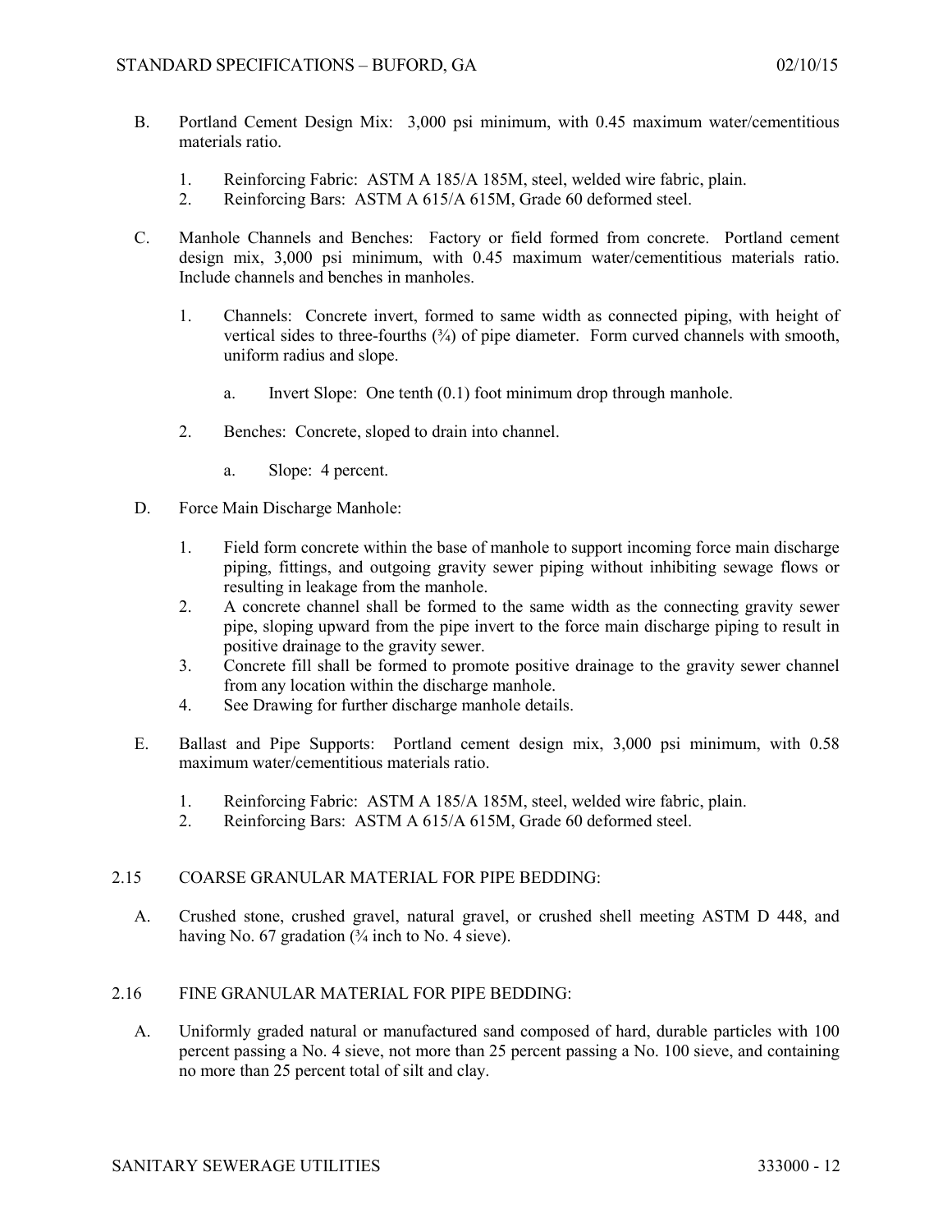B. Portland Cement Design Mix: 3,000 psi minimum, with 0.45 maximum water/cementitious materials ratio.

   1. Reinforcing Fabric: ASTM A 185/A 185M, steel, welded wire fabric, plain.
   2. Reinforcing Bars: ASTM A 615/A 615M, Grade 60 deformed steel.

C. Manhole Channels and Benches: Factory or field formed from concrete. Portland cement design mix, 3,000 psi minimum, with 0.45 maximum water/cementitious materials ratio. Include channels and benches in manholes.

   1. Channels: Concrete invert, formed to same width as connected piping, with height of vertical sides to three-fourths (¾) of pipe diameter. Form curved channels with smooth, uniform radius and slope.

      a. Invert Slope: One tenth (0.1) foot minimum drop through manhole.

   2. Benches: Concrete, sloped to drain into channel.

      a. Slope: 4 percent.

D. Force Main Discharge Manhole:

   1. Field form concrete within the base of manhole to support incoming force main discharge piping, fittings, and outgoing gravity sewer piping without inhibiting sewage flows or resulting in leakage from the manhole.
   2. A concrete channel shall be formed to the same width as the connecting gravity sewer pipe, sloping upward from the pipe invert to the force main discharge piping to result in positive drainage to the gravity sewer.
   3. Concrete fill shall be formed to promote positive drainage to the gravity sewer channel from any location within the discharge manhole.
   4. See Drawing for further discharge manhole details.

E. Ballast and Pipe Supports: Portland cement design mix, 3,000 psi minimum, with 0.58 maximum water/cementitious materials ratio.

   1. Reinforcing Fabric: ASTM A 185/A 185M, steel, welded wire fabric, plain.
   2. Reinforcing Bars: ASTM A 615/A 615M, Grade 60 deformed steel.

## 2.15 COARSE GRANULAR MATERIAL FOR PIPE BEDDING:

A. Crushed stone, crushed gravel, natural gravel, or crushed shell meeting ASTM D 448, and having No. 67 gradation (¾ inch to No. 4 sieve).

## 2.16 FINE GRANULAR MATERIAL FOR PIPE BEDDING:

A. Uniformly graded natural or manufactured sand composed of hard, durable particles with 100 percent passing a No. 4 sieve, not more than 25 percent passing a No. 100 sieve, and containing no more than 25 percent total of silt and clay.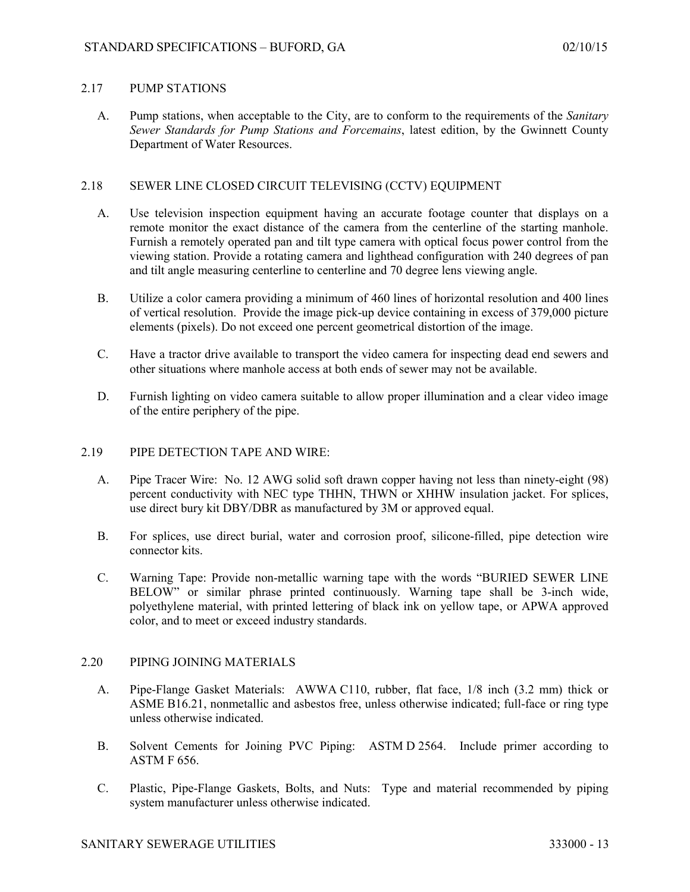## 2.17 PUMP STATIONS

A. Pump stations, when acceptable to the City, are to conform to the requirements of the *Sanitary Sewer Standards for Pump Stations and Forcemains*, latest edition, by the Gwinnett County Department of Water Resources.

## 2.18 SEWER LINE CLOSED CIRCUIT TELEVISING (CCTV) EQUIPMENT

A. Use television inspection equipment having an accurate footage counter that displays on a remote monitor the exact distance of the camera from the centerline of the starting manhole. Furnish a remotely operated pan and tilt type camera with optical focus power control from the viewing station. Provide a rotating camera and lighthead configuration with 240 degrees of pan and tilt angle measuring centerline to centerline and 70 degree lens viewing angle.

B. Utilize a color camera providing a minimum of 460 lines of horizontal resolution and 400 lines of vertical resolution. Provide the image pick-up device containing in excess of 379,000 picture elements (pixels). Do not exceed one percent geometrical distortion of the image.

C. Have a tractor drive available to transport the video camera for inspecting dead end sewers and other situations where manhole access at both ends of sewer may not be available.

D. Furnish lighting on video camera suitable to allow proper illumination and a clear video image of the entire periphery of the pipe.

## 2.19 PIPE DETECTION TAPE AND WIRE:

A. Pipe Tracer Wire: No. 12 AWG solid soft drawn copper having not less than ninety-eight (98) percent conductivity with NEC type THHN, THWN or XHHW insulation jacket. For splices, use direct bury kit DBY/DBR as manufactured by 3M or approved equal.

B. For splices, use direct burial, water and corrosion proof, silicone-filled, pipe detection wire connector kits.

C. Warning Tape: Provide non-metallic warning tape with the words "BURIED SEWER LINE BELOW" or similar phrase printed continuously. Warning tape shall be 3-inch wide, polyethylene material, with printed lettering of black ink on yellow tape, or APWA approved color, and to meet or exceed industry standards.

## 2.20 PIPING JOINING MATERIALS

A. Pipe-Flange Gasket Materials: AWWA C110, rubber, flat face, 1/8 inch (3.2 mm) thick or ASME B16.21, nonmetallic and asbestos free, unless otherwise indicated; full-face or ring type unless otherwise indicated.

B. Solvent Cements for Joining PVC Piping: ASTM D 2564. Include primer according to ASTM F 656.

C. Plastic, Pipe-Flange Gaskets, Bolts, and Nuts: Type and material recommended by piping system manufacturer unless otherwise indicated.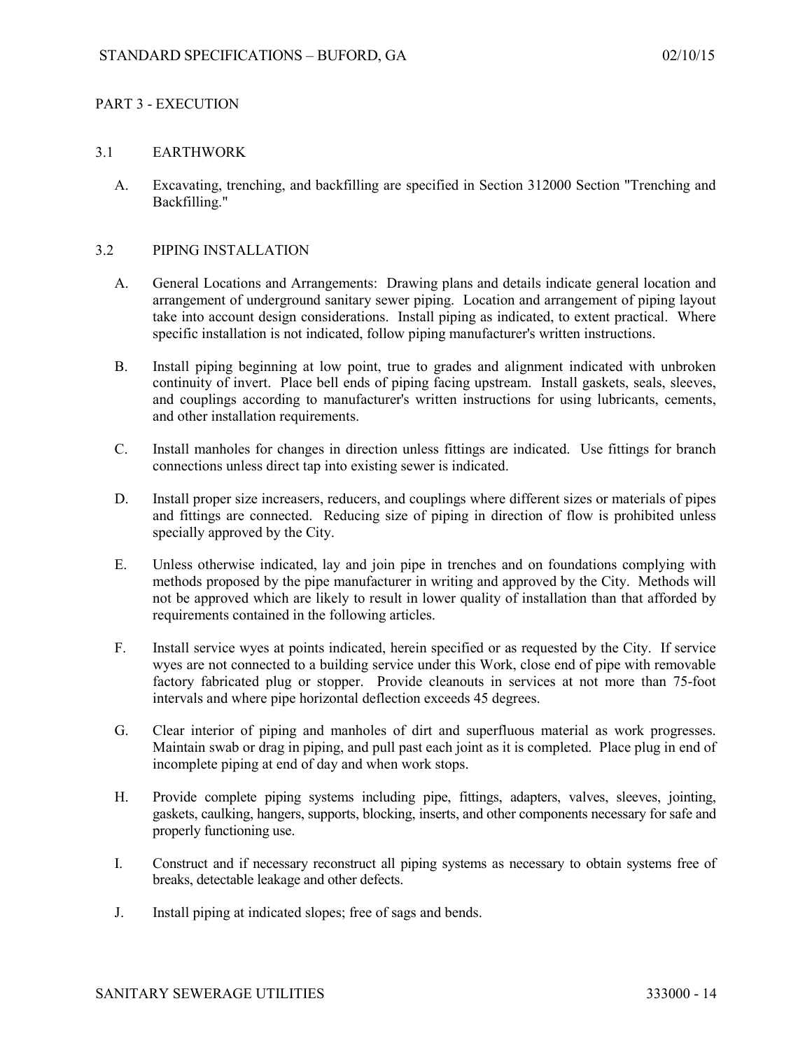## PART 3 - EXECUTION

### 3.1 EARTHWORK

A. Excavating, trenching, and backfilling are specified in Section 312000 Section "Trenching and Backfilling."

### 3.2 PIPING INSTALLATION

A. General Locations and Arrangements: Drawing plans and details indicate general location and arrangement of underground sanitary sewer piping. Location and arrangement of piping layout take into account design considerations. Install piping as indicated, to extent practical. Where specific installation is not indicated, follow piping manufacturer's written instructions.

B. Install piping beginning at low point, true to grades and alignment indicated with unbroken continuity of invert. Place bell ends of piping facing upstream. Install gaskets, seals, sleeves, and couplings according to manufacturer's written instructions for using lubricants, cements, and other installation requirements.

C. Install manholes for changes in direction unless fittings are indicated. Use fittings for branch connections unless direct tap into existing sewer is indicated.

D. Install proper size increasers, reducers, and couplings where different sizes or materials of pipes and fittings are connected. Reducing size of piping in direction of flow is prohibited unless specially approved by the City.

E. Unless otherwise indicated, lay and join pipe in trenches and on foundations complying with methods proposed by the pipe manufacturer in writing and approved by the City. Methods will not be approved which are likely to result in lower quality of installation than that afforded by requirements contained in the following articles.

F. Install service wyes at points indicated, herein specified or as requested by the City. If service wyes are not connected to a building service under this Work, close end of pipe with removable factory fabricated plug or stopper. Provide cleanouts in services at not more than 75-foot intervals and where pipe horizontal deflection exceeds 45 degrees.

G. Clear interior of piping and manholes of dirt and superfluous material as work progresses. Maintain swab or drag in piping, and pull past each joint as it is completed. Place plug in end of incomplete piping at end of day and when work stops.

H. Provide complete piping systems including pipe, fittings, adapters, valves, sleeves, jointing, gaskets, caulking, hangers, supports, blocking, inserts, and other components necessary for safe and properly functioning use.

I. Construct and if necessary reconstruct all piping systems as necessary to obtain systems free of breaks, detectable leakage and other defects.

J. Install piping at indicated slopes; free of sags and bends.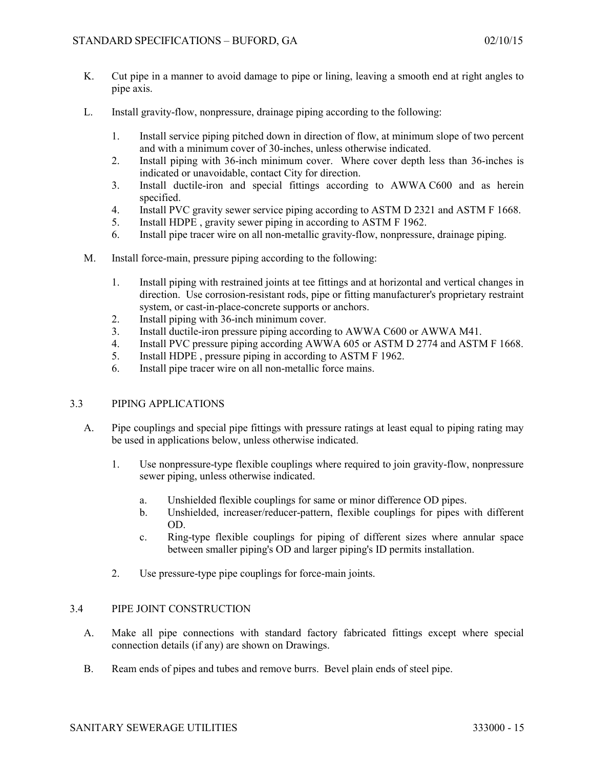K. Cut pipe in a manner to avoid damage to pipe or lining, leaving a smooth end at right angles to pipe axis.

L. Install gravity-flow, nonpressure, drainage piping according to the following:

   1. Install service piping pitched down in direction of flow, at minimum slope of two percent and with a minimum cover of 30-inches, unless otherwise indicated.
   2. Install piping with 36-inch minimum cover. Where cover depth less than 36-inches is indicated or unavoidable, contact City for direction.
   3. Install ductile-iron and special fittings according to AWWA C600 and as herein specified.
   4. Install PVC gravity sewer service piping according to ASTM D 2321 and ASTM F 1668.
   5. Install HDPE , gravity sewer piping in according to ASTM F 1962.
   6. Install pipe tracer wire on all non-metallic gravity-flow, nonpressure, drainage piping.

M. Install force-main, pressure piping according to the following:

   1. Install piping with restrained joints at tee fittings and at horizontal and vertical changes in direction. Use corrosion-resistant rods, pipe or fitting manufacturer's proprietary restraint system, or cast-in-place-concrete supports or anchors.
   2. Install piping with 36-inch minimum cover.
   3. Install ductile-iron pressure piping according to AWWA C600 or AWWA M41.
   4. Install PVC pressure piping according AWWA 605 or ASTM D 2774 and ASTM F 1668.
   5. Install HDPE , pressure piping in according to ASTM F 1962.
   6. Install pipe tracer wire on all non-metallic force mains.

## 3.3 PIPING APPLICATIONS

A. Pipe couplings and special pipe fittings with pressure ratings at least equal to piping rating may be used in applications below, unless otherwise indicated.

   1. Use nonpressure-type flexible couplings where required to join gravity-flow, nonpressure sewer piping, unless otherwise indicated.

      a. Unshielded flexible couplings for same or minor difference OD pipes.
      b. Unshielded, increaser/reducer-pattern, flexible couplings for pipes with different OD.
      c. Ring-type flexible couplings for piping of different sizes where annular space between smaller piping's OD and larger piping's ID permits installation.

   2. Use pressure-type pipe couplings for force-main joints.

## 3.4 PIPE JOINT CONSTRUCTION

A. Make all pipe connections with standard factory fabricated fittings except where special connection details (if any) are shown on Drawings.

B. Ream ends of pipes and tubes and remove burrs. Bevel plain ends of steel pipe.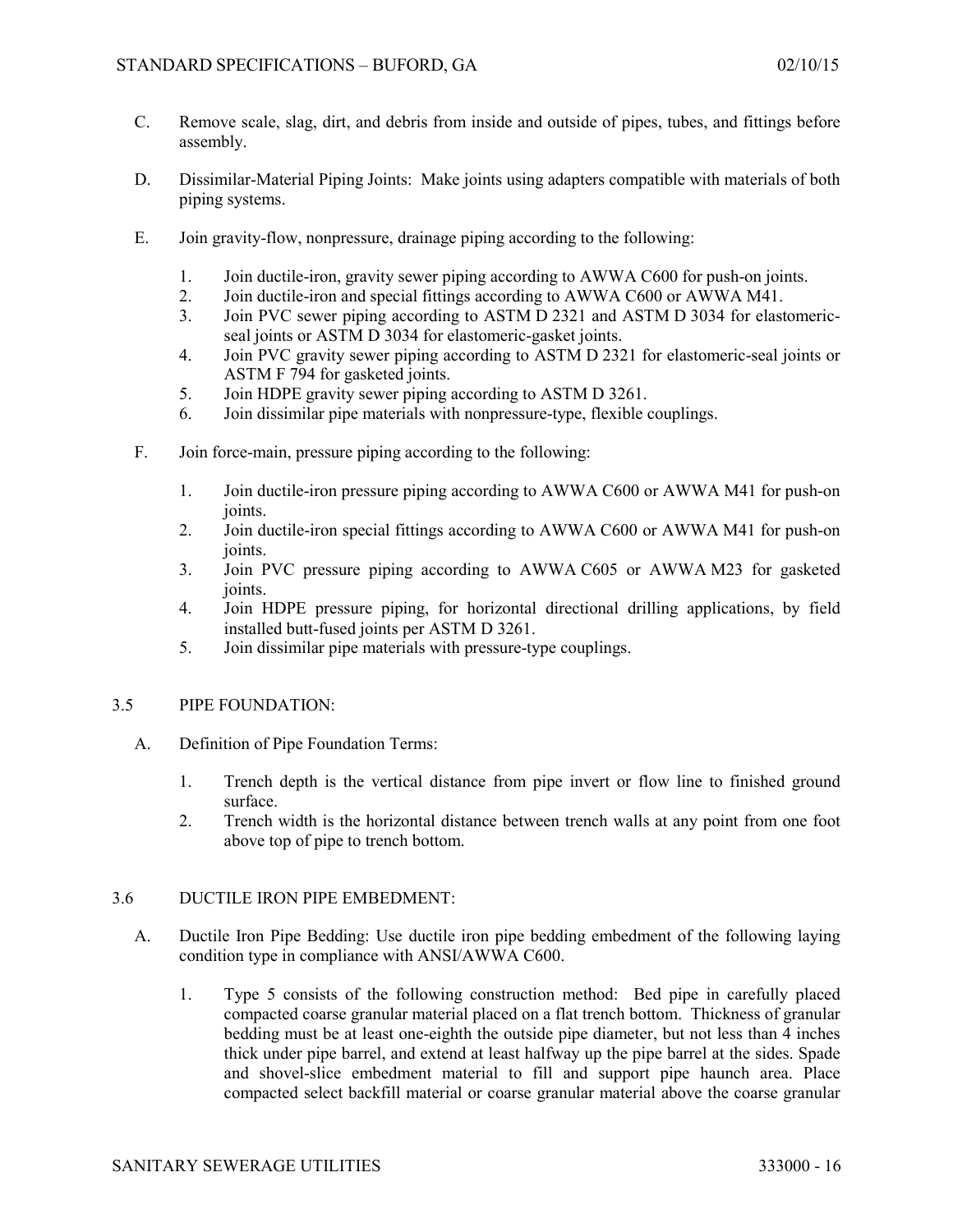C. Remove scale, slag, dirt, and debris from inside and outside of pipes, tubes, and fittings before assembly.

D. Dissimilar-Material Piping Joints: Make joints using adapters compatible with materials of both piping systems.

E. Join gravity-flow, nonpressure, drainage piping according to the following:

1. Join ductile-iron, gravity sewer piping according to AWWA C600 for push-on joints.
2. Join ductile-iron and special fittings according to AWWA C600 or AWWA M41.
3. Join PVC sewer piping according to ASTM D 2321 and ASTM D 3034 for elastomeric-seal joints or ASTM D 3034 for elastomeric-gasket joints.
4. Join PVC gravity sewer piping according to ASTM D 2321 for elastomeric-seal joints or ASTM F 794 for gasketed joints.
5. Join HDPE gravity sewer piping according to ASTM D 3261.
6. Join dissimilar pipe materials with nonpressure-type, flexible couplings.

F. Join force-main, pressure piping according to the following:

1. Join ductile-iron pressure piping according to AWWA C600 or AWWA M41 for push-on joints.
2. Join ductile-iron special fittings according to AWWA C600 or AWWA M41 for push-on joints.
3. Join PVC pressure piping according to AWWA C605 or AWWA M23 for gasketed joints.
4. Join HDPE pressure piping, for horizontal directional drilling applications, by field installed butt-fused joints per ASTM D 3261.
5. Join dissimilar pipe materials with pressure-type couplings.

## 3.5 PIPE FOUNDATION:

A. Definition of Pipe Foundation Terms:

1. Trench depth is the vertical distance from pipe invert or flow line to finished ground surface.
2. Trench width is the horizontal distance between trench walls at any point from one foot above top of pipe to trench bottom.

## 3.6 DUCTILE IRON PIPE EMBEDMENT:

A. Ductile Iron Pipe Bedding: Use ductile iron pipe bedding embedment of the following laying condition type in compliance with ANSI/AWWA C600.

1. Type 5 consists of the following construction method: Bed pipe in carefully placed compacted coarse granular material placed on a flat trench bottom. Thickness of granular bedding must be at least one-eighth the outside pipe diameter, but not less than 4 inches thick under pipe barrel, and extend at least halfway up the pipe barrel at the sides. Spade and shovel-slice embedment material to fill and support pipe haunch area. Place compacted select backfill material or coarse granular material above the coarse granular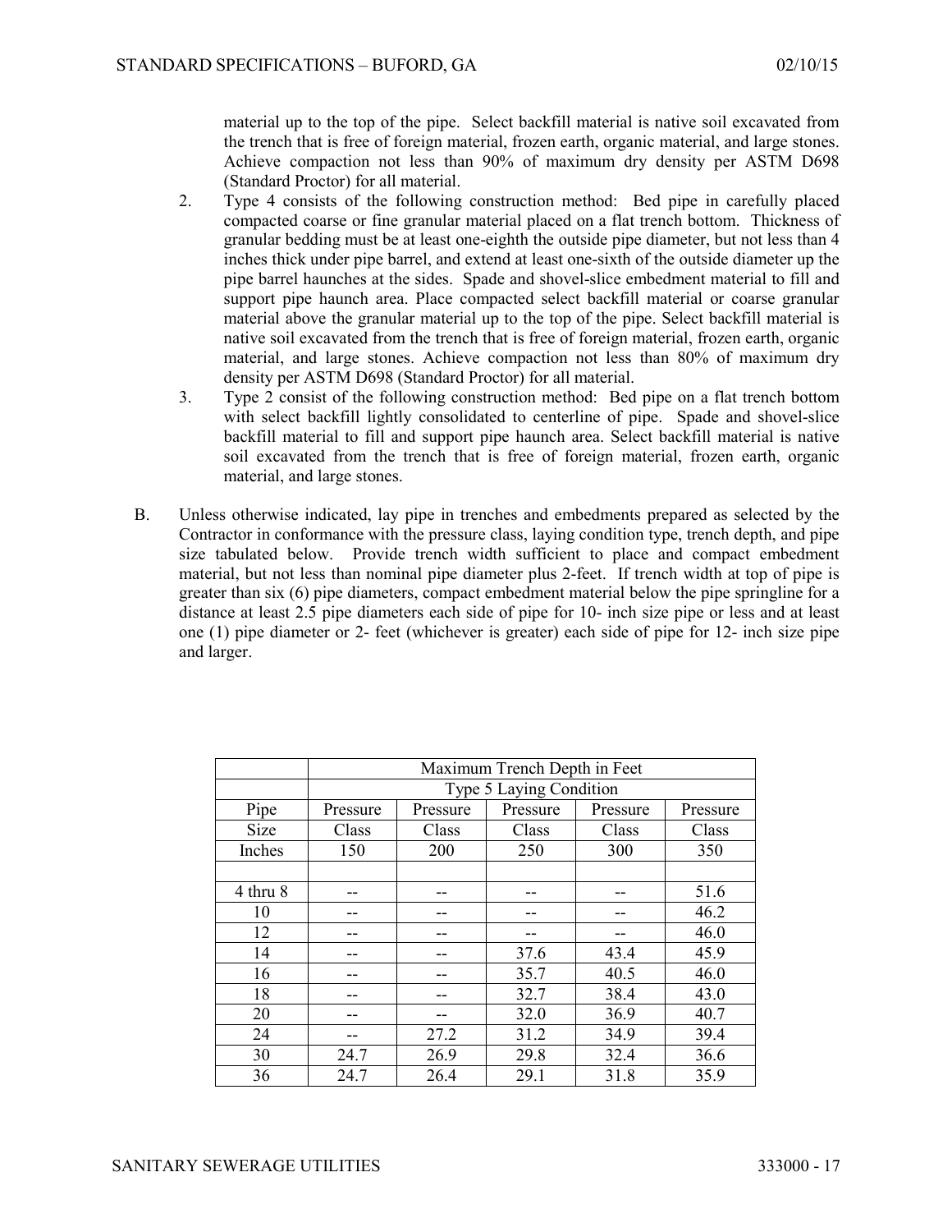material up to the top of the pipe. Select backfill material is native soil excavated from the trench that is free of foreign material, frozen earth, organic material, and large stones. Achieve compaction not less than 90% of maximum dry density per ASTM D698 (Standard Proctor) for all material.

2. Type 4 consists of the following construction method: Bed pipe in carefully placed compacted coarse or fine granular material placed on a flat trench bottom. Thickness of granular bedding must be at least one-eighth the outside pipe diameter, but not less than 4 inches thick under pipe barrel, and extend at least one-sixth of the outside diameter up the pipe barrel haunches at the sides. Spade and shovel-slice embedment material to fill and support pipe haunch area. Place compacted select backfill material or coarse granular material above the granular material up to the top of the pipe. Select backfill material is native soil excavated from the trench that is free of foreign material, frozen earth, organic material, and large stones. Achieve compaction not less than 80% of maximum dry density per ASTM D698 (Standard Proctor) for all material.

3. Type 2 consist of the following construction method: Bed pipe on a flat trench bottom with select backfill lightly consolidated to centerline of pipe. Spade and shovel-slice backfill material to fill and support pipe haunch area. Select backfill material is native soil excavated from the trench that is free of foreign material, frozen earth, organic material, and large stones.

B. Unless otherwise indicated, lay pipe in trenches and embedments prepared as selected by the Contractor in conformance with the pressure class, laying condition type, trench depth, and pipe size tabulated below. Provide trench width sufficient to place and compact embedment material, but not less than nominal pipe diameter plus 2-feet. If trench width at top of pipe is greater than six (6) pipe diameters, compact embedment material below the pipe springline for a distance at least 2.5 pipe diameters each side of pipe for 10- inch size pipe or less and at least one (1) pipe diameter or 2- feet (whichever is greater) each side of pipe for 12- inch size pipe and larger.

| | Maximum Trench Depth in Feet | | | | |
|---|---|---|---|---|---|
| | Type 5 Laying Condition | | | | |
| Pipe Size Inches | Pressure Class 150 | Pressure Class 200 | Pressure Class 250 | Pressure Class 300 | Pressure Class 350 |
| 4 thru 8 | -- | -- | -- | -- | 51.6 |
| 10 | -- | -- | -- | -- | 46.2 |
| 12 | -- | -- | -- | -- | 46.0 |
| 14 | -- | -- | 37.6 | 43.4 | 45.9 |
| 16 | -- | -- | 35.7 | 40.5 | 46.0 |
| 18 | -- | -- | 32.7 | 38.4 | 43.0 |
| 20 | -- | -- | 32.0 | 36.9 | 40.7 |
| 24 | -- | 27.2 | 31.2 | 34.9 | 39.4 |
| 30 | 24.7 | 26.9 | 29.8 | 32.4 | 36.6 |
| 36 | 24.7 | 26.4 | 29.1 | 31.8 | 35.9 |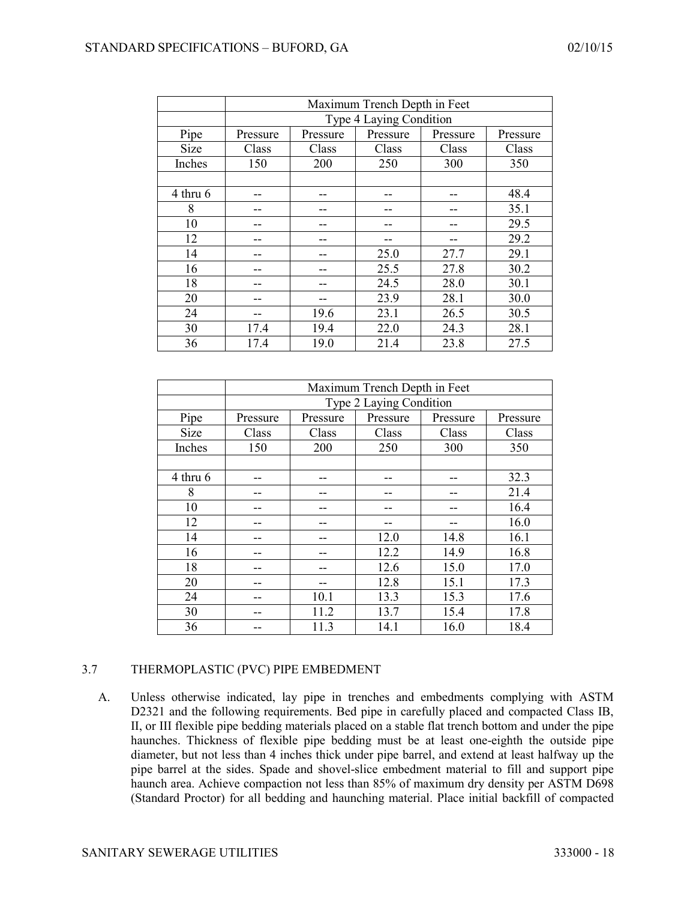| | Maximum Trench Depth in Feet | | | | |
|---|---|---|---|---|---|
| | Type 4 Laying Condition | | | | |
| Pipe Size Inches | Pressure Class 150 | Pressure Class 200 | Pressure Class 250 | Pressure Class 300 | Pressure Class 350 |
| | | | | | |
| 4 thru 6 | -- | -- | -- | -- | 48.4 |
| 8 | -- | -- | -- | -- | 35.1 |
| 10 | -- | -- | -- | -- | 29.5 |
| 12 | -- | -- | -- | -- | 29.2 |
| 14 | -- | -- | 25.0 | 27.7 | 29.1 |
| 16 | -- | -- | 25.5 | 27.8 | 30.2 |
| 18 | -- | -- | 24.5 | 28.0 | 30.1 |
| 20 | -- | -- | 23.9 | 28.1 | 30.0 |
| 24 | -- | 19.6 | 23.1 | 26.5 | 30.5 |
| 30 | 17.4 | 19.4 | 22.0 | 24.3 | 28.1 |
| 36 | 17.4 | 19.0 | 21.4 | 23.8 | 27.5 |

| | Maximum Trench Depth in Feet | | | | |
|---|---|---|---|---|---|
| | Type 2 Laying Condition | | | | |
| Pipe Size Inches | Pressure Class 150 | Pressure Class 200 | Pressure Class 250 | Pressure Class 300 | Pressure Class 350 |
| | | | | | |
| 4 thru 6 | -- | -- | -- | -- | 32.3 |
| 8 | -- | -- | -- | -- | 21.4 |
| 10 | -- | -- | -- | -- | 16.4 |
| 12 | -- | -- | -- | -- | 16.0 |
| 14 | -- | -- | 12.0 | 14.8 | 16.1 |
| 16 | -- | -- | 12.2 | 14.9 | 16.8 |
| 18 | -- | -- | 12.6 | 15.0 | 17.0 |
| 20 | -- | -- | 12.8 | 15.1 | 17.3 |
| 24 | -- | 10.1 | 13.3 | 15.3 | 17.6 |
| 30 | -- | 11.2 | 13.7 | 15.4 | 17.8 |
| 36 | -- | 11.3 | 14.1 | 16.0 | 18.4 |

## 3.7 THERMOPLASTIC (PVC) PIPE EMBEDMENT

A. Unless otherwise indicated, lay pipe in trenches and embedments complying with ASTM D2321 and the following requirements. Bed pipe in carefully placed and compacted Class IB, II, or III flexible pipe bedding materials placed on a stable flat trench bottom and under the pipe haunches. Thickness of flexible pipe bedding must be at least one-eighth the outside pipe diameter, but not less than 4 inches thick under pipe barrel, and extend at least halfway up the pipe barrel at the sides. Spade and shovel-slice embedment material to fill and support pipe haunch area. Achieve compaction not less than 85% of maximum dry density per ASTM D698 (Standard Proctor) for all bedding and haunching material. Place initial backfill of compacted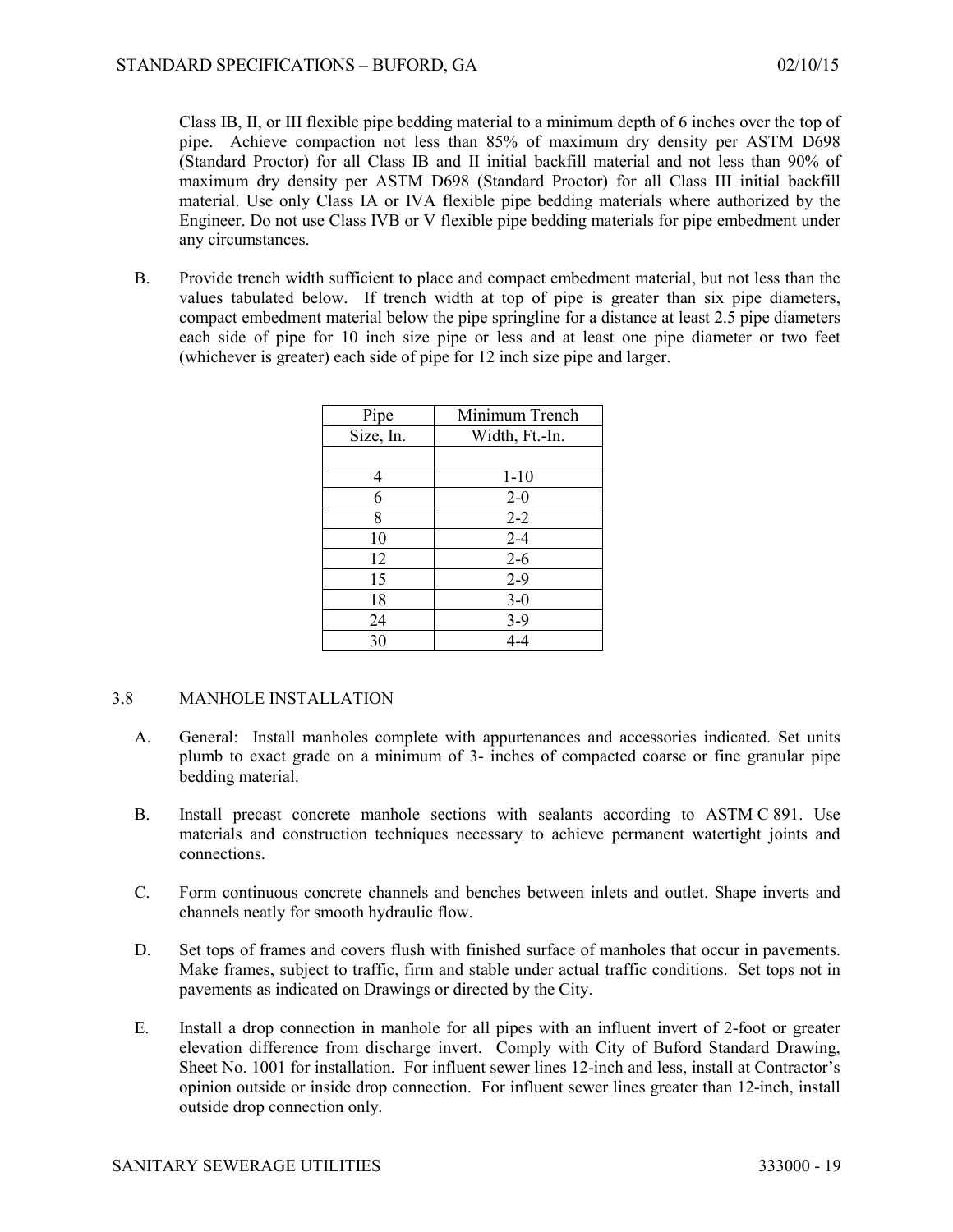Class IB, II, or III flexible pipe bedding material to a minimum depth of 6 inches over the top of pipe. Achieve compaction not less than 85% of maximum dry density per ASTM D698 (Standard Proctor) for all Class IB and II initial backfill material and not less than 90% of maximum dry density per ASTM D698 (Standard Proctor) for all Class III initial backfill material. Use only Class IA or IVA flexible pipe bedding materials where authorized by the Engineer. Do not use Class IVB or V flexible pipe bedding materials for pipe embedment under any circumstances.

B. Provide trench width sufficient to place and compact embedment material, but not less than the values tabulated below. If trench width at top of pipe is greater than six pipe diameters, compact embedment material below the pipe springline for a distance at least 2.5 pipe diameters each side of pipe for 10 inch size pipe or less and at least one pipe diameter or two feet (whichever is greater) each side of pipe for 12 inch size pipe and larger.

| Pipe Size, In. | Minimum Trench Width, Ft.-In. |
|---|---|
| 4 | 1-10 |
| 6 | 2-0 |
| 8 | 2-2 |
| 10 | 2-4 |
| 12 | 2-6 |
| 15 | 2-9 |
| 18 | 3-0 |
| 24 | 3-9 |
| 30 | 4-4 |

## 3.8 MANHOLE INSTALLATION

A. General: Install manholes complete with appurtenances and accessories indicated. Set units plumb to exact grade on a minimum of 3- inches of compacted coarse or fine granular pipe bedding material.

B. Install precast concrete manhole sections with sealants according to ASTM C 891. Use materials and construction techniques necessary to achieve permanent watertight joints and connections.

C. Form continuous concrete channels and benches between inlets and outlet. Shape inverts and channels neatly for smooth hydraulic flow.

D. Set tops of frames and covers flush with finished surface of manholes that occur in pavements. Make frames, subject to traffic, firm and stable under actual traffic conditions. Set tops not in pavements as indicated on Drawings or directed by the City.

E. Install a drop connection in manhole for all pipes with an influent invert of 2-foot or greater elevation difference from discharge invert. Comply with City of Buford Standard Drawing, Sheet No. 1001 for installation. For influent sewer lines 12-inch and less, install at Contractor's opinion outside or inside drop connection. For influent sewer lines greater than 12-inch, install outside drop connection only.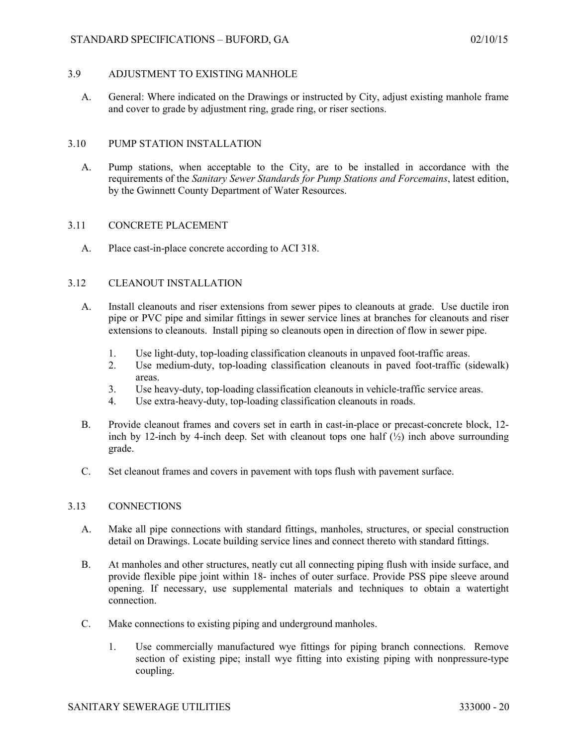## 3.9 ADJUSTMENT TO EXISTING MANHOLE

A. General: Where indicated on the Drawings or instructed by City, adjust existing manhole frame and cover to grade by adjustment ring, grade ring, or riser sections.

## 3.10 PUMP STATION INSTALLATION

A. Pump stations, when acceptable to the City, are to be installed in accordance with the requirements of the *Sanitary Sewer Standards for Pump Stations and Forcemains*, latest edition, by the Gwinnett County Department of Water Resources.

## 3.11 CONCRETE PLACEMENT

A. Place cast-in-place concrete according to ACI 318.

## 3.12 CLEANOUT INSTALLATION

A. Install cleanouts and riser extensions from sewer pipes to cleanouts at grade. Use ductile iron pipe or PVC pipe and similar fittings in sewer service lines at branches for cleanouts and riser extensions to cleanouts. Install piping so cleanouts open in direction of flow in sewer pipe.

1. Use light-duty, top-loading classification cleanouts in unpaved foot-traffic areas.
2. Use medium-duty, top-loading classification cleanouts in paved foot-traffic (sidewalk) areas.
3. Use heavy-duty, top-loading classification cleanouts in vehicle-traffic service areas.
4. Use extra-heavy-duty, top-loading classification cleanouts in roads.

B. Provide cleanout frames and covers set in earth in cast-in-place or precast-concrete block, 12-inch by 12-inch by 4-inch deep. Set with cleanout tops one half (½) inch above surrounding grade.

C. Set cleanout frames and covers in pavement with tops flush with pavement surface.

## 3.13 CONNECTIONS

A. Make all pipe connections with standard fittings, manholes, structures, or special construction detail on Drawings. Locate building service lines and connect thereto with standard fittings.

B. At manholes and other structures, neatly cut all connecting piping flush with inside surface, and provide flexible pipe joint within 18- inches of outer surface. Provide PSS pipe sleeve around opening. If necessary, use supplemental materials and techniques to obtain a watertight connection.

C. Make connections to existing piping and underground manholes.

1. Use commercially manufactured wye fittings for piping branch connections. Remove section of existing pipe; install wye fitting into existing piping with nonpressure-type coupling.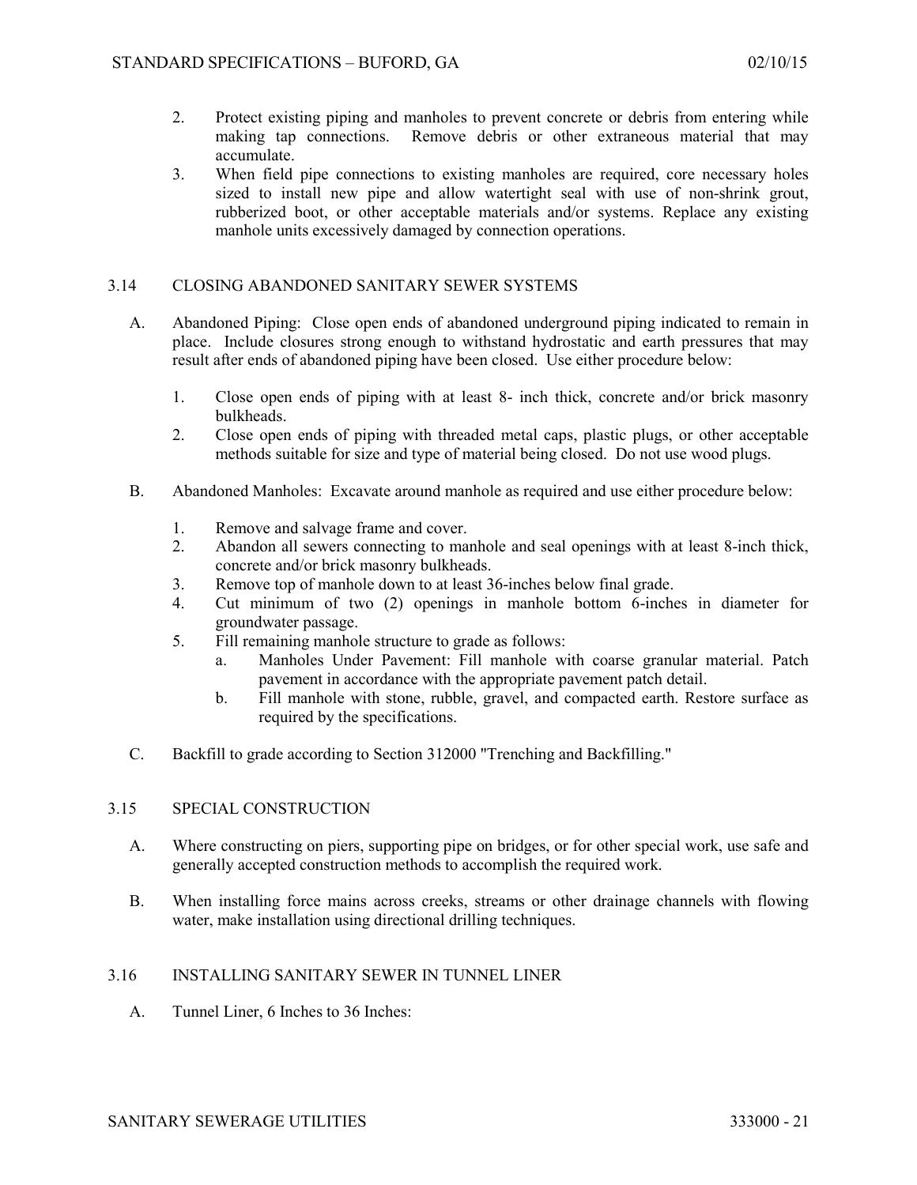2. Protect existing piping and manholes to prevent concrete or debris from entering while making tap connections. Remove debris or other extraneous material that may accumulate.
3. When field pipe connections to existing manholes are required, core necessary holes sized to install new pipe and allow watertight seal with use of non-shrink grout, rubberized boot, or other acceptable materials and/or systems. Replace any existing manhole units excessively damaged by connection operations.

## 3.14 CLOSING ABANDONED SANITARY SEWER SYSTEMS

A. Abandoned Piping: Close open ends of abandoned underground piping indicated to remain in place. Include closures strong enough to withstand hydrostatic and earth pressures that may result after ends of abandoned piping have been closed. Use either procedure below:

1. Close open ends of piping with at least 8- inch thick, concrete and/or brick masonry bulkheads.
2. Close open ends of piping with threaded metal caps, plastic plugs, or other acceptable methods suitable for size and type of material being closed. Do not use wood plugs.

B. Abandoned Manholes: Excavate around manhole as required and use either procedure below:

1. Remove and salvage frame and cover.
2. Abandon all sewers connecting to manhole and seal openings with at least 8-inch thick, concrete and/or brick masonry bulkheads.
3. Remove top of manhole down to at least 36-inches below final grade.
4. Cut minimum of two (2) openings in manhole bottom 6-inches in diameter for groundwater passage.
5. Fill remaining manhole structure to grade as follows:
   a. Manholes Under Pavement: Fill manhole with coarse granular material. Patch pavement in accordance with the appropriate pavement patch detail.
   b. Fill manhole with stone, rubble, gravel, and compacted earth. Restore surface as required by the specifications.

C. Backfill to grade according to Section 312000 "Trenching and Backfilling."

## 3.15 SPECIAL CONSTRUCTION

A. Where constructing on piers, supporting pipe on bridges, or for other special work, use safe and generally accepted construction methods to accomplish the required work.

B. When installing force mains across creeks, streams or other drainage channels with flowing water, make installation using directional drilling techniques.

## 3.16 INSTALLING SANITARY SEWER IN TUNNEL LINER

A. Tunnel Liner, 6 Inches to 36 Inches: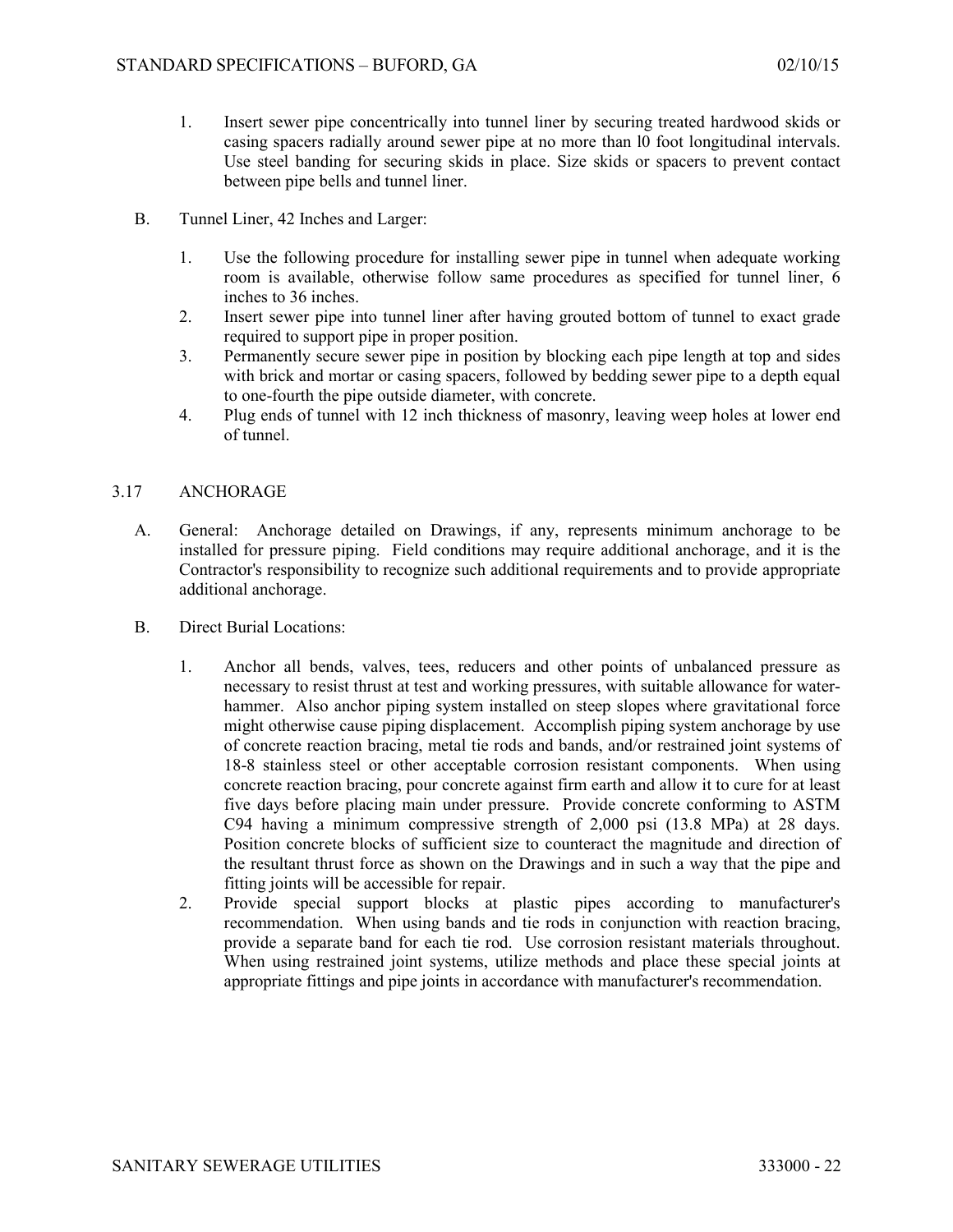1. Insert sewer pipe concentrically into tunnel liner by securing treated hardwood skids or casing spacers radially around sewer pipe at no more than l0 foot longitudinal intervals. Use steel banding for securing skids in place. Size skids or spacers to prevent contact between pipe bells and tunnel liner.

B. Tunnel Liner, 42 Inches and Larger:

1. Use the following procedure for installing sewer pipe in tunnel when adequate working room is available, otherwise follow same procedures as specified for tunnel liner, 6 inches to 36 inches.
2. Insert sewer pipe into tunnel liner after having grouted bottom of tunnel to exact grade required to support pipe in proper position.
3. Permanently secure sewer pipe in position by blocking each pipe length at top and sides with brick and mortar or casing spacers, followed by bedding sewer pipe to a depth equal to one-fourth the pipe outside diameter, with concrete.
4. Plug ends of tunnel with 12 inch thickness of masonry, leaving weep holes at lower end of tunnel.

## 3.17 ANCHORAGE

A. General: Anchorage detailed on Drawings, if any, represents minimum anchorage to be installed for pressure piping. Field conditions may require additional anchorage, and it is the Contractor's responsibility to recognize such additional requirements and to provide appropriate additional anchorage.

B. Direct Burial Locations:

1. Anchor all bends, valves, tees, reducers and other points of unbalanced pressure as necessary to resist thrust at test and working pressures, with suitable allowance for water-hammer. Also anchor piping system installed on steep slopes where gravitational force might otherwise cause piping displacement. Accomplish piping system anchorage by use of concrete reaction bracing, metal tie rods and bands, and/or restrained joint systems of 18-8 stainless steel or other acceptable corrosion resistant components. When using concrete reaction bracing, pour concrete against firm earth and allow it to cure for at least five days before placing main under pressure. Provide concrete conforming to ASTM C94 having a minimum compressive strength of 2,000 psi (13.8 MPa) at 28 days. Position concrete blocks of sufficient size to counteract the magnitude and direction of the resultant thrust force as shown on the Drawings and in such a way that the pipe and fitting joints will be accessible for repair.
2. Provide special support blocks at plastic pipes according to manufacturer's recommendation. When using bands and tie rods in conjunction with reaction bracing, provide a separate band for each tie rod. Use corrosion resistant materials throughout. When using restrained joint systems, utilize methods and place these special joints at appropriate fittings and pipe joints in accordance with manufacturer's recommendation.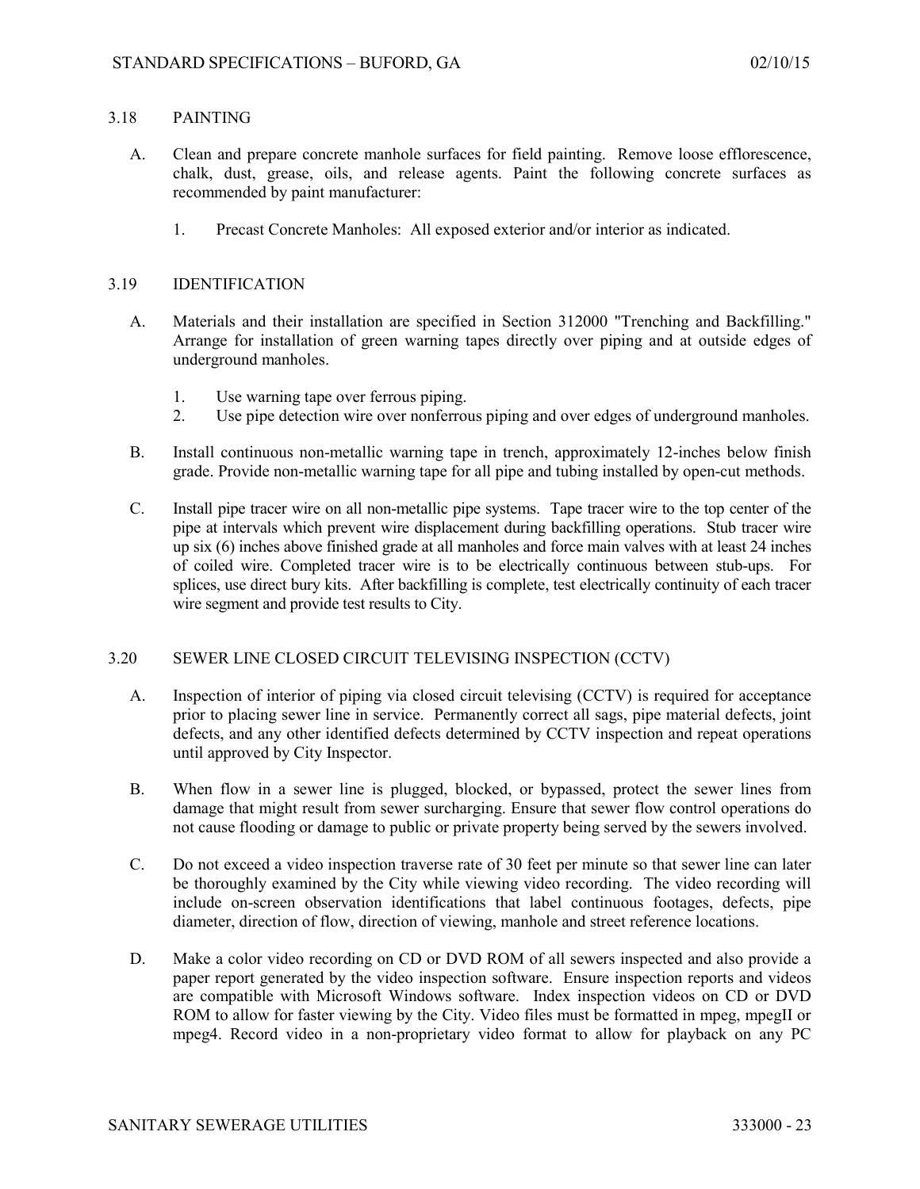## 3.18 PAINTING

A. Clean and prepare concrete manhole surfaces for field painting. Remove loose efflorescence, chalk, dust, grease, oils, and release agents. Paint the following concrete surfaces as recommended by paint manufacturer:

   1. Precast Concrete Manholes: All exposed exterior and/or interior as indicated.

## 3.19 IDENTIFICATION

A. Materials and their installation are specified in Section 312000 "Trenching and Backfilling." Arrange for installation of green warning tapes directly over piping and at outside edges of underground manholes.

   1. Use warning tape over ferrous piping.
   2. Use pipe detection wire over nonferrous piping and over edges of underground manholes.

B. Install continuous non-metallic warning tape in trench, approximately 12-inches below finish grade. Provide non-metallic warning tape for all pipe and tubing installed by open-cut methods.

C. Install pipe tracer wire on all non-metallic pipe systems. Tape tracer wire to the top center of the pipe at intervals which prevent wire displacement during backfilling operations. Stub tracer wire up six (6) inches above finished grade at all manholes and force main valves with at least 24 inches of coiled wire. Completed tracer wire is to be electrically continuous between stub-ups. For splices, use direct bury kits. After backfilling is complete, test electrically continuity of each tracer wire segment and provide test results to City.

## 3.20 SEWER LINE CLOSED CIRCUIT TELEVISING INSPECTION (CCTV)

A. Inspection of interior of piping via closed circuit televising (CCTV) is required for acceptance prior to placing sewer line in service. Permanently correct all sags, pipe material defects, joint defects, and any other identified defects determined by CCTV inspection and repeat operations until approved by City Inspector.

B. When flow in a sewer line is plugged, blocked, or bypassed, protect the sewer lines from damage that might result from sewer surcharging. Ensure that sewer flow control operations do not cause flooding or damage to public or private property being served by the sewers involved.

C. Do not exceed a video inspection traverse rate of 30 feet per minute so that sewer line can later be thoroughly examined by the City while viewing video recording. The video recording will include on-screen observation identifications that label continuous footages, defects, pipe diameter, direction of flow, direction of viewing, manhole and street reference locations.

D. Make a color video recording on CD or DVD ROM of all sewers inspected and also provide a paper report generated by the video inspection software. Ensure inspection reports and videos are compatible with Microsoft Windows software. Index inspection videos on CD or DVD ROM to allow for faster viewing by the City. Video files must be formatted in mpeg, mpegII or mpeg4. Record video in a non-proprietary video format to allow for playback on any PC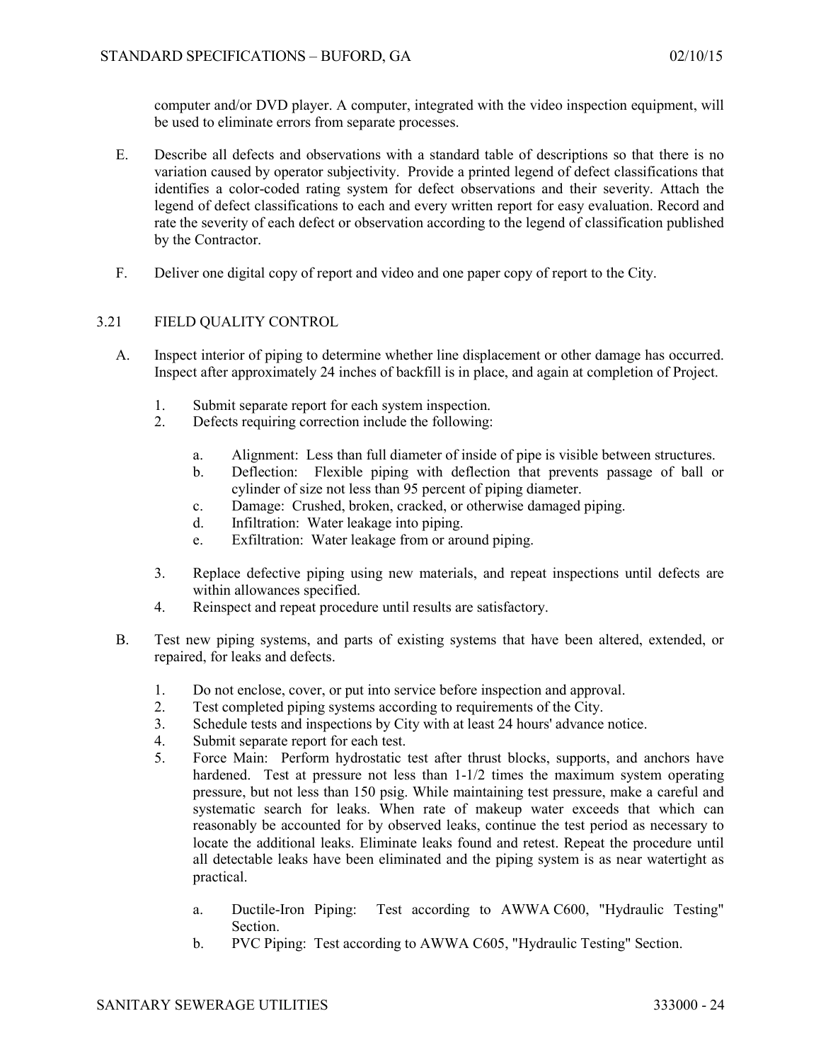computer and/or DVD player. A computer, integrated with the video inspection equipment, will be used to eliminate errors from separate processes.

E. Describe all defects and observations with a standard table of descriptions so that there is no variation caused by operator subjectivity. Provide a printed legend of defect classifications that identifies a color-coded rating system for defect observations and their severity. Attach the legend of defect classifications to each and every written report for easy evaluation. Record and rate the severity of each defect or observation according to the legend of classification published by the Contractor.

F. Deliver one digital copy of report and video and one paper copy of report to the City.

## 3.21 FIELD QUALITY CONTROL

A. Inspect interior of piping to determine whether line displacement or other damage has occurred. Inspect after approximately 24 inches of backfill is in place, and again at completion of Project.

1. Submit separate report for each system inspection.
2. Defects requiring correction include the following:
   a. Alignment: Less than full diameter of inside of pipe is visible between structures.
   b. Deflection: Flexible piping with deflection that prevents passage of ball or cylinder of size not less than 95 percent of piping diameter.
   c. Damage: Crushed, broken, cracked, or otherwise damaged piping.
   d. Infiltration: Water leakage into piping.
   e. Exfiltration: Water leakage from or around piping.
3. Replace defective piping using new materials, and repeat inspections until defects are within allowances specified.
4. Reinspect and repeat procedure until results are satisfactory.

B. Test new piping systems, and parts of existing systems that have been altered, extended, or repaired, for leaks and defects.

1. Do not enclose, cover, or put into service before inspection and approval.
2. Test completed piping systems according to requirements of the City.
3. Schedule tests and inspections by City with at least 24 hours' advance notice.
4. Submit separate report for each test.
5. Force Main: Perform hydrostatic test after thrust blocks, supports, and anchors have hardened. Test at pressure not less than 1-1/2 times the maximum system operating pressure, but not less than 150 psig. While maintaining test pressure, make a careful and systematic search for leaks. When rate of makeup water exceeds that which can reasonably be accounted for by observed leaks, continue the test period as necessary to locate the additional leaks. Eliminate leaks found and retest. Repeat the procedure until all detectable leaks have been eliminated and the piping system is as near watertight as practical.
   a. Ductile-Iron Piping: Test according to AWWA C600, "Hydraulic Testing" Section.
   b. PVC Piping: Test according to AWWA C605, "Hydraulic Testing" Section.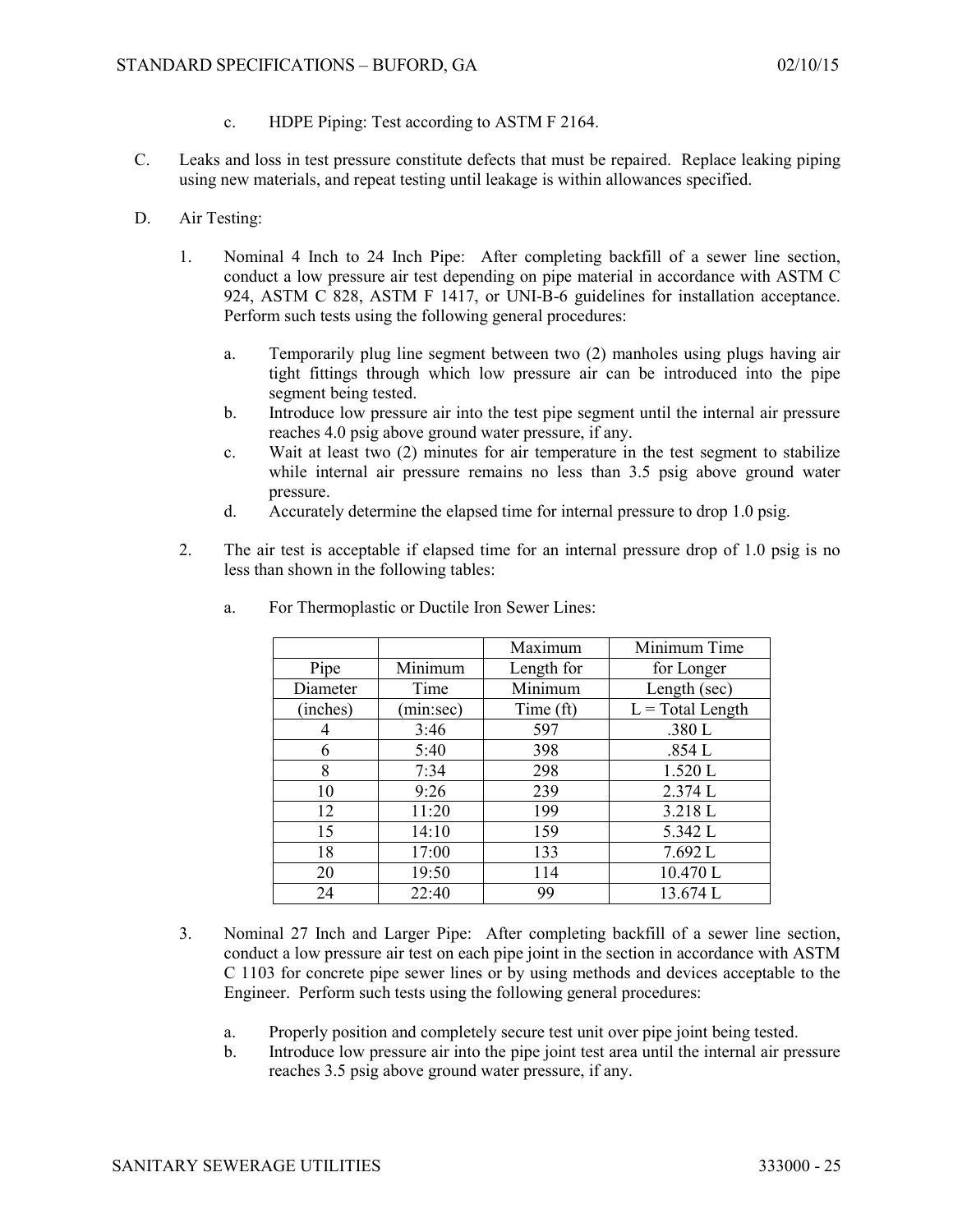c. HDPE Piping: Test according to ASTM F 2164.

C. Leaks and loss in test pressure constitute defects that must be repaired. Replace leaking piping using new materials, and repeat testing until leakage is within allowances specified.

D. Air Testing:

1. Nominal 4 Inch to 24 Inch Pipe: After completing backfill of a sewer line section, conduct a low pressure air test depending on pipe material in accordance with ASTM C 924, ASTM C 828, ASTM F 1417, or UNI-B-6 guidelines for installation acceptance. Perform such tests using the following general procedures:

   a. Temporarily plug line segment between two (2) manholes using plugs having air tight fittings through which low pressure air can be introduced into the pipe segment being tested.
   b. Introduce low pressure air into the test pipe segment until the internal air pressure reaches 4.0 psig above ground water pressure, if any.
   c. Wait at least two (2) minutes for air temperature in the test segment to stabilize while internal air pressure remains no less than 3.5 psig above ground water pressure.
   d. Accurately determine the elapsed time for internal pressure to drop 1.0 psig.

2. The air test is acceptable if elapsed time for an internal pressure drop of 1.0 psig is no less than shown in the following tables:

   a. For Thermoplastic or Ductile Iron Sewer Lines:

| Pipe Diameter (inches) | Minimum Time (min:sec) | Maximum Length for Minimum Time (ft) | Minimum Time for Longer Length (sec) L = Total Length |
|---|---|---|---|
| 4 | 3:46 | 597 | .380 L |
| 6 | 5:40 | 398 | .854 L |
| 8 | 7:34 | 298 | 1.520 L |
| 10 | 9:26 | 239 | 2.374 L |
| 12 | 11:20 | 199 | 3.218 L |
| 15 | 14:10 | 159 | 5.342 L |
| 18 | 17:00 | 133 | 7.692 L |
| 20 | 19:50 | 114 | 10.470 L |
| 24 | 22:40 | 99 | 13.674 L |

3. Nominal 27 Inch and Larger Pipe: After completing backfill of a sewer line section, conduct a low pressure air test on each pipe joint in the section in accordance with ASTM C 1103 for concrete pipe sewer lines or by using methods and devices acceptable to the Engineer. Perform such tests using the following general procedures:

   a. Properly position and completely secure test unit over pipe joint being tested.
   b. Introduce low pressure air into the pipe joint test area until the internal air pressure reaches 3.5 psig above ground water pressure, if any.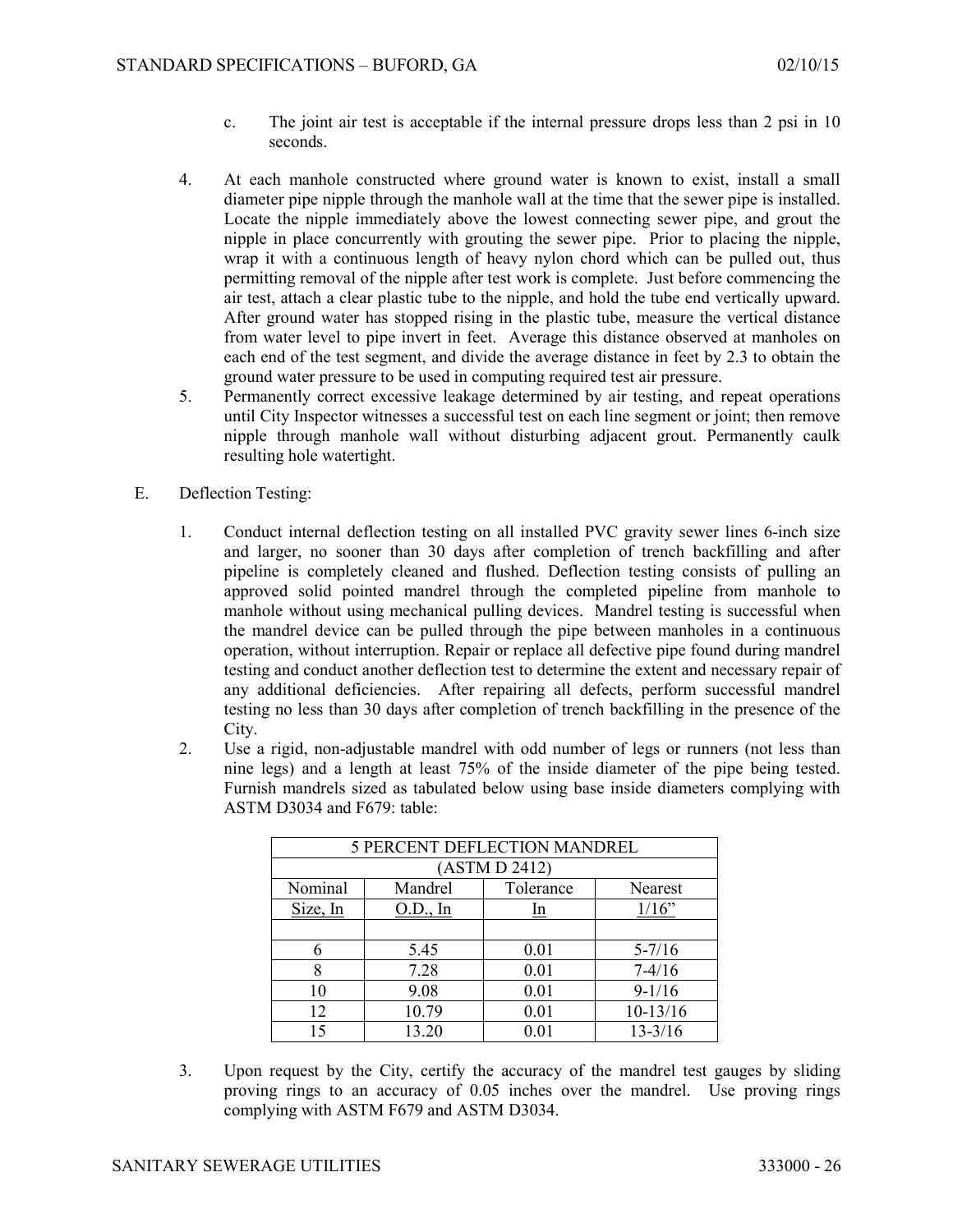c. The joint air test is acceptable if the internal pressure drops less than 2 psi in 10 seconds.

4. At each manhole constructed where ground water is known to exist, install a small diameter pipe nipple through the manhole wall at the time that the sewer pipe is installed. Locate the nipple immediately above the lowest connecting sewer pipe, and grout the nipple in place concurrently with grouting the sewer pipe. Prior to placing the nipple, wrap it with a continuous length of heavy nylon chord which can be pulled out, thus permitting removal of the nipple after test work is complete. Just before commencing the air test, attach a clear plastic tube to the nipple, and hold the tube end vertically upward. After ground water has stopped rising in the plastic tube, measure the vertical distance from water level to pipe invert in feet. Average this distance observed at manholes on each end of the test segment, and divide the average distance in feet by 2.3 to obtain the ground water pressure to be used in computing required test air pressure.

5. Permanently correct excessive leakage determined by air testing, and repeat operations until City Inspector witnesses a successful test on each line segment or joint; then remove nipple through manhole wall without disturbing adjacent grout. Permanently caulk resulting hole watertight.

E. Deflection Testing:

1. Conduct internal deflection testing on all installed PVC gravity sewer lines 6-inch size and larger, no sooner than 30 days after completion of trench backfilling and after pipeline is completely cleaned and flushed. Deflection testing consists of pulling an approved solid pointed mandrel through the completed pipeline from manhole to manhole without using mechanical pulling devices. Mandrel testing is successful when the mandrel device can be pulled through the pipe between manholes in a continuous operation, without interruption. Repair or replace all defective pipe found during mandrel testing and conduct another deflection test to determine the extent and necessary repair of any additional deficiencies. After repairing all defects, perform successful mandrel testing no less than 30 days after completion of trench backfilling in the presence of the City.

2. Use a rigid, non-adjustable mandrel with odd number of legs or runners (not less than nine legs) and a length at least 75% of the inside diameter of the pipe being tested. Furnish mandrels sized as tabulated below using base inside diameters complying with ASTM D3034 and F679: table:

| 5 PERCENT DEFLECTION MANDREL (ASTM D 2412) | | | |
|---|---|---|---|
| Nominal Size, In | Mandrel O.D., In | Tolerance In | Nearest 1/16” |
| 6 | 5.45 | 0.01 | 5-7/16 |
| 8 | 7.28 | 0.01 | 7-4/16 |
| 10 | 9.08 | 0.01 | 9-1/16 |
| 12 | 10.79 | 0.01 | 10-13/16 |
| 15 | 13.20 | 0.01 | 13-3/16 |

3. Upon request by the City, certify the accuracy of the mandrel test gauges by sliding proving rings to an accuracy of 0.05 inches over the mandrel. Use proving rings complying with ASTM F679 and ASTM D3034.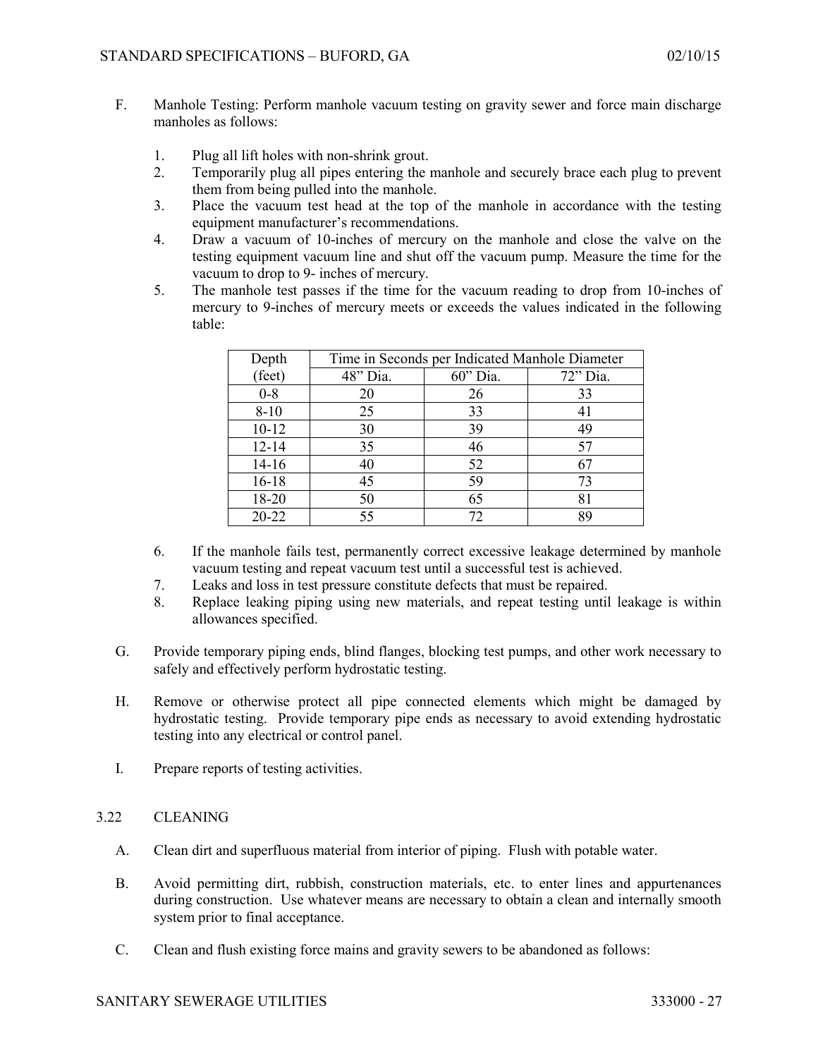F. Manhole Testing: Perform manhole vacuum testing on gravity sewer and force main discharge manholes as follows:

1. Plug all lift holes with non-shrink grout.
2. Temporarily plug all pipes entering the manhole and securely brace each plug to prevent them from being pulled into the manhole.
3. Place the vacuum test head at the top of the manhole in accordance with the testing equipment manufacturer's recommendations.
4. Draw a vacuum of 10-inches of mercury on the manhole and close the valve on the testing equipment vacuum line and shut off the vacuum pump. Measure the time for the vacuum to drop to 9- inches of mercury.
5. The manhole test passes if the time for the vacuum reading to drop from 10-inches of mercury to 9-inches of mercury meets or exceeds the values indicated in the following table:

| Depth | Time in Seconds per Indicated Manhole Diameter | | |
|---|---|---|---|
| (feet) | 48" Dia. | 60" Dia. | 72" Dia. |
| 0-8 | 20 | 26 | 33 |
| 8-10 | 25 | 33 | 41 |
| 10-12 | 30 | 39 | 49 |
| 12-14 | 35 | 46 | 57 |
| 14-16 | 40 | 52 | 67 |
| 16-18 | 45 | 59 | 73 |
| 18-20 | 50 | 65 | 81 |
| 20-22 | 55 | 72 | 89 |

6. If the manhole fails test, permanently correct excessive leakage determined by manhole vacuum testing and repeat vacuum test until a successful test is achieved.
7. Leaks and loss in test pressure constitute defects that must be repaired.
8. Replace leaking piping using new materials, and repeat testing until leakage is within allowances specified.

G. Provide temporary piping ends, blind flanges, blocking test pumps, and other work necessary to safely and effectively perform hydrostatic testing.

H. Remove or otherwise protect all pipe connected elements which might be damaged by hydrostatic testing. Provide temporary pipe ends as necessary to avoid extending hydrostatic testing into any electrical or control panel.

I. Prepare reports of testing activities.

## 3.22 CLEANING

A. Clean dirt and superfluous material from interior of piping. Flush with potable water.

B. Avoid permitting dirt, rubbish, construction materials, etc. to enter lines and appurtenances during construction. Use whatever means are necessary to obtain a clean and internally smooth system prior to final acceptance.

C. Clean and flush existing force mains and gravity sewers to be abandoned as follows: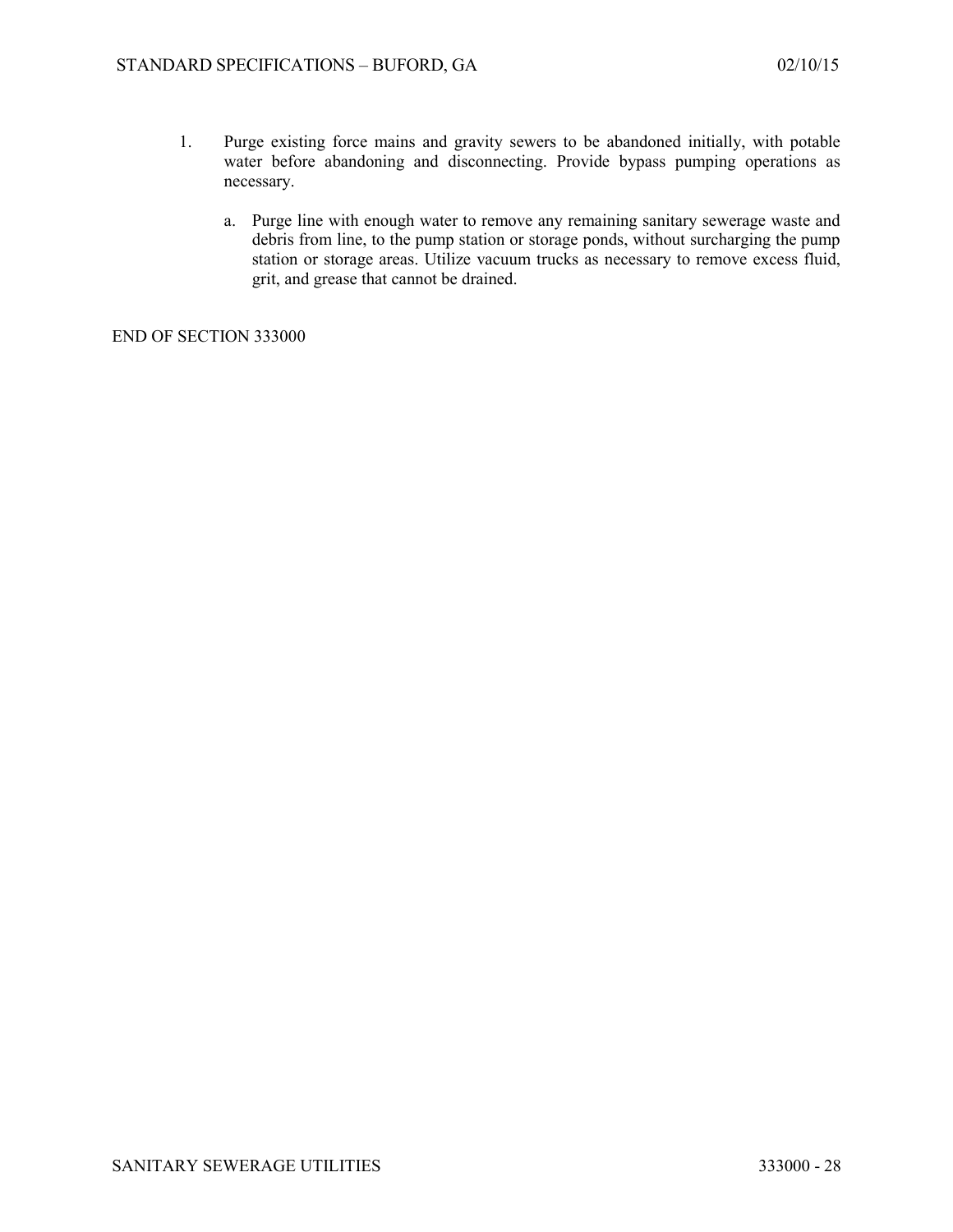1. Purge existing force mains and gravity sewers to be abandoned initially, with potable water before abandoning and disconnecting. Provide bypass pumping operations as necessary.

    a. Purge line with enough water to remove any remaining sanitary sewerage waste and debris from line, to the pump station or storage ponds, without surcharging the pump station or storage areas. Utilize vacuum trucks as necessary to remove excess fluid, grit, and grease that cannot be drained.

END OF SECTION 333000